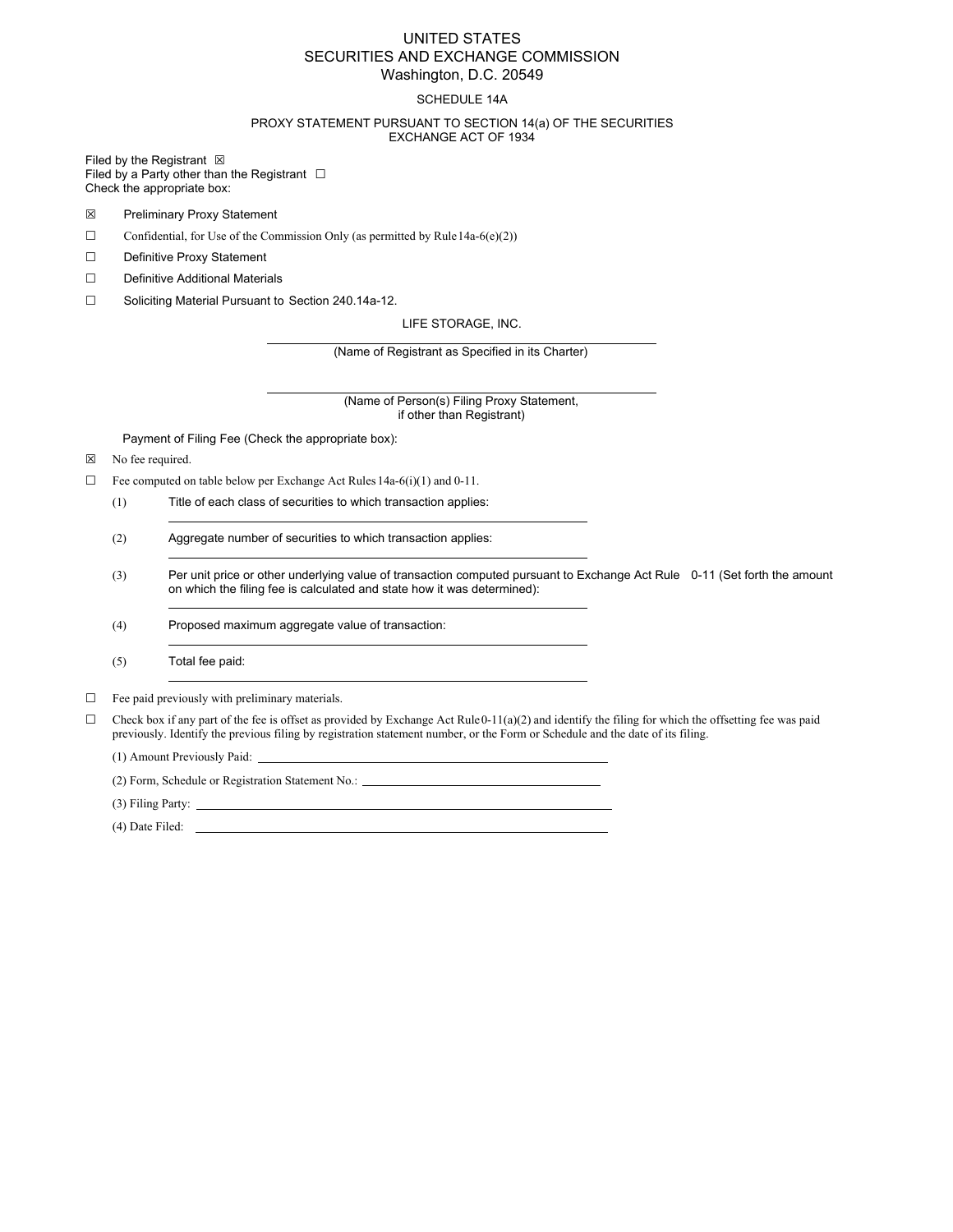# UNITED STATES
# SECURITIES AND EXCHANGE COMMISSION
Washington, D.C. 20549

SCHEDULE 14A

PROXY STATEMENT PURSUANT TO SECTION 14(a) OF THE SECURITIES EXCHANGE ACT OF 1934

Filed by the Registrant ☒
Filed by a Party other than the Registrant ☐
Check the appropriate box:

☒ Preliminary Proxy Statement

☐ Confidential, for Use of the Commission Only (as permitted by Rule 14a-6(e)(2))

☐ Definitive Proxy Statement

☐ Definitive Additional Materials

☐ Soliciting Material Pursuant to Section 240.14a-12.

LIFE STORAGE, INC.

(Name of Registrant as Specified in its Charter)

(Name of Person(s) Filing Proxy Statement, if other than Registrant)

Payment of Filing Fee (Check the appropriate box):

☒ No fee required.

☐ Fee computed on table below per Exchange Act Rules 14a-6(i)(1) and 0-11.

(1) Title of each class of securities to which transaction applies:

(2) Aggregate number of securities to which transaction applies:

(3) Per unit price or other underlying value of transaction computed pursuant to Exchange Act Rule 0-11 (Set forth the amount on which the filing fee is calculated and state how it was determined):

(4) Proposed maximum aggregate value of transaction:

(5) Total fee paid:

☐ Fee paid previously with preliminary materials.

☐ Check box if any part of the fee is offset as provided by Exchange Act Rule 0-11(a)(2) and identify the filing for which the offsetting fee was paid previously. Identify the previous filing by registration statement number, or the Form or Schedule and the date of its filing.

(1) Amount Previously Paid:

(2) Form, Schedule or Registration Statement No.:

(3) Filing Party:

(4) Date Filed: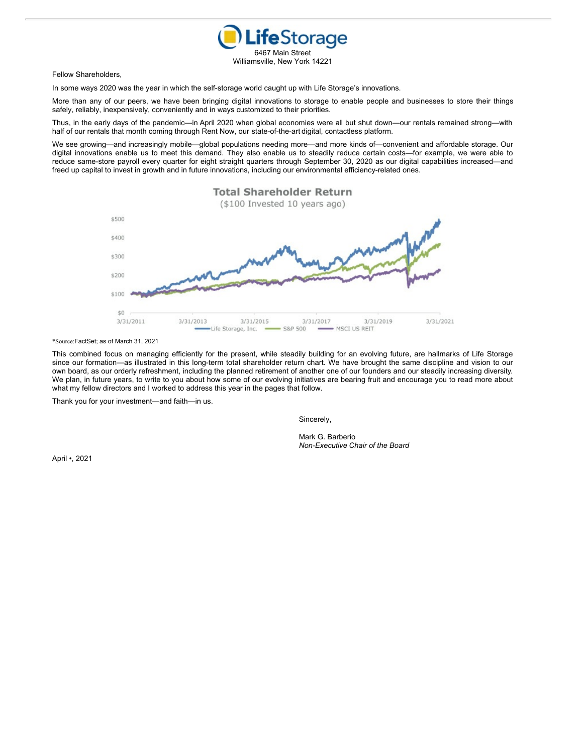**LifeStorage**

6467 Main Street
Williamsville, New York 14221

Fellow Shareholders,

In some ways 2020 was the year in which the self-storage world caught up with Life Storage's innovations.

More than any of our peers, we have been bringing digital innovations to storage to enable people and businesses to store their things safely, reliably, inexpensively, conveniently and in ways customized to their priorities.

Thus, in the early days of the pandemic—in April 2020 when global economies were all but shut down—our rentals remained strong—with half of our rentals that month coming through Rent Now, our state-of-the-art digital, contactless platform.

We see growing—and increasingly mobile—global populations needing more—and more kinds of—convenient and affordable storage. Our digital innovations enable us to meet this demand. They also enable us to steadily reduce certain costs—for example, we were able to reduce same-store payroll every quarter for eight straight quarters through September 30, 2020 as our digital capabilities increased—and freed up capital to invest in growth and in future innovations, including our environmental efficiency-related ones.

**Total Shareholder Return**
($100 Invested 10 years ago)

Life Storage, Inc. — S&P 500 — MSCI US REIT

*Source: FactSet; as of March 31, 2021

This combined focus on managing efficiently for the present, while steadily building for an evolving future, are hallmarks of Life Storage since our formation—as illustrated in this long-term total shareholder return chart. We have brought the same discipline and vision to our own board, as our orderly refreshment, including the planned retirement of another one of our founders and our steadily increasing diversity. We plan, in future years, to write to you about how some of our evolving initiatives are bearing fruit and encourage you to read more about what my fellow directors and I worked to address this year in the pages that follow.

Thank you for your investment—and faith—in us.

Sincerely,

Mark G. Barberio
*Non-Executive Chair of the Board*

April •, 2021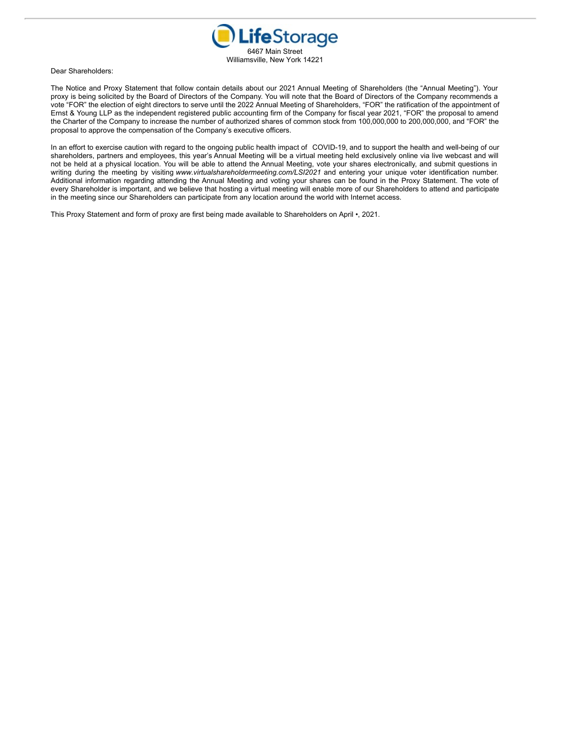**LifeStorage**

6467 Main Street
Williamsville, New York 14221

Dear Shareholders:

The Notice and Proxy Statement that follow contain details about our 2021 Annual Meeting of Shareholders (the "Annual Meeting"). Your proxy is being solicited by the Board of Directors of the Company. You will note that the Board of Directors of the Company recommends a vote "FOR" the election of eight directors to serve until the 2022 Annual Meeting of Shareholders, "FOR" the ratification of the appointment of Ernst & Young LLP as the independent registered public accounting firm of the Company for fiscal year 2021, "FOR" the proposal to amend the Charter of the Company to increase the number of authorized shares of common stock from 100,000,000 to 200,000,000, and "FOR" the proposal to approve the compensation of the Company's executive officers.

In an effort to exercise caution with regard to the ongoing public health impact of COVID-19, and to support the health and well-being of our shareholders, partners and employees, this year's Annual Meeting will be a virtual meeting held exclusively online via live webcast and will not be held at a physical location. You will be able to attend the Annual Meeting, vote your shares electronically, and submit questions in writing during the meeting by visiting *www.virtualshareholdermeeting.com/LSI2021* and entering your unique voter identification number. Additional information regarding attending the Annual Meeting and voting your shares can be found in the Proxy Statement. The vote of every Shareholder is important, and we believe that hosting a virtual meeting will enable more of our Shareholders to attend and participate in the meeting since our Shareholders can participate from any location around the world with Internet access.

This Proxy Statement and form of proxy are first being made available to Shareholders on April •, 2021.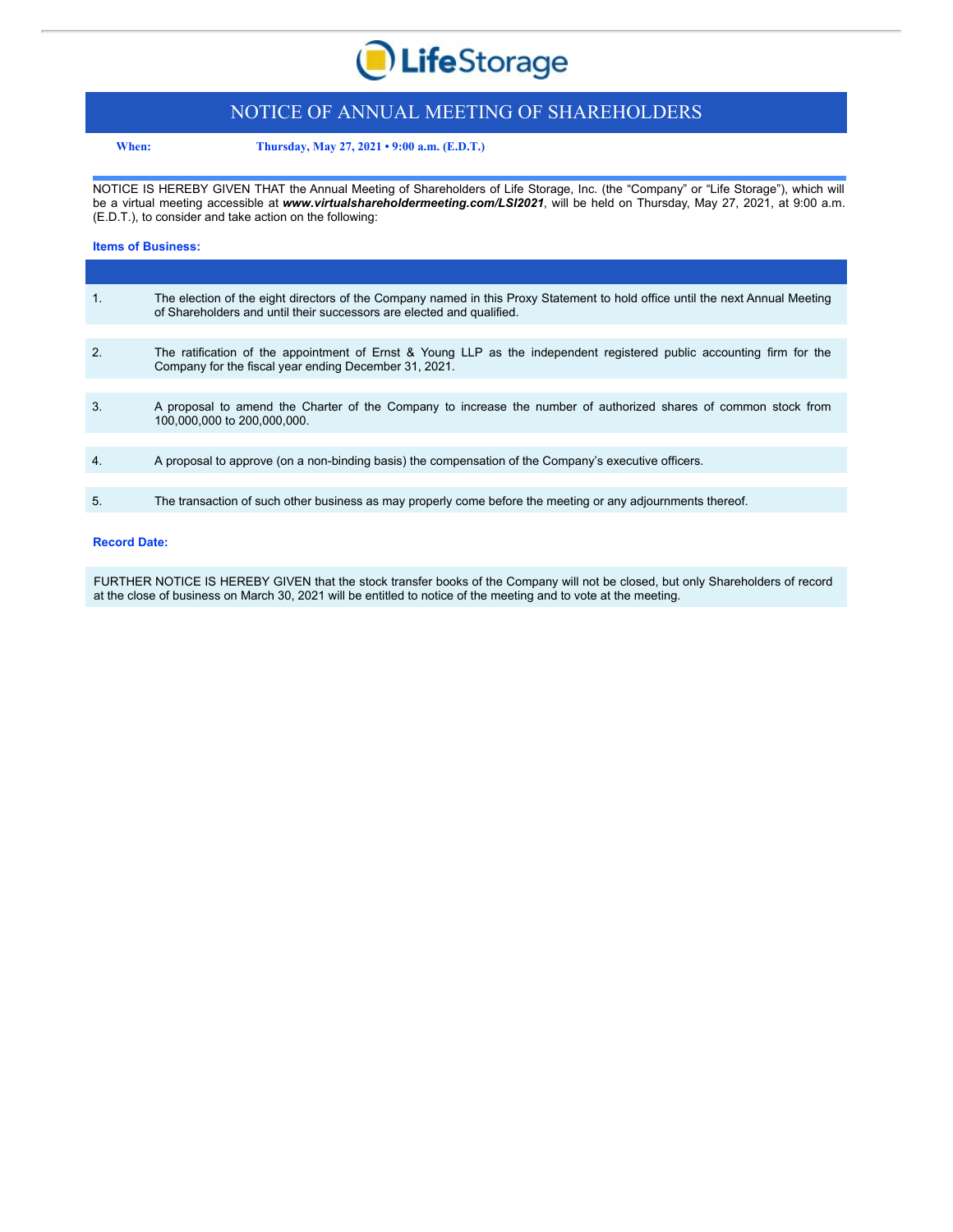# NOTICE OF ANNUAL MEETING OF SHAREHOLDERS

**When:** **Thursday, May 27, 2021 • 9:00 a.m. (E.D.T.)**

NOTICE IS HEREBY GIVEN THAT the Annual Meeting of Shareholders of Life Storage, Inc. (the "Company" or "Life Storage"), which will be a virtual meeting accessible at ***www.virtualshareholdermeeting.com/LSI2021***, will be held on Thursday, May 27, 2021, at 9:00 a.m. (E.D.T.), to consider and take action on the following:

**Items of Business:**

1. The election of the eight directors of the Company named in this Proxy Statement to hold office until the next Annual Meeting of Shareholders and until their successors are elected and qualified.

2. The ratification of the appointment of Ernst & Young LLP as the independent registered public accounting firm for the Company for the fiscal year ending December 31, 2021.

3. A proposal to amend the Charter of the Company to increase the number of authorized shares of common stock from 100,000,000 to 200,000,000.

4. A proposal to approve (on a non-binding basis) the compensation of the Company's executive officers.

5. The transaction of such other business as may properly come before the meeting or any adjournments thereof.

**Record Date:**

FURTHER NOTICE IS HEREBY GIVEN that the stock transfer books of the Company will not be closed, but only Shareholders of record at the close of business on March 30, 2021 will be entitled to notice of the meeting and to vote at the meeting.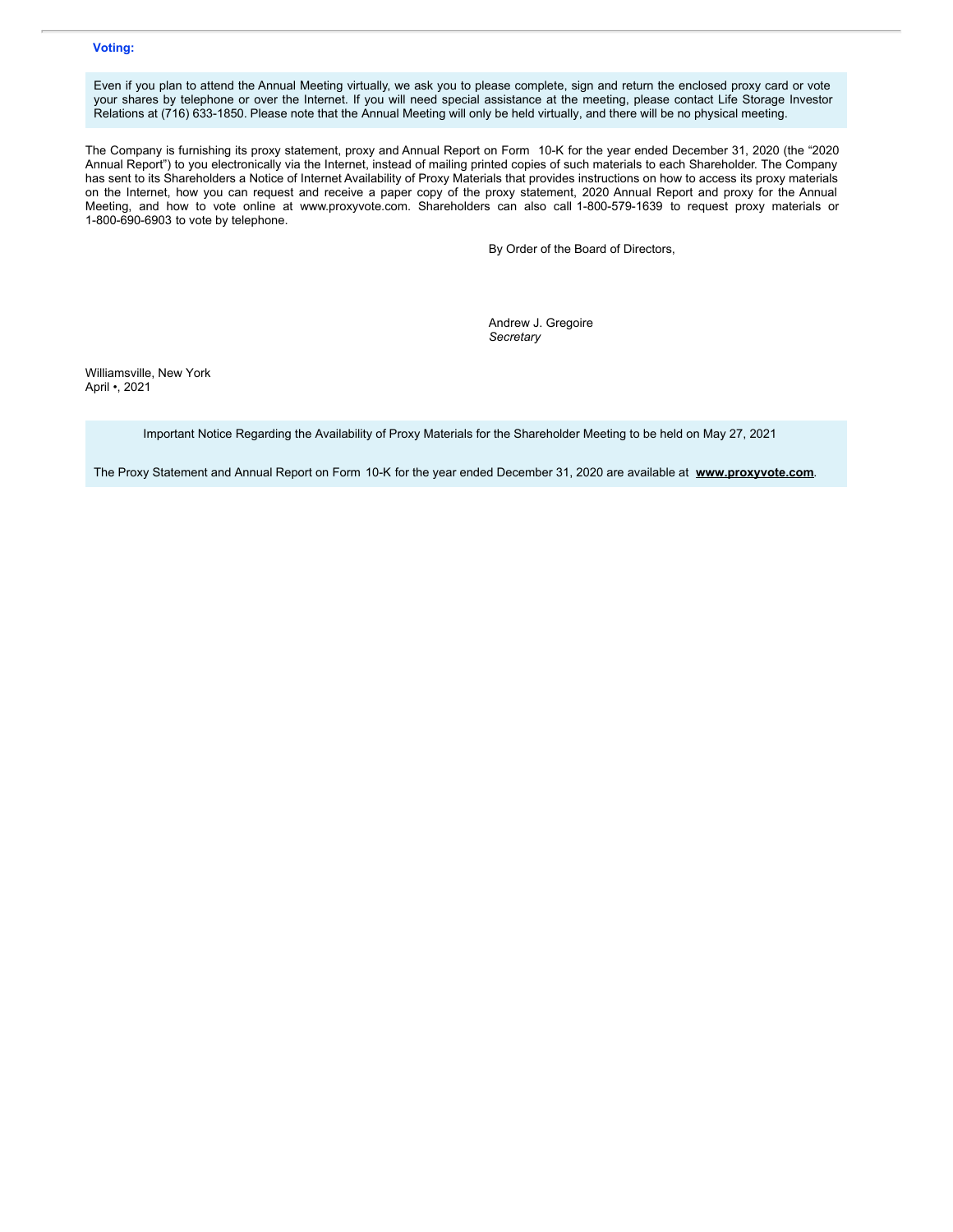**Voting:**

Even if you plan to attend the Annual Meeting virtually, we ask you to please complete, sign and return the enclosed proxy card or vote your shares by telephone or over the Internet. If you will need special assistance at the meeting, please contact Life Storage Investor Relations at (716) 633-1850. Please note that the Annual Meeting will only be held virtually, and there will be no physical meeting.

The Company is furnishing its proxy statement, proxy and Annual Report on Form 10-K for the year ended December 31, 2020 (the "2020 Annual Report") to you electronically via the Internet, instead of mailing printed copies of such materials to each Shareholder. The Company has sent to its Shareholders a Notice of Internet Availability of Proxy Materials that provides instructions on how to access its proxy materials on the Internet, how you can request and receive a paper copy of the proxy statement, 2020 Annual Report and proxy for the Annual Meeting, and how to vote online at www.proxyvote.com. Shareholders can also call 1-800-579-1639 to request proxy materials or 1-800-690-6903 to vote by telephone.

By Order of the Board of Directors,

Andrew J. Gregoire
*Secretary*

Williamsville, New York
April •, 2021

Important Notice Regarding the Availability of Proxy Materials for the Shareholder Meeting to be held on May 27, 2021

The Proxy Statement and Annual Report on Form 10-K for the year ended December 31, 2020 are available at **www.proxyvote.com**.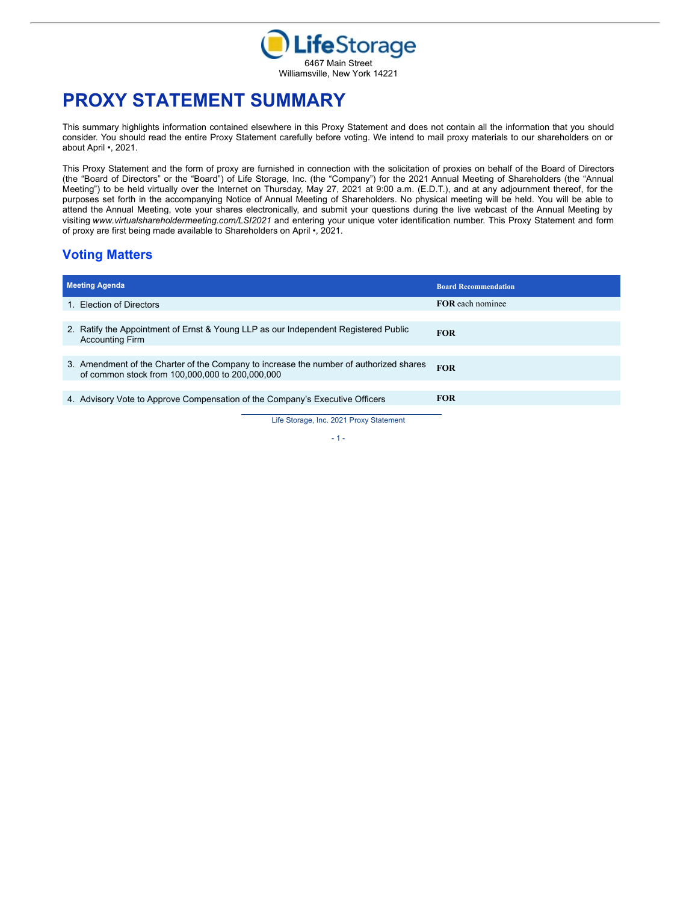Life Storage

6467 Main Street
Williamsville, New York 14221

# PROXY STATEMENT SUMMARY

This summary highlights information contained elsewhere in this Proxy Statement and does not contain all the information that you should consider. You should read the entire Proxy Statement carefully before voting. We intend to mail proxy materials to our shareholders on or about April •, 2021.

This Proxy Statement and the form of proxy are furnished in connection with the solicitation of proxies on behalf of the Board of Directors (the "Board of Directors" or the "Board") of Life Storage, Inc. (the "Company") for the 2021 Annual Meeting of Shareholders (the "Annual Meeting") to be held virtually over the Internet on Thursday, May 27, 2021 at 9:00 a.m. (E.D.T.), and at any adjournment thereof, for the purposes set forth in the accompanying Notice of Annual Meeting of Shareholders. No physical meeting will be held. You will be able to attend the Annual Meeting, vote your shares electronically, and submit your questions during the live webcast of the Annual Meeting by visiting *www.virtualshareholdermeeting.com/LSI2021* and entering your unique voter identification number. This Proxy Statement and form of proxy are first being made available to Shareholders on April •, 2021.

## Voting Matters

| Meeting Agenda | Board Recommendation |
|---|---|
| 1. Election of Directors | **FOR** each nominee |
| 2. Ratify the Appointment of Ernst & Young LLP as our Independent Registered Public Accounting Firm | **FOR** |
| 3. Amendment of the Charter of the Company to increase the number of authorized shares of common stock from 100,000,000 to 200,000,000 | **FOR** |
| 4. Advisory Vote to Approve Compensation of the Company's Executive Officers | **FOR** |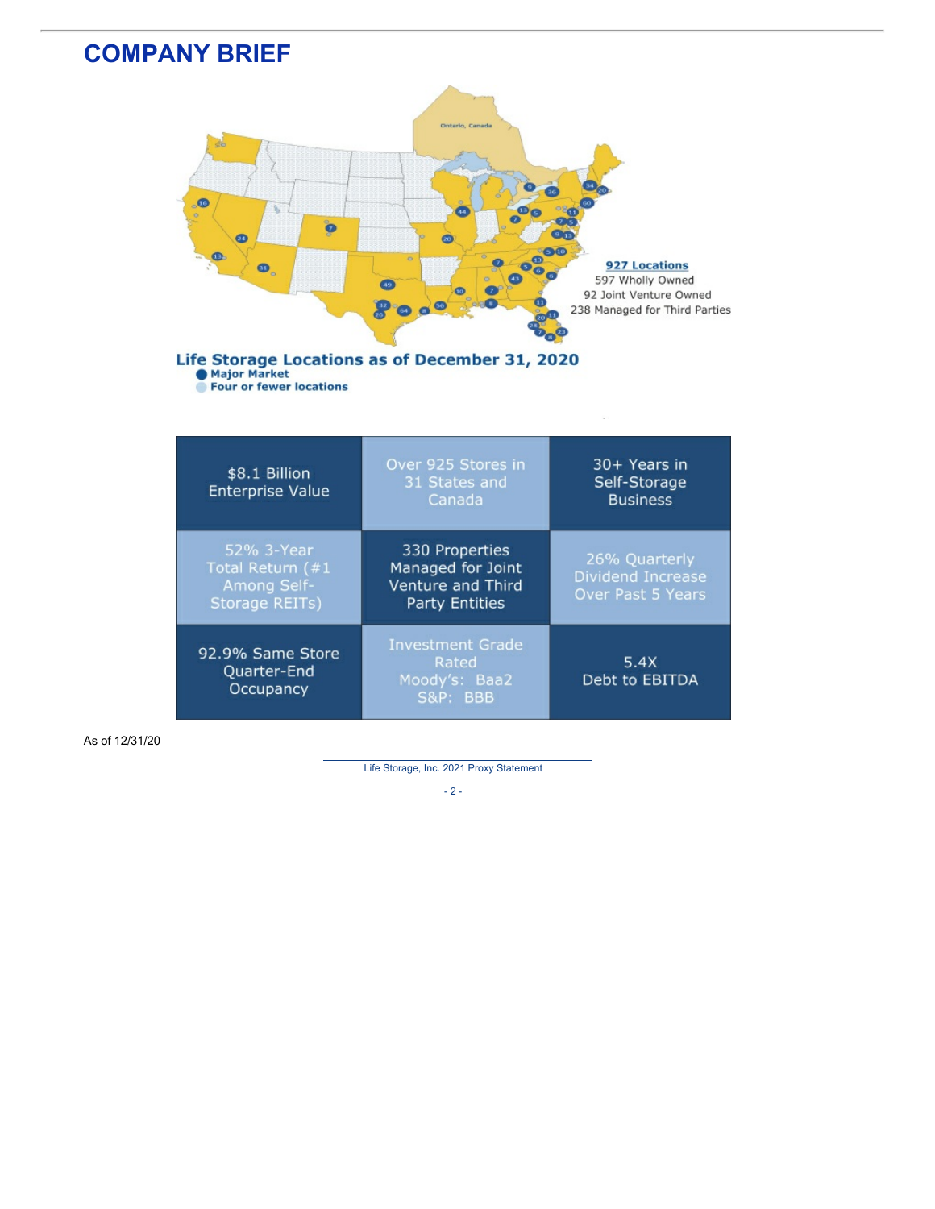# COMPANY BRIEF

927 Locations
597 Wholly Owned
92 Joint Venture Owned
238 Managed for Third Parties

**Life Storage Locations as of December 31, 2020**
- Major Market
- Four or fewer locations

| | | |
|---|---|---|
| $8.1 Billion Enterprise Value | Over 925 Stores in 31 States and Canada | 30+ Years in Self-Storage Business |
| 52% 3-Year Total Return (#1 Among Self-Storage REITs) | 330 Properties Managed for Joint Venture and Third Party Entities | 26% Quarterly Dividend Increase Over Past 5 Years |
| 92.9% Same Store Quarter-End Occupancy | Investment Grade Rated Moody's: Baa2 S&P: BBB | 5.4X Debt to EBITDA |

As of 12/31/20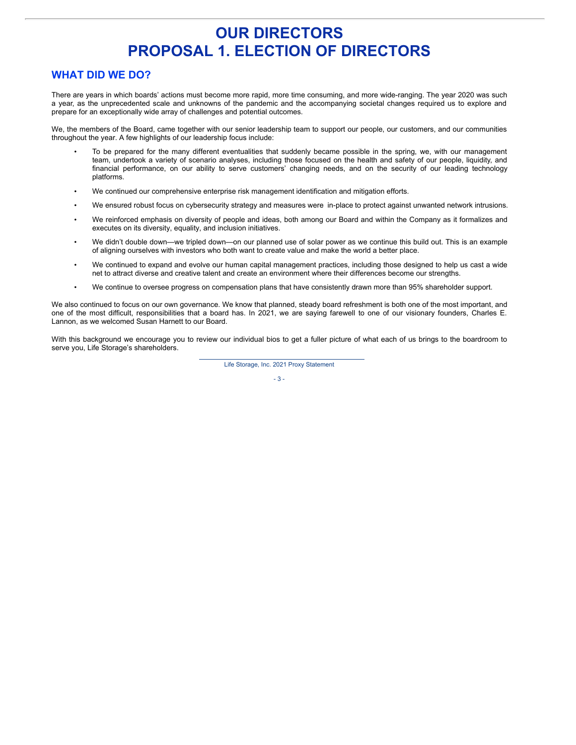# OUR DIRECTORS
# PROPOSAL 1. ELECTION OF DIRECTORS

## WHAT DID WE DO?

There are years in which boards' actions must become more rapid, more time consuming, and more wide-ranging. The year 2020 was such a year, as the unprecedented scale and unknowns of the pandemic and the accompanying societal changes required us to explore and prepare for an exceptionally wide array of challenges and potential outcomes.

We, the members of the Board, came together with our senior leadership team to support our people, our customers, and our communities throughout the year. A few highlights of our leadership focus include:

- To be prepared for the many different eventualities that suddenly became possible in the spring, we, with our management team, undertook a variety of scenario analyses, including those focused on the health and safety of our people, liquidity, and financial performance, on our ability to serve customers' changing needs, and on the security of our leading technology platforms.
- We continued our comprehensive enterprise risk management identification and mitigation efforts.
- We ensured robust focus on cybersecurity strategy and measures were in-place to protect against unwanted network intrusions.
- We reinforced emphasis on diversity of people and ideas, both among our Board and within the Company as it formalizes and executes on its diversity, equality, and inclusion initiatives.
- We didn't double down—we tripled down—on our planned use of solar power as we continue this build out. This is an example of aligning ourselves with investors who both want to create value and make the world a better place.
- We continued to expand and evolve our human capital management practices, including those designed to help us cast a wide net to attract diverse and creative talent and create an environment where their differences become our strengths.
- We continue to oversee progress on compensation plans that have consistently drawn more than 95% shareholder support.

We also continued to focus on our own governance. We know that planned, steady board refreshment is both one of the most important, and one of the most difficult, responsibilities that a board has. In 2021, we are saying farewell to one of our visionary founders, Charles E. Lannon, as we welcomed Susan Harnett to our Board.

With this background we encourage you to review our individual bios to get a fuller picture of what each of us brings to the boardroom to serve you, Life Storage's shareholders.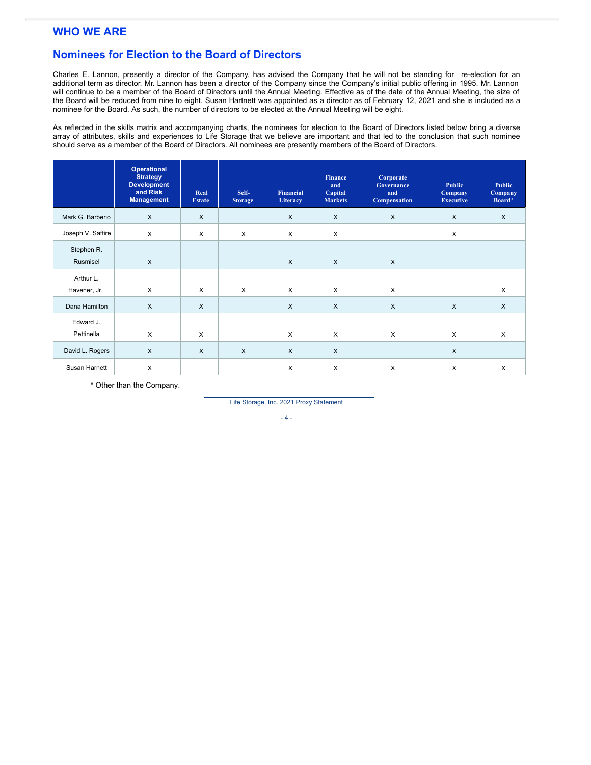## WHO WE ARE

## Nominees for Election to the Board of Directors

Charles E. Lannon, presently a director of the Company, has advised the Company that he will not be standing for re-election for an additional term as director. Mr. Lannon has been a director of the Company since the Company's initial public offering in 1995. Mr. Lannon will continue to be a member of the Board of Directors until the Annual Meeting. Effective as of the date of the Annual Meeting, the size of the Board will be reduced from nine to eight. Susan Hartnett was appointed as a director as of February 12, 2021 and she is included as a nominee for the Board. As such, the number of directors to be elected at the Annual Meeting will be eight.

As reflected in the skills matrix and accompanying charts, the nominees for election to the Board of Directors listed below bring a diverse array of attributes, skills and experiences to Life Storage that we believe are important and that led to the conclusion that such nominee should serve as a member of the Board of Directors. All nominees are presently members of the Board of Directors.

| | Operational Strategy Development and Risk Management | Real Estate | Self-Storage | Financial Literacy | Finance and Capital Markets | Corporate Governance and Compensation | Public Company Executive | Public Company Board* |
|---|---|---|---|---|---|---|---|---|
| Mark G. Barberio | X | X | | X | X | X | X | X |
| Joseph V. Saffire | X | X | X | X | X | | X | |
| Stephen R. Rusmisel | X | | | X | X | X | | |
| Arthur L. Havener, Jr. | X | X | X | X | X | X | | X |
| Dana Hamilton | X | X | | X | X | X | X | X |
| Edward J. Pettinella | X | X | | X | X | X | X | X |
| David L. Rogers | X | X | X | X | X | | X | |
| Susan Harnett | X | | | X | X | X | X | X |

* Other than the Company.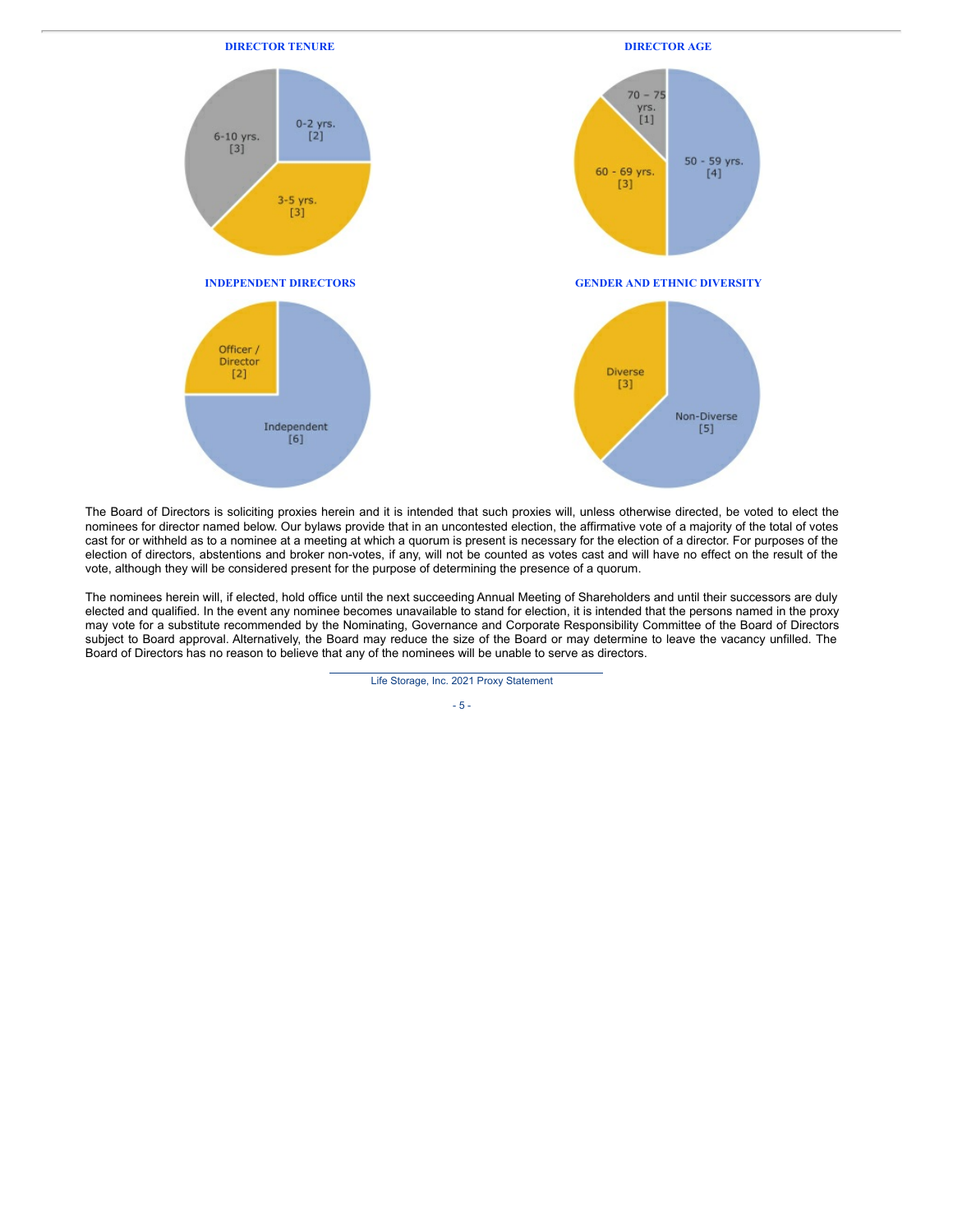**DIRECTOR TENURE**

0-2 yrs. [2]
3-5 yrs. [3]
6-10 yrs. [3]

**DIRECTOR AGE**

50 - 59 yrs. [4]
60 - 69 yrs. [3]
70 - 75 yrs. [1]

**INDEPENDENT DIRECTORS**

Independent [6]
Officer / Director [2]

**GENDER AND ETHNIC DIVERSITY**

Diverse [3]
Non-Diverse [5]

The Board of Directors is soliciting proxies herein and it is intended that such proxies will, unless otherwise directed, be voted to elect the nominees for director named below. Our bylaws provide that in an uncontested election, the affirmative vote of a majority of the total of votes cast for or withheld as to a nominee at a meeting at which a quorum is present is necessary for the election of a director. For purposes of the election of directors, abstentions and broker non-votes, if any, will not be counted as votes cast and will have no effect on the result of the vote, although they will be considered present for the purpose of determining the presence of a quorum.

The nominees herein will, if elected, hold office until the next succeeding Annual Meeting of Shareholders and until their successors are duly elected and qualified. In the event any nominee becomes unavailable to stand for election, it is intended that the persons named in the proxy may vote for a substitute recommended by the Nominating, Governance and Corporate Responsibility Committee of the Board of Directors subject to Board approval. Alternatively, the Board may reduce the size of the Board or may determine to leave the vacancy unfilled. The Board of Directors has no reason to believe that any of the nominees will be unable to serve as directors.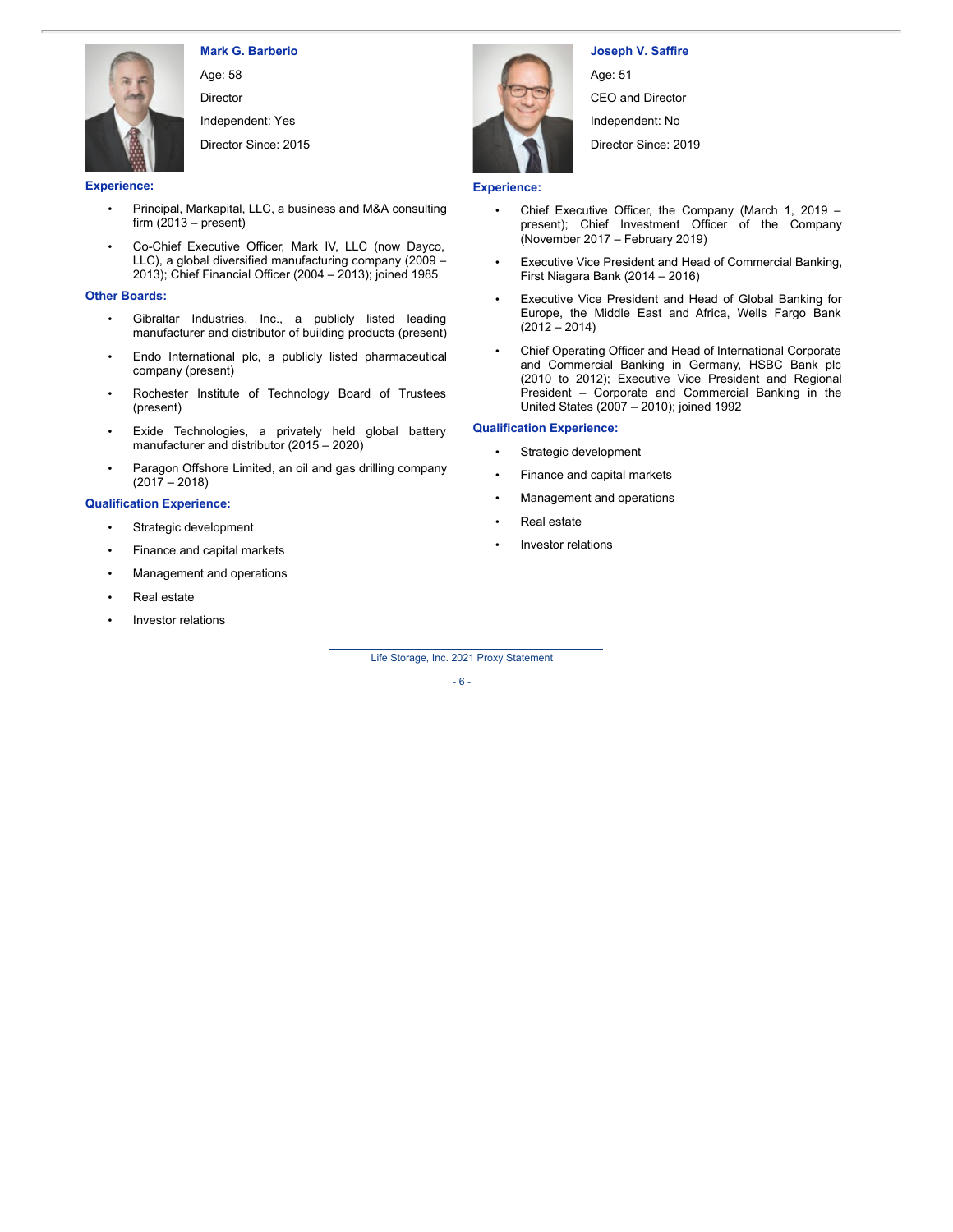### Mark G. Barberio

Age: 58

Director

Independent: Yes

Director Since: 2015

**Experience:**

- Principal, Markapital, LLC, a business and M&A consulting firm (2013 – present)
- Co-Chief Executive Officer, Mark IV, LLC (now Dayco, LLC), a global diversified manufacturing company (2009 – 2013); Chief Financial Officer (2004 – 2013); joined 1985

**Other Boards:**

- Gibraltar Industries, Inc., a publicly listed leading manufacturer and distributor of building products (present)
- Endo International plc, a publicly listed pharmaceutical company (present)
- Rochester Institute of Technology Board of Trustees (present)
- Exide Technologies, a privately held global battery manufacturer and distributor (2015 – 2020)
- Paragon Offshore Limited, an oil and gas drilling company (2017 – 2018)

**Qualification Experience:**

- Strategic development
- Finance and capital markets
- Management and operations
- Real estate
- Investor relations

### Joseph V. Saffire

Age: 51

CEO and Director

Independent: No

Director Since: 2019

**Experience:**

- Chief Executive Officer, the Company (March 1, 2019 – present); Chief Investment Officer of the Company (November 2017 – February 2019)
- Executive Vice President and Head of Commercial Banking, First Niagara Bank (2014 – 2016)
- Executive Vice President and Head of Global Banking for Europe, the Middle East and Africa, Wells Fargo Bank (2012 – 2014)
- Chief Operating Officer and Head of International Corporate and Commercial Banking in Germany, HSBC Bank plc (2010 to 2012); Executive Vice President and Regional President – Corporate and Commercial Banking in the United States (2007 – 2010); joined 1992

**Qualification Experience:**

- Strategic development
- Finance and capital markets
- Management and operations
- Real estate
- Investor relations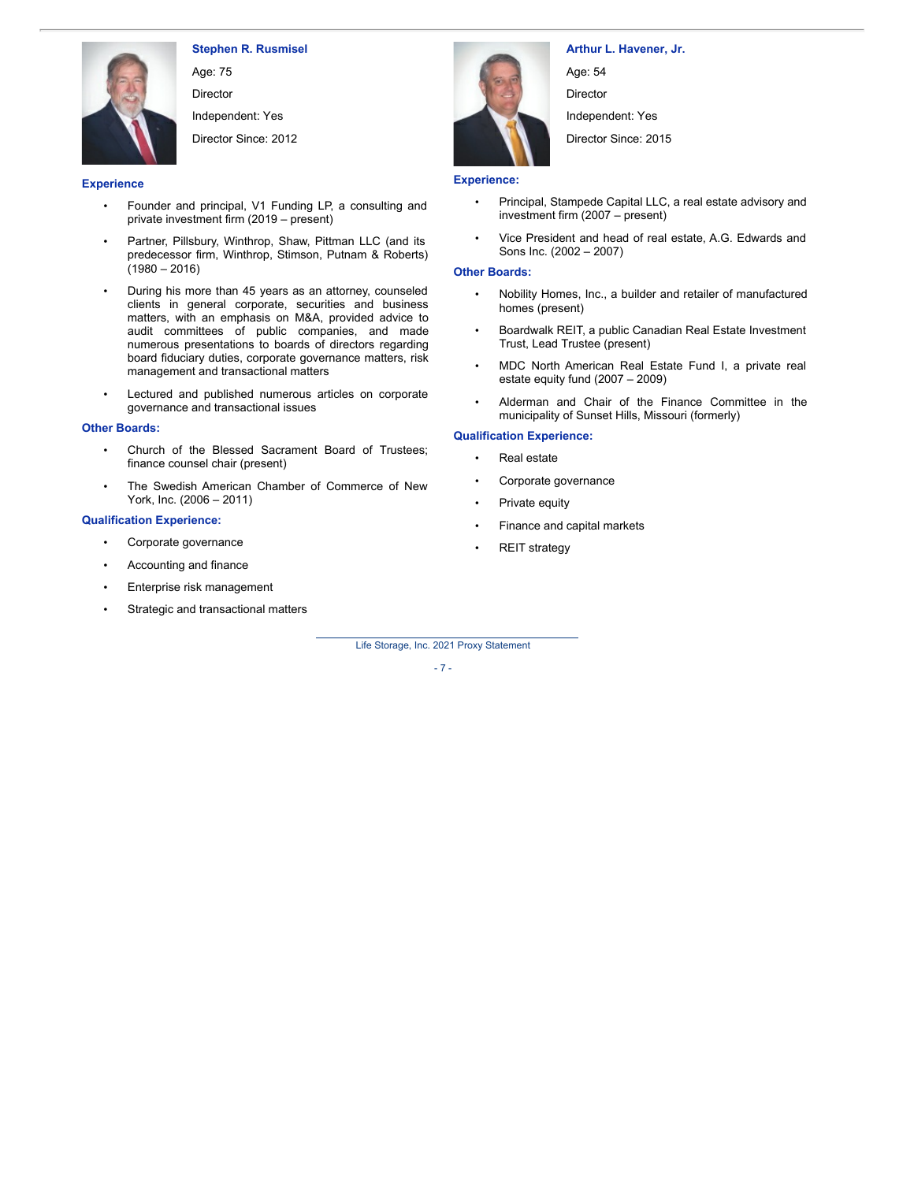### Stephen R. Rusmisel

Age: 75

Director

Independent: Yes

Director Since: 2012

#### Experience

- Founder and principal, V1 Funding LP, a consulting and private investment firm (2019 – present)
- Partner, Pillsbury, Winthrop, Shaw, Pittman LLC (and its predecessor firm, Winthrop, Stimson, Putnam & Roberts) (1980 – 2016)
- During his more than 45 years as an attorney, counseled clients in general corporate, securities and business matters, with an emphasis on M&A, provided advice to audit committees of public companies, and made numerous presentations to boards of directors regarding board fiduciary duties, corporate governance matters, risk management and transactional matters
- Lectured and published numerous articles on corporate governance and transactional issues

#### Other Boards:

- Church of the Blessed Sacrament Board of Trustees; finance counsel chair (present)
- The Swedish American Chamber of Commerce of New York, Inc. (2006 – 2011)

#### Qualification Experience:

- Corporate governance
- Accounting and finance
- Enterprise risk management
- Strategic and transactional matters

### Arthur L. Havener, Jr.

Age: 54

Director

Independent: Yes

Director Since: 2015

#### Experience:

- Principal, Stampede Capital LLC, a real estate advisory and investment firm (2007 – present)
- Vice President and head of real estate, A.G. Edwards and Sons Inc. (2002 – 2007)

#### Other Boards:

- Nobility Homes, Inc., a builder and retailer of manufactured homes (present)
- Boardwalk REIT, a public Canadian Real Estate Investment Trust, Lead Trustee (present)
- MDC North American Real Estate Fund I, a private real estate equity fund (2007 – 2009)
- Alderman and Chair of the Finance Committee in the municipality of Sunset Hills, Missouri (formerly)

#### Qualification Experience:

- Real estate
- Corporate governance
- Private equity
- Finance and capital markets
- REIT strategy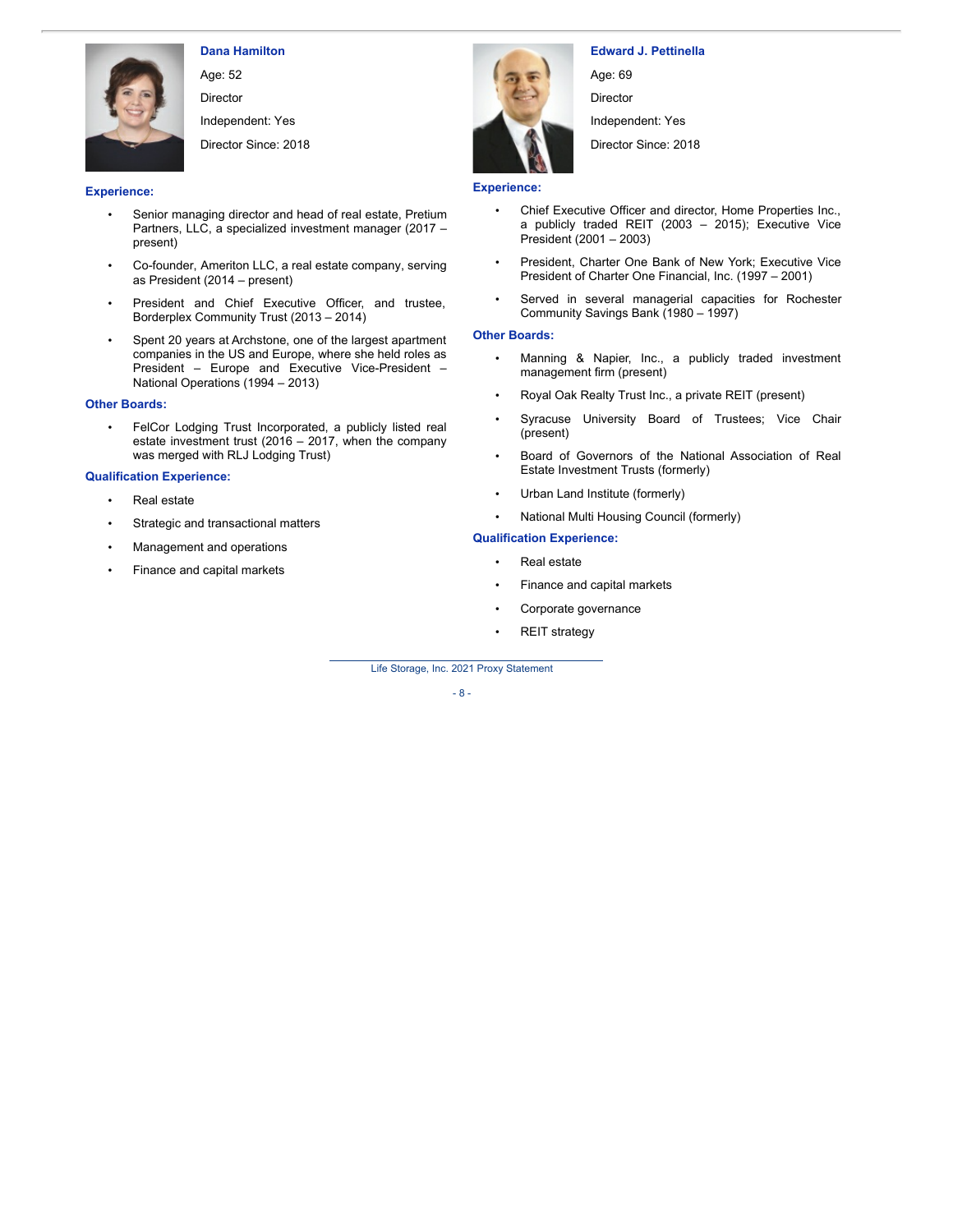### Dana Hamilton

Age: 52

Director

Independent: Yes

Director Since: 2018

**Experience:**

- Senior managing director and head of real estate, Pretium Partners, LLC, a specialized investment manager (2017 – present)
- Co-founder, Ameriton LLC, a real estate company, serving as President (2014 – present)
- President and Chief Executive Officer, and trustee, Borderplex Community Trust (2013 – 2014)
- Spent 20 years at Archstone, one of the largest apartment companies in the US and Europe, where she held roles as President – Europe and Executive Vice-President – National Operations (1994 – 2013)

**Other Boards:**

- FelCor Lodging Trust Incorporated, a publicly listed real estate investment trust (2016 – 2017, when the company was merged with RLJ Lodging Trust)

**Qualification Experience:**

- Real estate
- Strategic and transactional matters
- Management and operations
- Finance and capital markets

### Edward J. Pettinella

Age: 69

Director

Independent: Yes

Director Since: 2018

**Experience:**

- Chief Executive Officer and director, Home Properties Inc., a publicly traded REIT (2003 – 2015); Executive Vice President (2001 – 2003)
- President, Charter One Bank of New York; Executive Vice President of Charter One Financial, Inc. (1997 – 2001)
- Served in several managerial capacities for Rochester Community Savings Bank (1980 – 1997)

**Other Boards:**

- Manning & Napier, Inc., a publicly traded investment management firm (present)
- Royal Oak Realty Trust Inc., a private REIT (present)
- Syracuse University Board of Trustees; Vice Chair (present)
- Board of Governors of the National Association of Real Estate Investment Trusts (formerly)
- Urban Land Institute (formerly)
- National Multi Housing Council (formerly)

**Qualification Experience:**

- Real estate
- Finance and capital markets
- Corporate governance
- REIT strategy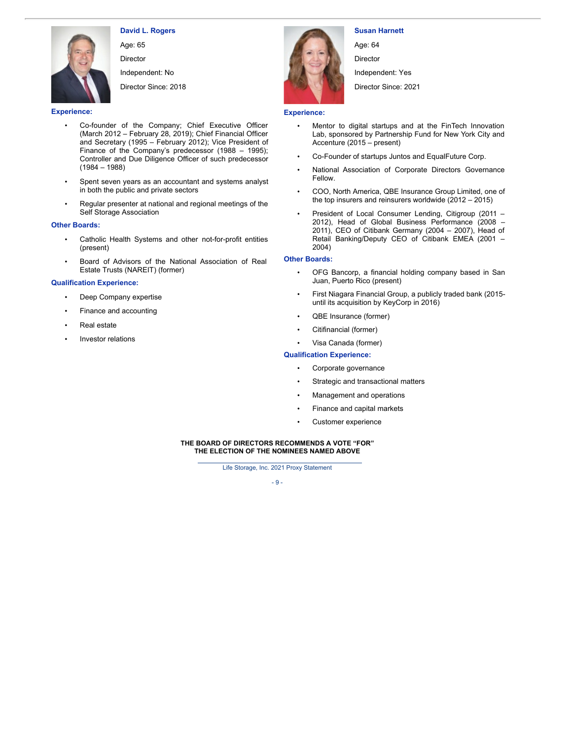### David L. Rogers

Age: 65

Director

Independent: No

Director Since: 2018

**Experience:**

- Co-founder of the Company; Chief Executive Officer (March 2012 – February 28, 2019); Chief Financial Officer and Secretary (1995 – February 2012); Vice President of Finance of the Company's predecessor (1988 – 1995); Controller and Due Diligence Officer of such predecessor (1984 – 1988)
- Spent seven years as an accountant and systems analyst in both the public and private sectors
- Regular presenter at national and regional meetings of the Self Storage Association

**Other Boards:**

- Catholic Health Systems and other not-for-profit entities (present)
- Board of Advisors of the National Association of Real Estate Trusts (NAREIT) (former)

**Qualification Experience:**

- Deep Company expertise
- Finance and accounting
- Real estate
- Investor relations

### Susan Harnett

Age: 64

Director

Independent: Yes

Director Since: 2021

**Experience:**

- Mentor to digital startups and at the FinTech Innovation Lab, sponsored by Partnership Fund for New York City and Accenture (2015 – present)
- Co-Founder of startups Juntos and EqualFuture Corp.
- National Association of Corporate Directors Governance Fellow.
- COO, North America, QBE Insurance Group Limited, one of the top insurers and reinsurers worldwide (2012 – 2015)
- President of Local Consumer Lending, Citigroup (2011 – 2012), Head of Global Business Performance (2008 – 2011), CEO of Citibank Germany (2004 – 2007), Head of Retail Banking/Deputy CEO of Citibank EMEA (2001 – 2004)

**Other Boards:**

- OFG Bancorp, a financial holding company based in San Juan, Puerto Rico (present)
- First Niagara Financial Group, a publicly traded bank (2015-until its acquisition by KeyCorp in 2016)
- QBE Insurance (former)
- Citifinancial (former)
- Visa Canada (former)

**Qualification Experience:**

- Corporate governance
- Strategic and transactional matters
- Management and operations
- Finance and capital markets
- Customer experience

**THE BOARD OF DIRECTORS RECOMMENDS A VOTE "FOR" THE ELECTION OF THE NOMINEES NAMED ABOVE**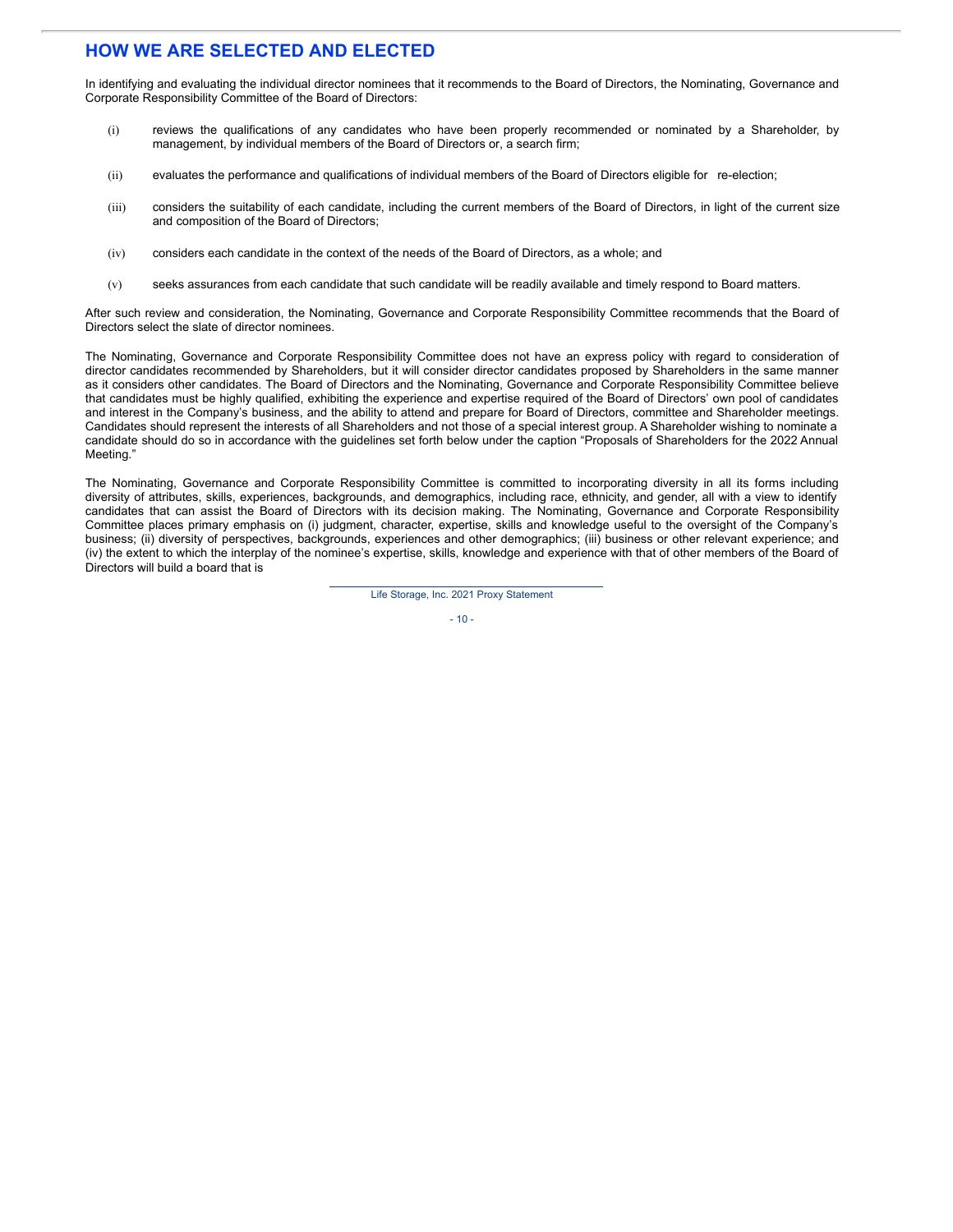## HOW WE ARE SELECTED AND ELECTED

In identifying and evaluating the individual director nominees that it recommends to the Board of Directors, the Nominating, Governance and Corporate Responsibility Committee of the Board of Directors:

(i) reviews the qualifications of any candidates who have been properly recommended or nominated by a Shareholder, by management, by individual members of the Board of Directors or, a search firm;

(ii) evaluates the performance and qualifications of individual members of the Board of Directors eligible for re-election;

(iii) considers the suitability of each candidate, including the current members of the Board of Directors, in light of the current size and composition of the Board of Directors;

(iv) considers each candidate in the context of the needs of the Board of Directors, as a whole; and

(v) seeks assurances from each candidate that such candidate will be readily available and timely respond to Board matters.

After such review and consideration, the Nominating, Governance and Corporate Responsibility Committee recommends that the Board of Directors select the slate of director nominees.

The Nominating, Governance and Corporate Responsibility Committee does not have an express policy with regard to consideration of director candidates recommended by Shareholders, but it will consider director candidates proposed by Shareholders in the same manner as it considers other candidates. The Board of Directors and the Nominating, Governance and Corporate Responsibility Committee believe that candidates must be highly qualified, exhibiting the experience and expertise required of the Board of Directors' own pool of candidates and interest in the Company's business, and the ability to attend and prepare for Board of Directors, committee and Shareholder meetings. Candidates should represent the interests of all Shareholders and not those of a special interest group. A Shareholder wishing to nominate a candidate should do so in accordance with the guidelines set forth below under the caption "Proposals of Shareholders for the 2022 Annual Meeting."

The Nominating, Governance and Corporate Responsibility Committee is committed to incorporating diversity in all its forms including diversity of attributes, skills, experiences, backgrounds, and demographics, including race, ethnicity, and gender, all with a view to identify candidates that can assist the Board of Directors with its decision making. The Nominating, Governance and Corporate Responsibility Committee places primary emphasis on (i) judgment, character, expertise, skills and knowledge useful to the oversight of the Company's business; (ii) diversity of perspectives, backgrounds, experiences and other demographics; (iii) business or other relevant experience; and (iv) the extent to which the interplay of the nominee's expertise, skills, knowledge and experience with that of other members of the Board of Directors will build a board that is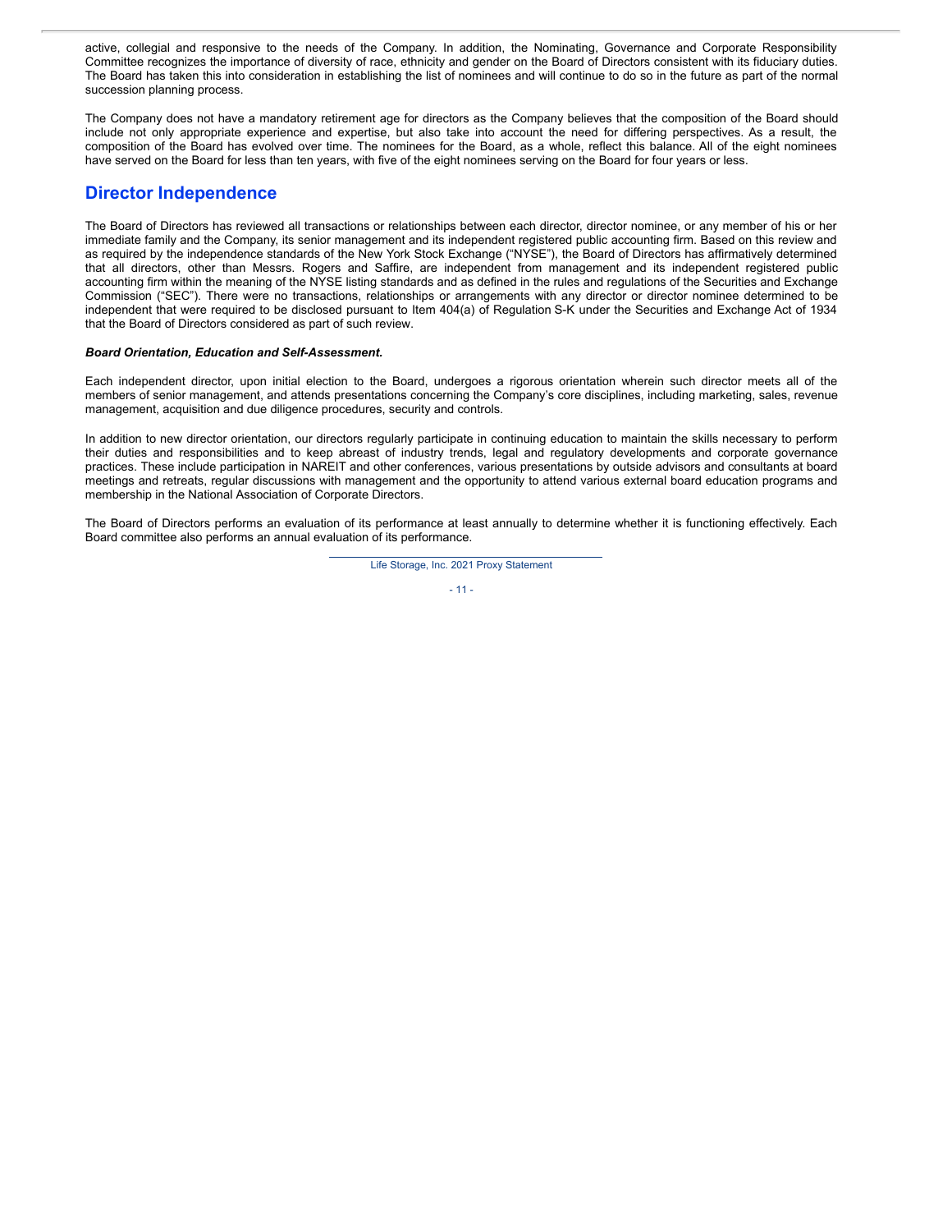active, collegial and responsive to the needs of the Company. In addition, the Nominating, Governance and Corporate Responsibility Committee recognizes the importance of diversity of race, ethnicity and gender on the Board of Directors consistent with its fiduciary duties. The Board has taken this into consideration in establishing the list of nominees and will continue to do so in the future as part of the normal succession planning process.

The Company does not have a mandatory retirement age for directors as the Company believes that the composition of the Board should include not only appropriate experience and expertise, but also take into account the need for differing perspectives. As a result, the composition of the Board has evolved over time. The nominees for the Board, as a whole, reflect this balance. All of the eight nominees have served on the Board for less than ten years, with five of the eight nominees serving on the Board for four years or less.

## Director Independence

The Board of Directors has reviewed all transactions or relationships between each director, director nominee, or any member of his or her immediate family and the Company, its senior management and its independent registered public accounting firm. Based on this review and as required by the independence standards of the New York Stock Exchange ("NYSE"), the Board of Directors has affirmatively determined that all directors, other than Messrs. Rogers and Saffire, are independent from management and its independent registered public accounting firm within the meaning of the NYSE listing standards and as defined in the rules and regulations of the Securities and Exchange Commission ("SEC"). There were no transactions, relationships or arrangements with any director or director nominee determined to be independent that were required to be disclosed pursuant to Item 404(a) of Regulation S-K under the Securities and Exchange Act of 1934 that the Board of Directors considered as part of such review.

***Board Orientation, Education and Self-Assessment.***

Each independent director, upon initial election to the Board, undergoes a rigorous orientation wherein such director meets all of the members of senior management, and attends presentations concerning the Company's core disciplines, including marketing, sales, revenue management, acquisition and due diligence procedures, security and controls.

In addition to new director orientation, our directors regularly participate in continuing education to maintain the skills necessary to perform their duties and responsibilities and to keep abreast of industry trends, legal and regulatory developments and corporate governance practices. These include participation in NAREIT and other conferences, various presentations by outside advisors and consultants at board meetings and retreats, regular discussions with management and the opportunity to attend various external board education programs and membership in the National Association of Corporate Directors.

The Board of Directors performs an evaluation of its performance at least annually to determine whether it is functioning effectively. Each Board committee also performs an annual evaluation of its performance.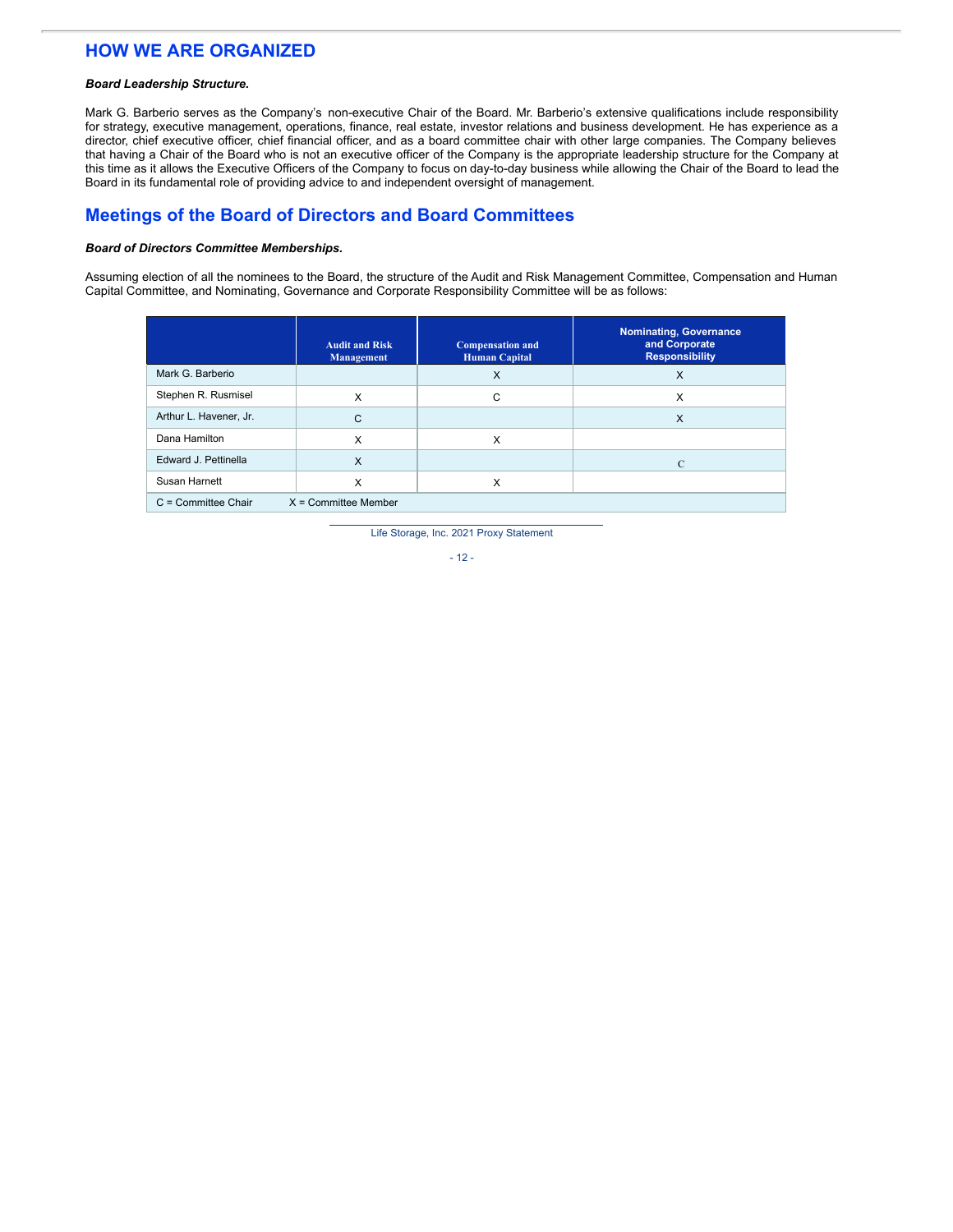## HOW WE ARE ORGANIZED

***Board Leadership Structure.***

Mark G. Barberio serves as the Company's non-executive Chair of the Board. Mr. Barberio's extensive qualifications include responsibility for strategy, executive management, operations, finance, real estate, investor relations and business development. He has experience as a director, chief executive officer, chief financial officer, and as a board committee chair with other large companies. The Company believes that having a Chair of the Board who is not an executive officer of the Company is the appropriate leadership structure for the Company at this time as it allows the Executive Officers of the Company to focus on day-to-day business while allowing the Chair of the Board to lead the Board in its fundamental role of providing advice to and independent oversight of management.

## Meetings of the Board of Directors and Board Committees

***Board of Directors Committee Memberships.***

Assuming election of all the nominees to the Board, the structure of the Audit and Risk Management Committee, Compensation and Human Capital Committee, and Nominating, Governance and Corporate Responsibility Committee will be as follows:

| | Audit and Risk Management | Compensation and Human Capital | Nominating, Governance and Corporate Responsibility |
|---|---|---|---|
| Mark G. Barberio | | X | X |
| Stephen R. Rusmisel | X | C | X |
| Arthur L. Havener, Jr. | C | | X |
| Dana Hamilton | X | X | |
| Edward J. Pettinella | X | | C |
| Susan Harnett | X | X | |
| C = Committee Chair | X = Committee Member | | |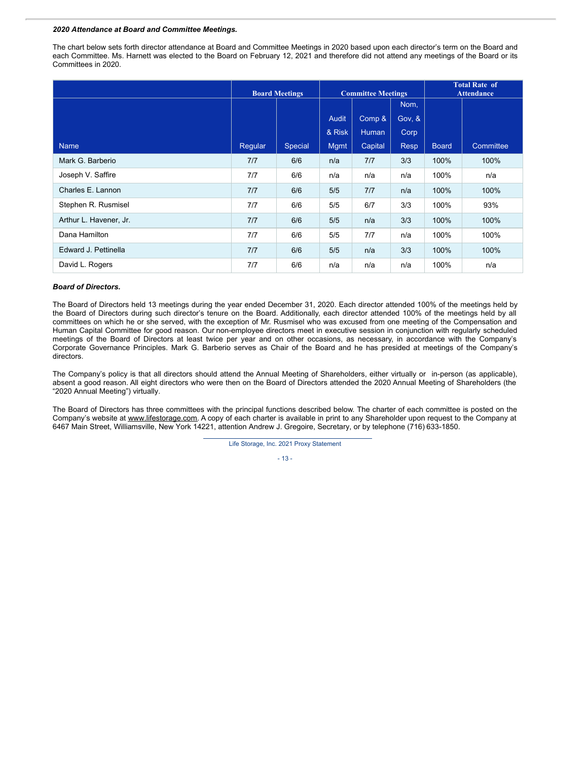***2020 Attendance at Board and Committee Meetings.***

The chart below sets forth director attendance at Board and Committee Meetings in 2020 based upon each director's term on the Board and each Committee. Ms. Harnett was elected to the Board on February 12, 2021 and therefore did not attend any meetings of the Board or its Committees in 2020.

| | Board Meetings | | Committee Meetings | | | Total Rate of Attendance | |
|---|---|---|---|---|---|---|---|
| Name | Regular | Special | Audit & Risk Mgmt | Comp & Human Capital | Nom, Gov, & Corp Resp | Board | Committee |
| Mark G. Barberio | 7/7 | 6/6 | n/a | 7/7 | 3/3 | 100% | 100% |
| Joseph V. Saffire | 7/7 | 6/6 | n/a | n/a | n/a | 100% | n/a |
| Charles E. Lannon | 7/7 | 6/6 | 5/5 | 7/7 | n/a | 100% | 100% |
| Stephen R. Rusmisel | 7/7 | 6/6 | 5/5 | 6/7 | 3/3 | 100% | 93% |
| Arthur L. Havener, Jr. | 7/7 | 6/6 | 5/5 | n/a | 3/3 | 100% | 100% |
| Dana Hamilton | 7/7 | 6/6 | 5/5 | 7/7 | n/a | 100% | 100% |
| Edward J. Pettinella | 7/7 | 6/6 | 5/5 | n/a | 3/3 | 100% | 100% |
| David L. Rogers | 7/7 | 6/6 | n/a | n/a | n/a | 100% | n/a |

***Board of Directors.***

The Board of Directors held 13 meetings during the year ended December 31, 2020. Each director attended 100% of the meetings held by the Board of Directors during such director's tenure on the Board. Additionally, each director attended 100% of the meetings held by all committees on which he or she served, with the exception of Mr. Rusmisel who was excused from one meeting of the Compensation and Human Capital Committee for good reason. Our non-employee directors meet in executive session in conjunction with regularly scheduled meetings of the Board of Directors at least twice per year and on other occasions, as necessary, in accordance with the Company's Corporate Governance Principles. Mark G. Barberio serves as Chair of the Board and he has presided at meetings of the Company's directors.

The Company's policy is that all directors should attend the Annual Meeting of Shareholders, either virtually or in-person (as applicable), absent a good reason. All eight directors who were then on the Board of Directors attended the 2020 Annual Meeting of Shareholders (the "2020 Annual Meeting") virtually.

The Board of Directors has three committees with the principal functions described below. The charter of each committee is posted on the Company's website at www.lifestorage.com. A copy of each charter is available in print to any Shareholder upon request to the Company at 6467 Main Street, Williamsville, New York 14221, attention Andrew J. Gregoire, Secretary, or by telephone (716) 633-1850.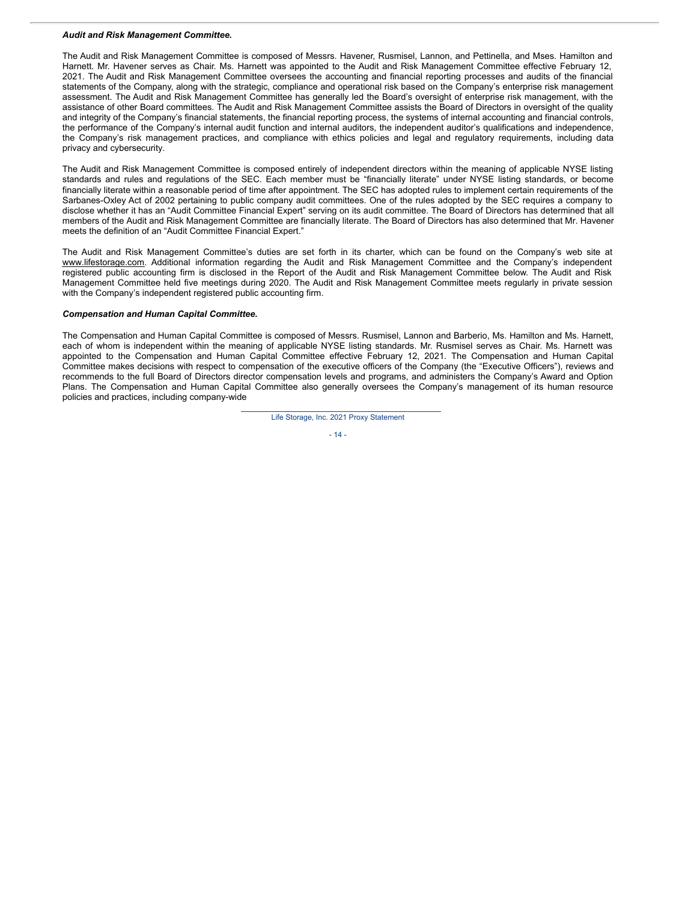***Audit and Risk Management Committee.***

The Audit and Risk Management Committee is composed of Messrs. Havener, Rusmisel, Lannon, and Pettinella, and Mses. Hamilton and Harnett. Mr. Havener serves as Chair. Ms. Harnett was appointed to the Audit and Risk Management Committee effective February 12, 2021. The Audit and Risk Management Committee oversees the accounting and financial reporting processes and audits of the financial statements of the Company, along with the strategic, compliance and operational risk based on the Company's enterprise risk management assessment. The Audit and Risk Management Committee has generally led the Board's oversight of enterprise risk management, with the assistance of other Board committees. The Audit and Risk Management Committee assists the Board of Directors in oversight of the quality and integrity of the Company's financial statements, the financial reporting process, the systems of internal accounting and financial controls, the performance of the Company's internal audit function and internal auditors, the independent auditor's qualifications and independence, the Company's risk management practices, and compliance with ethics policies and legal and regulatory requirements, including data privacy and cybersecurity.

The Audit and Risk Management Committee is composed entirely of independent directors within the meaning of applicable NYSE listing standards and rules and regulations of the SEC. Each member must be "financially literate" under NYSE listing standards, or become financially literate within a reasonable period of time after appointment. The SEC has adopted rules to implement certain requirements of the Sarbanes-Oxley Act of 2002 pertaining to public company audit committees. One of the rules adopted by the SEC requires a company to disclose whether it has an "Audit Committee Financial Expert" serving on its audit committee. The Board of Directors has determined that all members of the Audit and Risk Management Committee are financially literate. The Board of Directors has also determined that Mr. Havener meets the definition of an "Audit Committee Financial Expert."

The Audit and Risk Management Committee's duties are set forth in its charter, which can be found on the Company's web site at www.lifestorage.com. Additional information regarding the Audit and Risk Management Committee and the Company's independent registered public accounting firm is disclosed in the Report of the Audit and Risk Management Committee below. The Audit and Risk Management Committee held five meetings during 2020. The Audit and Risk Management Committee meets regularly in private session with the Company's independent registered public accounting firm.

***Compensation and Human Capital Committee.***

The Compensation and Human Capital Committee is composed of Messrs. Rusmisel, Lannon and Barberio, Ms. Hamilton and Ms. Harnett, each of whom is independent within the meaning of applicable NYSE listing standards. Mr. Rusmisel serves as Chair. Ms. Harnett was appointed to the Compensation and Human Capital Committee effective February 12, 2021. The Compensation and Human Capital Committee makes decisions with respect to compensation of the executive officers of the Company (the "Executive Officers"), reviews and recommends to the full Board of Directors director compensation levels and programs, and administers the Company's Award and Option Plans. The Compensation and Human Capital Committee also generally oversees the Company's management of its human resource policies and practices, including company-wide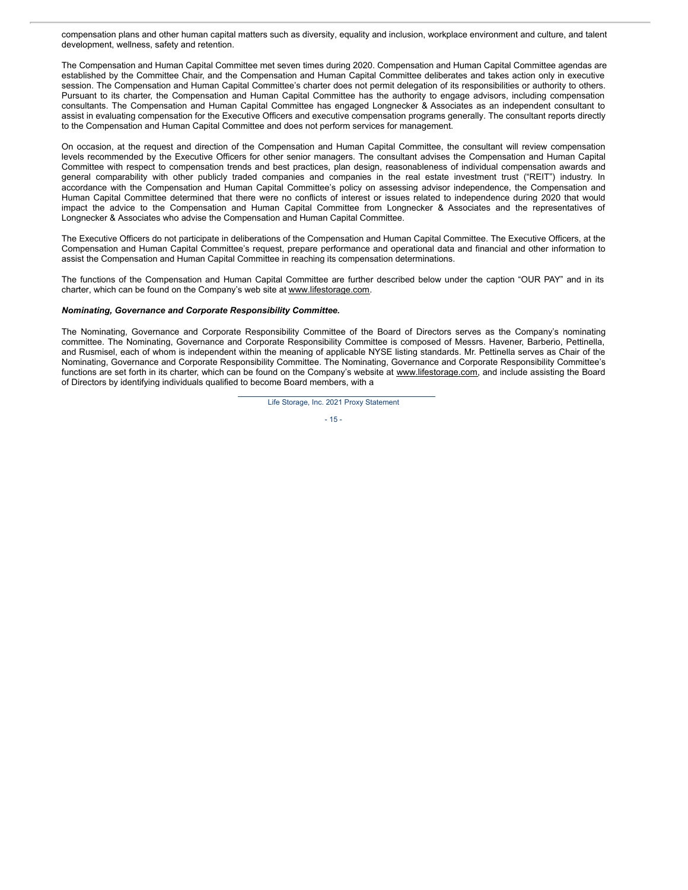compensation plans and other human capital matters such as diversity, equality and inclusion, workplace environment and culture, and talent development, wellness, safety and retention.

The Compensation and Human Capital Committee met seven times during 2020. Compensation and Human Capital Committee agendas are established by the Committee Chair, and the Compensation and Human Capital Committee deliberates and takes action only in executive session. The Compensation and Human Capital Committee's charter does not permit delegation of its responsibilities or authority to others. Pursuant to its charter, the Compensation and Human Capital Committee has the authority to engage advisors, including compensation consultants. The Compensation and Human Capital Committee has engaged Longnecker & Associates as an independent consultant to assist in evaluating compensation for the Executive Officers and executive compensation programs generally. The consultant reports directly to the Compensation and Human Capital Committee and does not perform services for management.

On occasion, at the request and direction of the Compensation and Human Capital Committee, the consultant will review compensation levels recommended by the Executive Officers for other senior managers. The consultant advises the Compensation and Human Capital Committee with respect to compensation trends and best practices, plan design, reasonableness of individual compensation awards and general comparability with other publicly traded companies and companies in the real estate investment trust ("REIT") industry. In accordance with the Compensation and Human Capital Committee's policy on assessing advisor independence, the Compensation and Human Capital Committee determined that there were no conflicts of interest or issues related to independence during 2020 that would impact the advice to the Compensation and Human Capital Committee from Longnecker & Associates and the representatives of Longnecker & Associates who advise the Compensation and Human Capital Committee.

The Executive Officers do not participate in deliberations of the Compensation and Human Capital Committee. The Executive Officers, at the Compensation and Human Capital Committee's request, prepare performance and operational data and financial and other information to assist the Compensation and Human Capital Committee in reaching its compensation determinations.

The functions of the Compensation and Human Capital Committee are further described below under the caption "OUR PAY" and in its charter, which can be found on the Company's web site at www.lifestorage.com.

***Nominating, Governance and Corporate Responsibility Committee.***

The Nominating, Governance and Corporate Responsibility Committee of the Board of Directors serves as the Company's nominating committee. The Nominating, Governance and Corporate Responsibility Committee is composed of Messrs. Havener, Barberio, Pettinella, and Rusmisel, each of whom is independent within the meaning of applicable NYSE listing standards. Mr. Pettinella serves as Chair of the Nominating, Governance and Corporate Responsibility Committee. The Nominating, Governance and Corporate Responsibility Committee's functions are set forth in its charter, which can be found on the Company's website at www.lifestorage.com, and include assisting the Board of Directors by identifying individuals qualified to become Board members, with a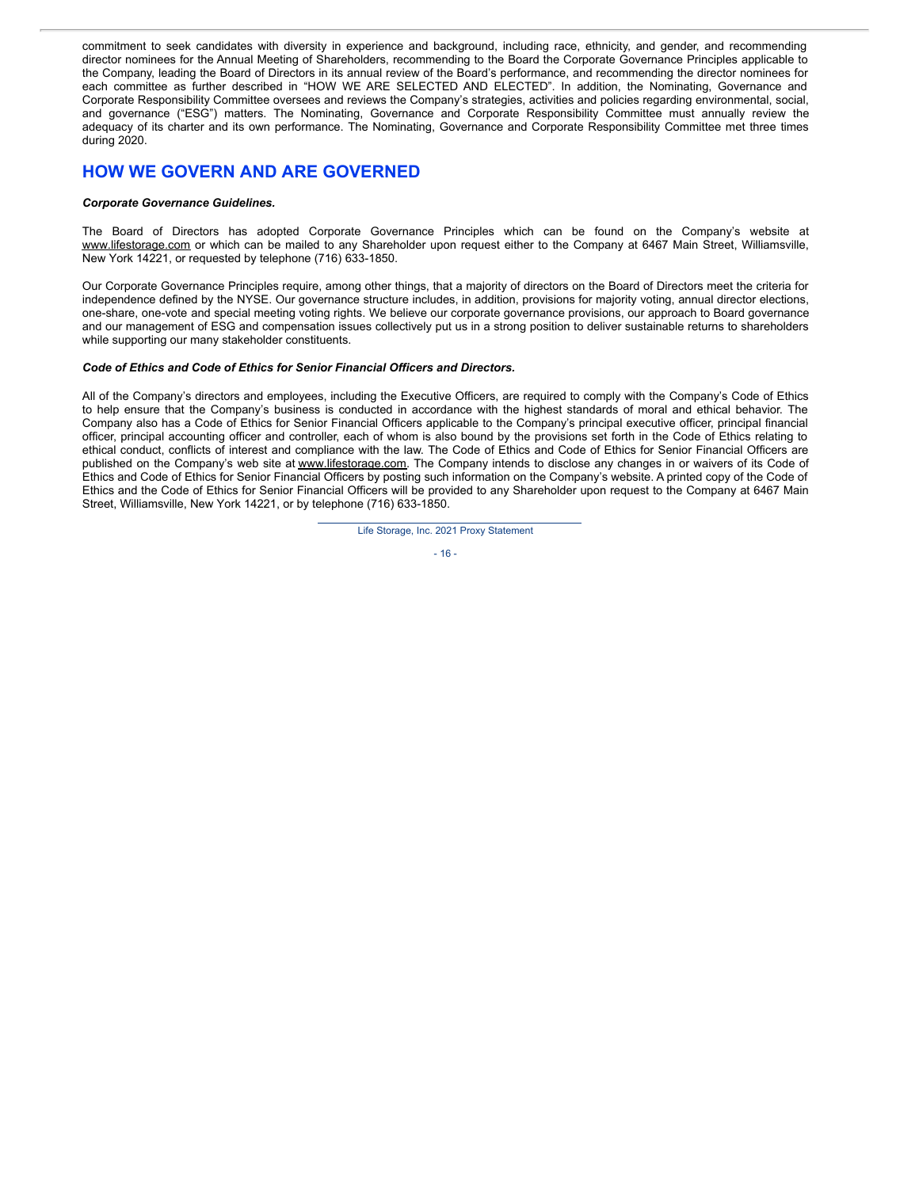commitment to seek candidates with diversity in experience and background, including race, ethnicity, and gender, and recommending director nominees for the Annual Meeting of Shareholders, recommending to the Board the Corporate Governance Principles applicable to the Company, leading the Board of Directors in its annual review of the Board's performance, and recommending the director nominees for each committee as further described in "HOW WE ARE SELECTED AND ELECTED". In addition, the Nominating, Governance and Corporate Responsibility Committee oversees and reviews the Company's strategies, activities and policies regarding environmental, social, and governance ("ESG") matters. The Nominating, Governance and Corporate Responsibility Committee must annually review the adequacy of its charter and its own performance. The Nominating, Governance and Corporate Responsibility Committee met three times during 2020.

## HOW WE GOVERN AND ARE GOVERNED

***Corporate Governance Guidelines.***

The Board of Directors has adopted Corporate Governance Principles which can be found on the Company's website at www.lifestorage.com or which can be mailed to any Shareholder upon request either to the Company at 6467 Main Street, Williamsville, New York 14221, or requested by telephone (716) 633-1850.

Our Corporate Governance Principles require, among other things, that a majority of directors on the Board of Directors meet the criteria for independence defined by the NYSE. Our governance structure includes, in addition, provisions for majority voting, annual director elections, one-share, one-vote and special meeting voting rights. We believe our corporate governance provisions, our approach to Board governance and our management of ESG and compensation issues collectively put us in a strong position to deliver sustainable returns to shareholders while supporting our many stakeholder constituents.

***Code of Ethics and Code of Ethics for Senior Financial Officers and Directors.***

All of the Company's directors and employees, including the Executive Officers, are required to comply with the Company's Code of Ethics to help ensure that the Company's business is conducted in accordance with the highest standards of moral and ethical behavior. The Company also has a Code of Ethics for Senior Financial Officers applicable to the Company's principal executive officer, principal financial officer, principal accounting officer and controller, each of whom is also bound by the provisions set forth in the Code of Ethics relating to ethical conduct, conflicts of interest and compliance with the law. The Code of Ethics and Code of Ethics for Senior Financial Officers are published on the Company's web site at www.lifestorage.com. The Company intends to disclose any changes in or waivers of its Code of Ethics and Code of Ethics for Senior Financial Officers by posting such information on the Company's website. A printed copy of the Code of Ethics and the Code of Ethics for Senior Financial Officers will be provided to any Shareholder upon request to the Company at 6467 Main Street, Williamsville, New York 14221, or by telephone (716) 633-1850.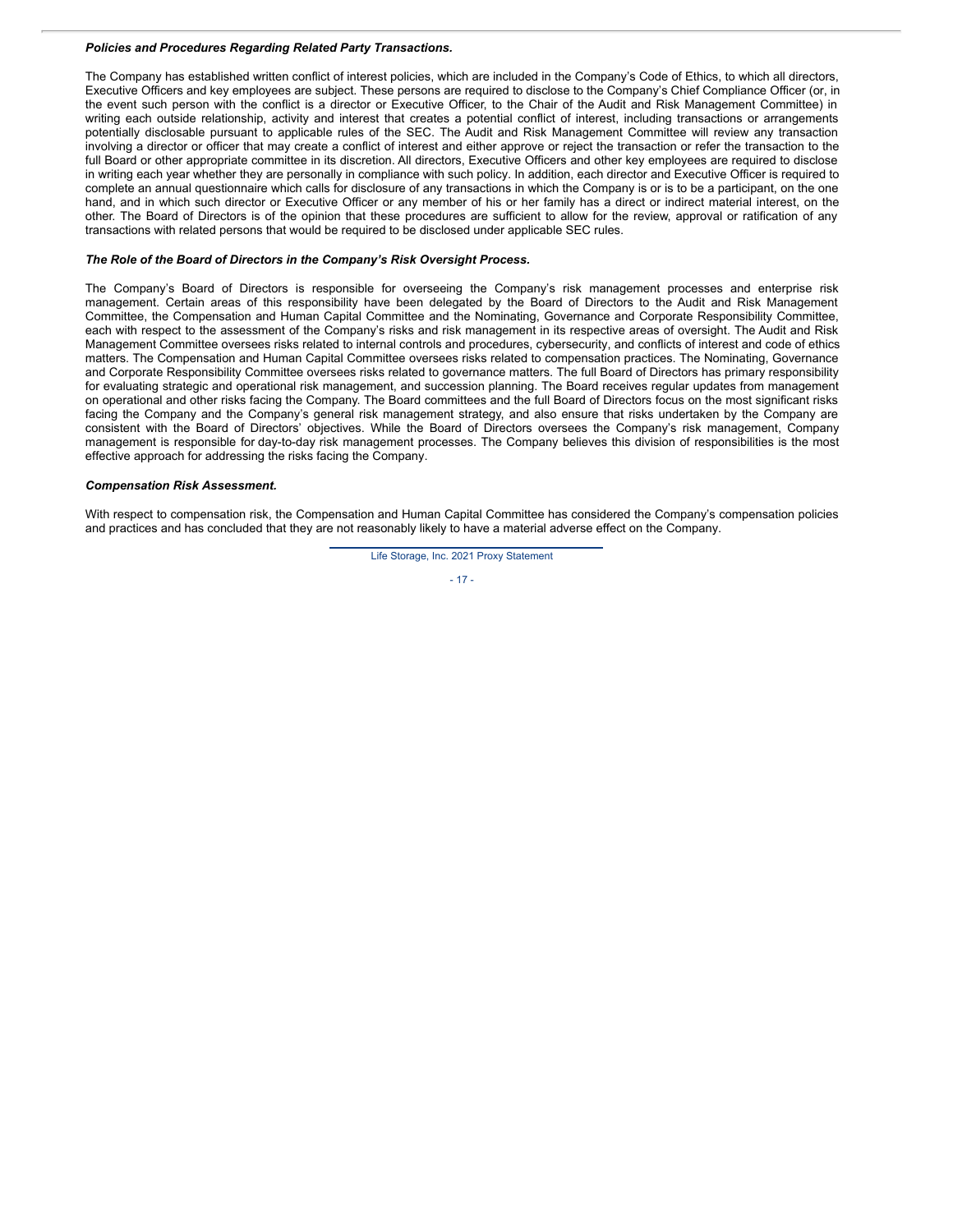***Policies and Procedures Regarding Related Party Transactions.***

The Company has established written conflict of interest policies, which are included in the Company's Code of Ethics, to which all directors, Executive Officers and key employees are subject. These persons are required to disclose to the Company's Chief Compliance Officer (or, in the event such person with the conflict is a director or Executive Officer, to the Chair of the Audit and Risk Management Committee) in writing each outside relationship, activity and interest that creates a potential conflict of interest, including transactions or arrangements potentially disclosable pursuant to applicable rules of the SEC. The Audit and Risk Management Committee will review any transaction involving a director or officer that may create a conflict of interest and either approve or reject the transaction or refer the transaction to the full Board or other appropriate committee in its discretion. All directors, Executive Officers and other key employees are required to disclose in writing each year whether they are personally in compliance with such policy. In addition, each director and Executive Officer is required to complete an annual questionnaire which calls for disclosure of any transactions in which the Company is or is to be a participant, on the one hand, and in which such director or Executive Officer or any member of his or her family has a direct or indirect material interest, on the other. The Board of Directors is of the opinion that these procedures are sufficient to allow for the review, approval or ratification of any transactions with related persons that would be required to be disclosed under applicable SEC rules.

***The Role of the Board of Directors in the Company's Risk Oversight Process.***

The Company's Board of Directors is responsible for overseeing the Company's risk management processes and enterprise risk management. Certain areas of this responsibility have been delegated by the Board of Directors to the Audit and Risk Management Committee, the Compensation and Human Capital Committee and the Nominating, Governance and Corporate Responsibility Committee, each with respect to the assessment of the Company's risks and risk management in its respective areas of oversight. The Audit and Risk Management Committee oversees risks related to internal controls and procedures, cybersecurity, and conflicts of interest and code of ethics matters. The Compensation and Human Capital Committee oversees risks related to compensation practices. The Nominating, Governance and Corporate Responsibility Committee oversees risks related to governance matters. The full Board of Directors has primary responsibility for evaluating strategic and operational risk management, and succession planning. The Board receives regular updates from management on operational and other risks facing the Company. The Board committees and the full Board of Directors focus on the most significant risks facing the Company and the Company's general risk management strategy, and also ensure that risks undertaken by the Company are consistent with the Board of Directors' objectives. While the Board of Directors oversees the Company's risk management, Company management is responsible for day-to-day risk management processes. The Company believes this division of responsibilities is the most effective approach for addressing the risks facing the Company.

***Compensation Risk Assessment.***

With respect to compensation risk, the Compensation and Human Capital Committee has considered the Company's compensation policies and practices and has concluded that they are not reasonably likely to have a material adverse effect on the Company.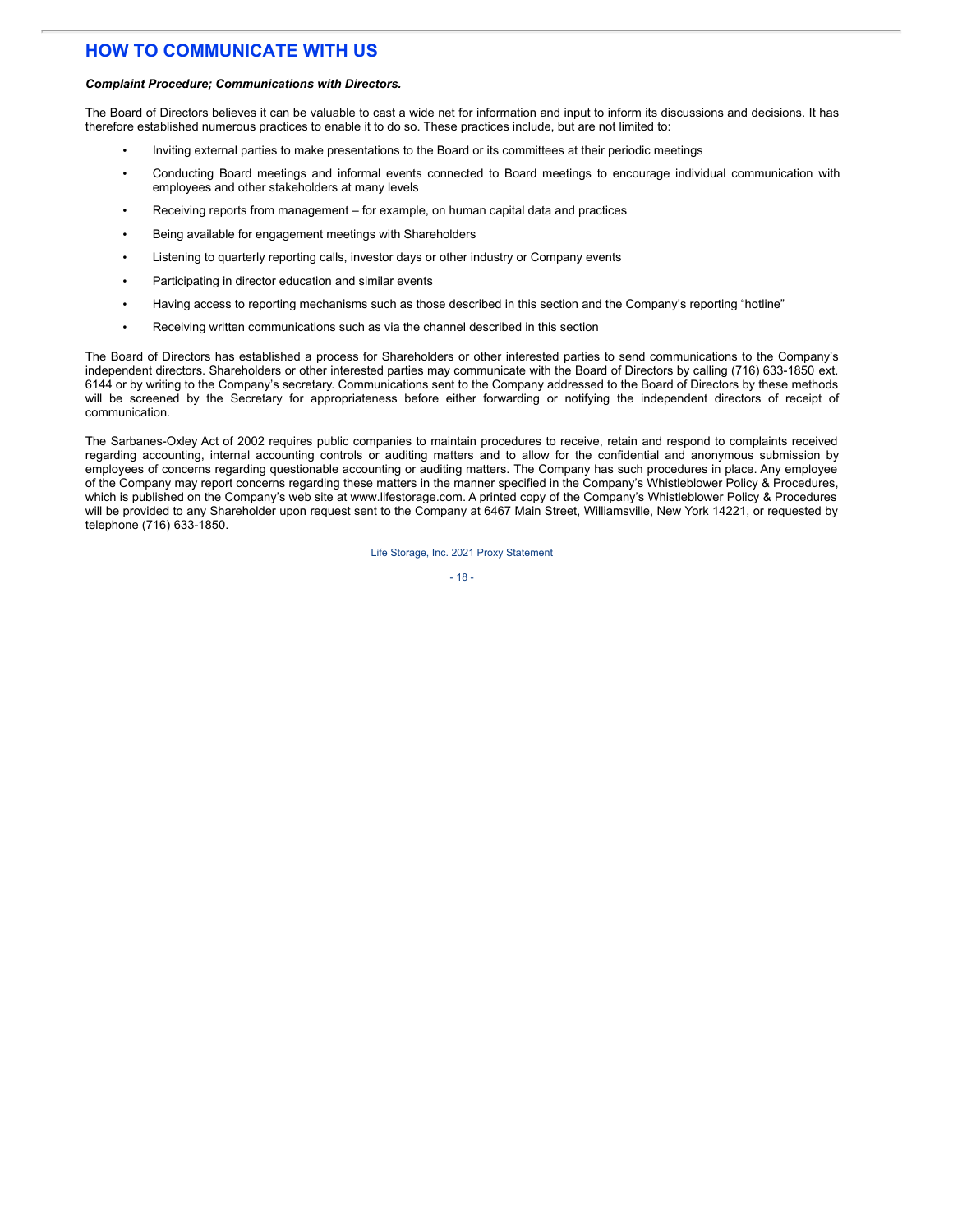# HOW TO COMMUNICATE WITH US

***Complaint Procedure; Communications with Directors.***

The Board of Directors believes it can be valuable to cast a wide net for information and input to inform its discussions and decisions. It has therefore established numerous practices to enable it to do so. These practices include, but are not limited to:

- Inviting external parties to make presentations to the Board or its committees at their periodic meetings
- Conducting Board meetings and informal events connected to Board meetings to encourage individual communication with employees and other stakeholders at many levels
- Receiving reports from management – for example, on human capital data and practices
- Being available for engagement meetings with Shareholders
- Listening to quarterly reporting calls, investor days or other industry or Company events
- Participating in director education and similar events
- Having access to reporting mechanisms such as those described in this section and the Company's reporting "hotline"
- Receiving written communications such as via the channel described in this section

The Board of Directors has established a process for Shareholders or other interested parties to send communications to the Company's independent directors. Shareholders or other interested parties may communicate with the Board of Directors by calling (716) 633-1850 ext. 6144 or by writing to the Company's secretary. Communications sent to the Company addressed to the Board of Directors by these methods will be screened by the Secretary for appropriateness before either forwarding or notifying the independent directors of receipt of communication.

The Sarbanes-Oxley Act of 2002 requires public companies to maintain procedures to receive, retain and respond to complaints received regarding accounting, internal accounting controls or auditing matters and to allow for the confidential and anonymous submission by employees of concerns regarding questionable accounting or auditing matters. The Company has such procedures in place. Any employee of the Company may report concerns regarding these matters in the manner specified in the Company's Whistleblower Policy & Procedures, which is published on the Company's web site at www.lifestorage.com. A printed copy of the Company's Whistleblower Policy & Procedures will be provided to any Shareholder upon request sent to the Company at 6467 Main Street, Williamsville, New York 14221, or requested by telephone (716) 633-1850.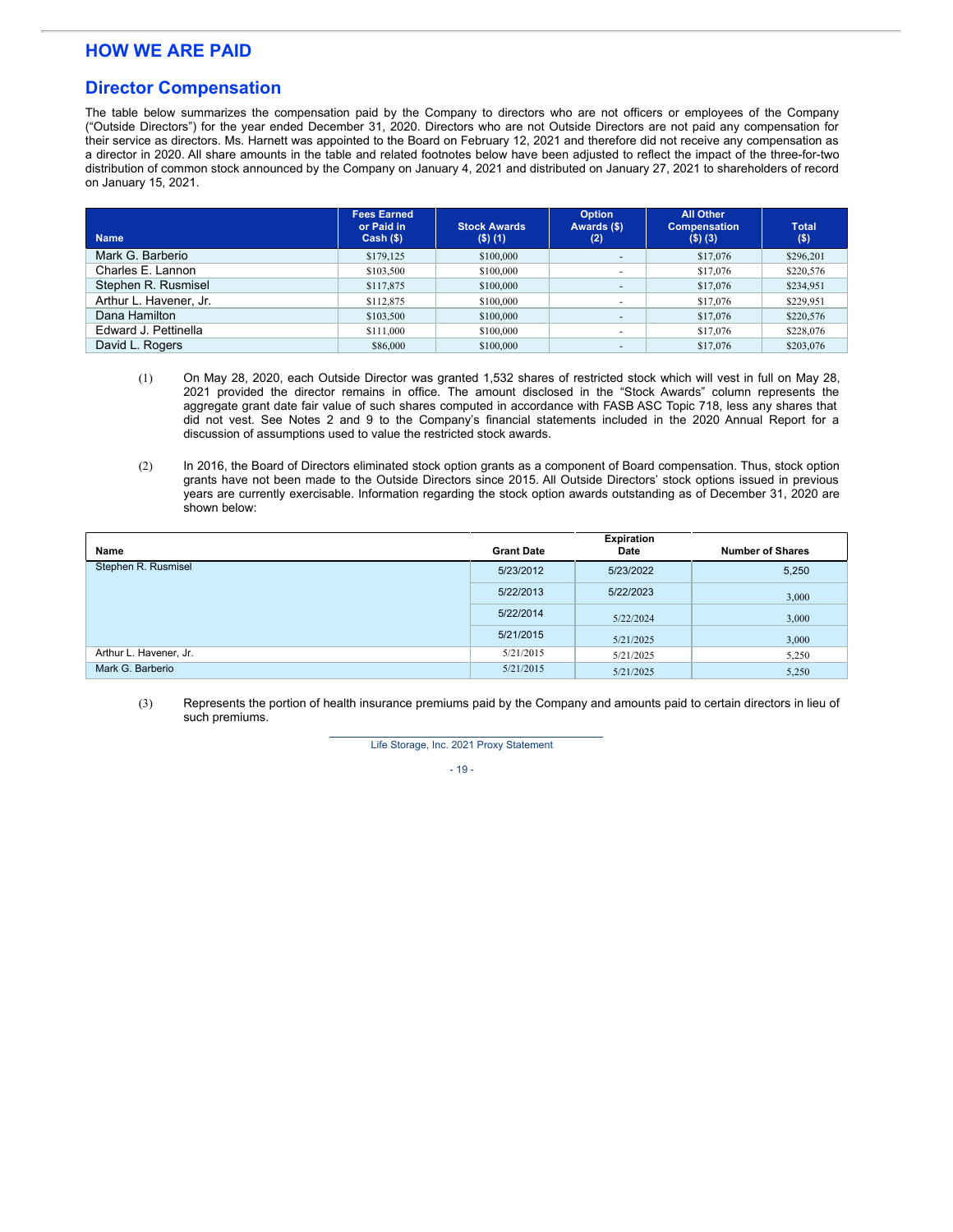# HOW WE ARE PAID

## Director Compensation

The table below summarizes the compensation paid by the Company to directors who are not officers or employees of the Company ("Outside Directors") for the year ended December 31, 2020. Directors who are not Outside Directors are not paid any compensation for their service as directors. Ms. Harnett was appointed to the Board on February 12, 2021 and therefore did not receive any compensation as a director in 2020. All share amounts in the table and related footnotes below have been adjusted to reflect the impact of the three-for-two distribution of common stock announced by the Company on January 4, 2021 and distributed on January 27, 2021 to shareholders of record on January 15, 2021.

| Name | Fees Earned or Paid in Cash ($) | Stock Awards ($) (1) | Option Awards ($) (2) | All Other Compensation ($) (3) | Total ($) |
|---|---|---|---|---|---|
| Mark G. Barberio | $179,125 | $100,000 | - | $17,076 | $296,201 |
| Charles E. Lannon | $103,500 | $100,000 | - | $17,076 | $220,576 |
| Stephen R. Rusmisel | $117,875 | $100,000 | - | $17,076 | $234,951 |
| Arthur L. Havener, Jr. | $112,875 | $100,000 | - | $17,076 | $229,951 |
| Dana Hamilton | $103,500 | $100,000 | - | $17,076 | $220,576 |
| Edward J. Pettinella | $111,000 | $100,000 | - | $17,076 | $228,076 |
| David L. Rogers | $86,000 | $100,000 | - | $17,076 | $203,076 |

(1) On May 28, 2020, each Outside Director was granted 1,532 shares of restricted stock which will vest in full on May 28, 2021 provided the director remains in office. The amount disclosed in the "Stock Awards" column represents the aggregate grant date fair value of such shares computed in accordance with FASB ASC Topic 718, less any shares that did not vest. See Notes 2 and 9 to the Company's financial statements included in the 2020 Annual Report for a discussion of assumptions used to value the restricted stock awards.

(2) In 2016, the Board of Directors eliminated stock option grants as a component of Board compensation. Thus, stock option grants have not been made to the Outside Directors since 2015. All Outside Directors' stock options issued in previous years are currently exercisable. Information regarding the stock option awards outstanding as of December 31, 2020 are shown below:

| Name | Grant Date | Expiration Date | Number of Shares |
|---|---|---|---|
| Stephen R. Rusmisel | 5/23/2012 | 5/23/2022 | 5,250 |
| | 5/22/2013 | 5/22/2023 | 3,000 |
| | 5/22/2014 | 5/22/2024 | 3,000 |
| | 5/21/2015 | 5/21/2025 | 3,000 |
| Arthur L. Havener, Jr. | 5/21/2015 | 5/21/2025 | 5,250 |
| Mark G. Barberio | 5/21/2015 | 5/21/2025 | 5,250 |

(3) Represents the portion of health insurance premiums paid by the Company and amounts paid to certain directors in lieu of such premiums.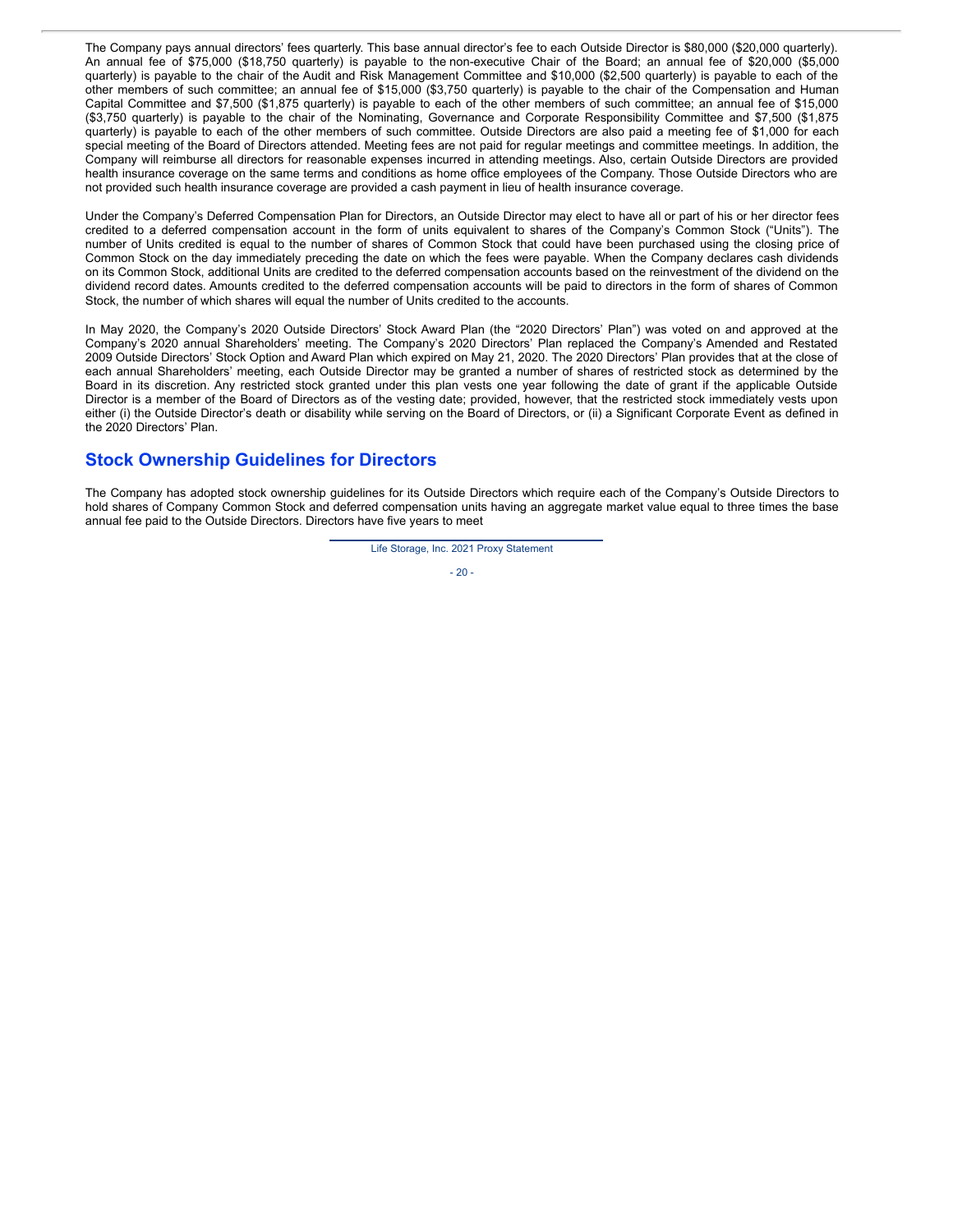The Company pays annual directors' fees quarterly. This base annual director's fee to each Outside Director is $80,000 ($20,000 quarterly). An annual fee of $75,000 ($18,750 quarterly) is payable to the non-executive Chair of the Board; an annual fee of $20,000 ($5,000 quarterly) is payable to the chair of the Audit and Risk Management Committee and $10,000 ($2,500 quarterly) is payable to each of the other members of such committee; an annual fee of $15,000 ($3,750 quarterly) is payable to the chair of the Compensation and Human Capital Committee and $7,500 ($1,875 quarterly) is payable to each of the other members of such committee; an annual fee of $15,000 ($3,750 quarterly) is payable to the chair of the Nominating, Governance and Corporate Responsibility Committee and $7,500 ($1,875 quarterly) is payable to each of the other members of such committee. Outside Directors are also paid a meeting fee of $1,000 for each special meeting of the Board of Directors attended. Meeting fees are not paid for regular meetings and committee meetings. In addition, the Company will reimburse all directors for reasonable expenses incurred in attending meetings. Also, certain Outside Directors are provided health insurance coverage on the same terms and conditions as home office employees of the Company. Those Outside Directors who are not provided such health insurance coverage are provided a cash payment in lieu of health insurance coverage.

Under the Company's Deferred Compensation Plan for Directors, an Outside Director may elect to have all or part of his or her director fees credited to a deferred compensation account in the form of units equivalent to shares of the Company's Common Stock ("Units"). The number of Units credited is equal to the number of shares of Common Stock that could have been purchased using the closing price of Common Stock on the day immediately preceding the date on which the fees were payable. When the Company declares cash dividends on its Common Stock, additional Units are credited to the deferred compensation accounts based on the reinvestment of the dividend on the dividend record dates. Amounts credited to the deferred compensation accounts will be paid to directors in the form of shares of Common Stock, the number of which shares will equal the number of Units credited to the accounts.

In May 2020, the Company's 2020 Outside Directors' Stock Award Plan (the "2020 Directors' Plan") was voted on and approved at the Company's 2020 annual Shareholders' meeting. The Company's 2020 Directors' Plan replaced the Company's Amended and Restated 2009 Outside Directors' Stock Option and Award Plan which expired on May 21, 2020. The 2020 Directors' Plan provides that at the close of each annual Shareholders' meeting, each Outside Director may be granted a number of shares of restricted stock as determined by the Board in its discretion. Any restricted stock granted under this plan vests one year following the date of grant if the applicable Outside Director is a member of the Board of Directors as of the vesting date; provided, however, that the restricted stock immediately vests upon either (i) the Outside Director's death or disability while serving on the Board of Directors, or (ii) a Significant Corporate Event as defined in the 2020 Directors' Plan.

## Stock Ownership Guidelines for Directors

The Company has adopted stock ownership guidelines for its Outside Directors which require each of the Company's Outside Directors to hold shares of Company Common Stock and deferred compensation units having an aggregate market value equal to three times the base annual fee paid to the Outside Directors. Directors have five years to meet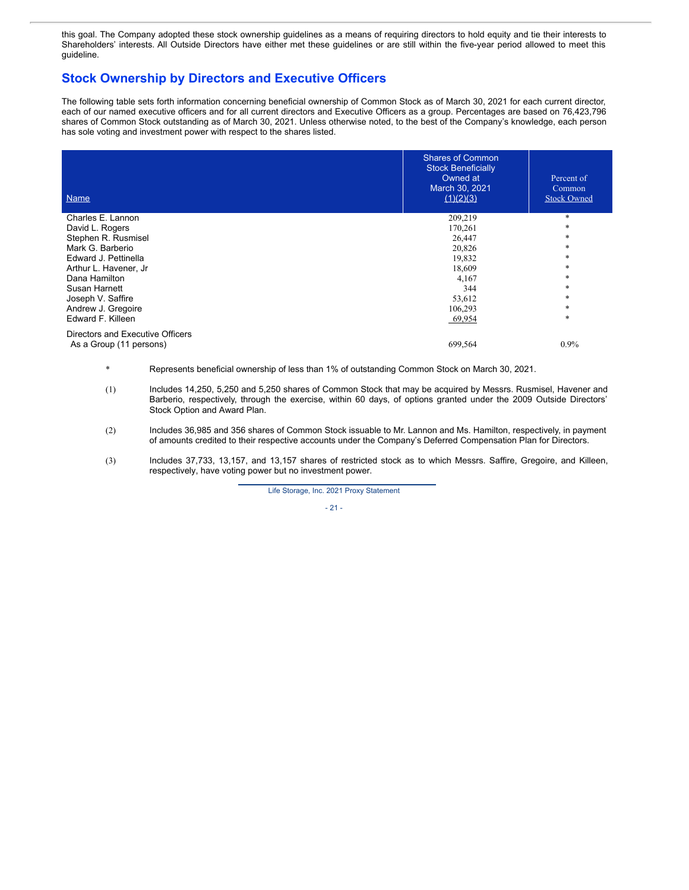this goal. The Company adopted these stock ownership guidelines as a means of requiring directors to hold equity and tie their interests to Shareholders' interests. All Outside Directors have either met these guidelines or are still within the five-year period allowed to meet this guideline.

## Stock Ownership by Directors and Executive Officers

The following table sets forth information concerning beneficial ownership of Common Stock as of March 30, 2021 for each current director, each of our named executive officers and for all current directors and Executive Officers as a group. Percentages are based on 76,423,796 shares of Common Stock outstanding as of March 30, 2021. Unless otherwise noted, to the best of the Company's knowledge, each person has sole voting and investment power with respect to the shares listed.

| Name | Shares of Common Stock Beneficially Owned at March 30, 2021 (1)(2)(3) | Percent of Common Stock Owned |
|---|---|---|
| Charles E. Lannon | 209,219 | * |
| David L. Rogers | 170,261 | * |
| Stephen R. Rusmisel | 26,447 | * |
| Mark G. Barberio | 20,826 | * |
| Edward J. Pettinella | 19,832 | * |
| Arthur L. Havener, Jr | 18,609 | * |
| Dana Hamilton | 4,167 | * |
| Susan Harnett | 344 | * |
| Joseph V. Saffire | 53,612 | * |
| Andrew J. Gregoire | 106,293 | * |
| Edward F. Killeen | 69,954 | * |
| Directors and Executive Officers As a Group (11 persons) | 699,564 | 0.9% |

\* Represents beneficial ownership of less than 1% of outstanding Common Stock on March 30, 2021.

(1) Includes 14,250, 5,250 and 5,250 shares of Common Stock that may be acquired by Messrs. Rusmisel, Havener and Barberio, respectively, through the exercise, within 60 days, of options granted under the 2009 Outside Directors' Stock Option and Award Plan.

(2) Includes 36,985 and 356 shares of Common Stock issuable to Mr. Lannon and Ms. Hamilton, respectively, in payment of amounts credited to their respective accounts under the Company's Deferred Compensation Plan for Directors.

(3) Includes 37,733, 13,157, and 13,157 shares of restricted stock as to which Messrs. Saffire, Gregoire, and Killeen, respectively, have voting power but no investment power.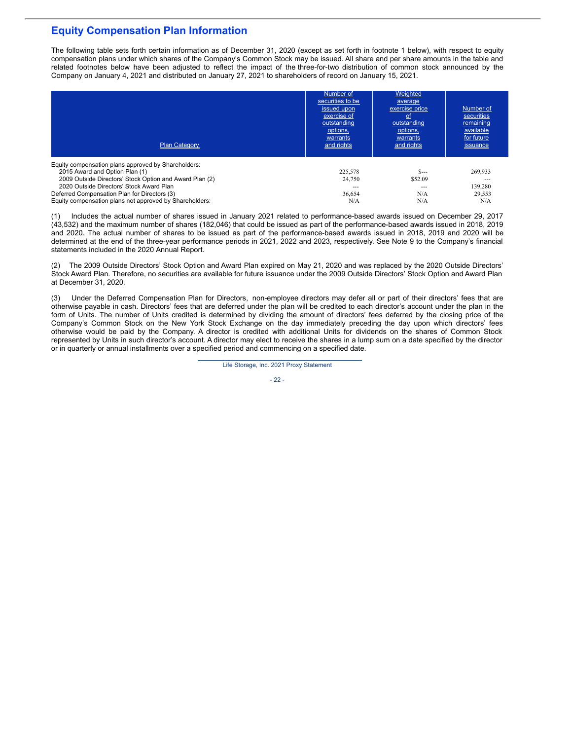## Equity Compensation Plan Information

The following table sets forth certain information as of December 31, 2020 (except as set forth in footnote 1 below), with respect to equity compensation plans under which shares of the Company's Common Stock may be issued. All share and per share amounts in the table and related footnotes below have been adjusted to reflect the impact of the three-for-two distribution of common stock announced by the Company on January 4, 2021 and distributed on January 27, 2021 to shareholders of record on January 15, 2021.

| Plan Category | Number of securities to be issued upon exercise of outstanding options, warrants and rights | Weighted average exercise price of outstanding options, warrants and rights | Number of securities remaining available for future issuance |
|---|---|---|---|
| Equity compensation plans approved by Shareholders: | | | |
| 2015 Award and Option Plan (1) | 225,578 | $--- | 269,933 |
| 2009 Outside Directors' Stock Option and Award Plan (2) | 24,750 | $52.09 | --- |
| 2020 Outside Directors' Stock Award Plan | --- | --- | 139,280 |
| Deferred Compensation Plan for Directors (3) | 36,654 | N/A | 29,553 |
| Equity compensation plans not approved by Shareholders: | N/A | N/A | N/A |

(1) Includes the actual number of shares issued in January 2021 related to performance-based awards issued on December 29, 2017 (43,532) and the maximum number of shares (182,046) that could be issued as part of the performance-based awards issued in 2018, 2019 and 2020. The actual number of shares to be issued as part of the performance-based awards issued in 2018, 2019 and 2020 will be determined at the end of the three-year performance periods in 2021, 2022 and 2023, respectively. See Note 9 to the Company's financial statements included in the 2020 Annual Report.

(2) The 2009 Outside Directors' Stock Option and Award Plan expired on May 21, 2020 and was replaced by the 2020 Outside Directors' Stock Award Plan. Therefore, no securities are available for future issuance under the 2009 Outside Directors' Stock Option and Award Plan at December 31, 2020.

(3) Under the Deferred Compensation Plan for Directors, non-employee directors may defer all or part of their directors' fees that are otherwise payable in cash. Directors' fees that are deferred under the plan will be credited to each director's account under the plan in the form of Units. The number of Units credited is determined by dividing the amount of directors' fees deferred by the closing price of the Company's Common Stock on the New York Stock Exchange on the day immediately preceding the day upon which directors' fees otherwise would be paid by the Company. A director is credited with additional Units for dividends on the shares of Common Stock represented by Units in such director's account. A director may elect to receive the shares in a lump sum on a date specified by the director or in quarterly or annual installments over a specified period and commencing on a specified date.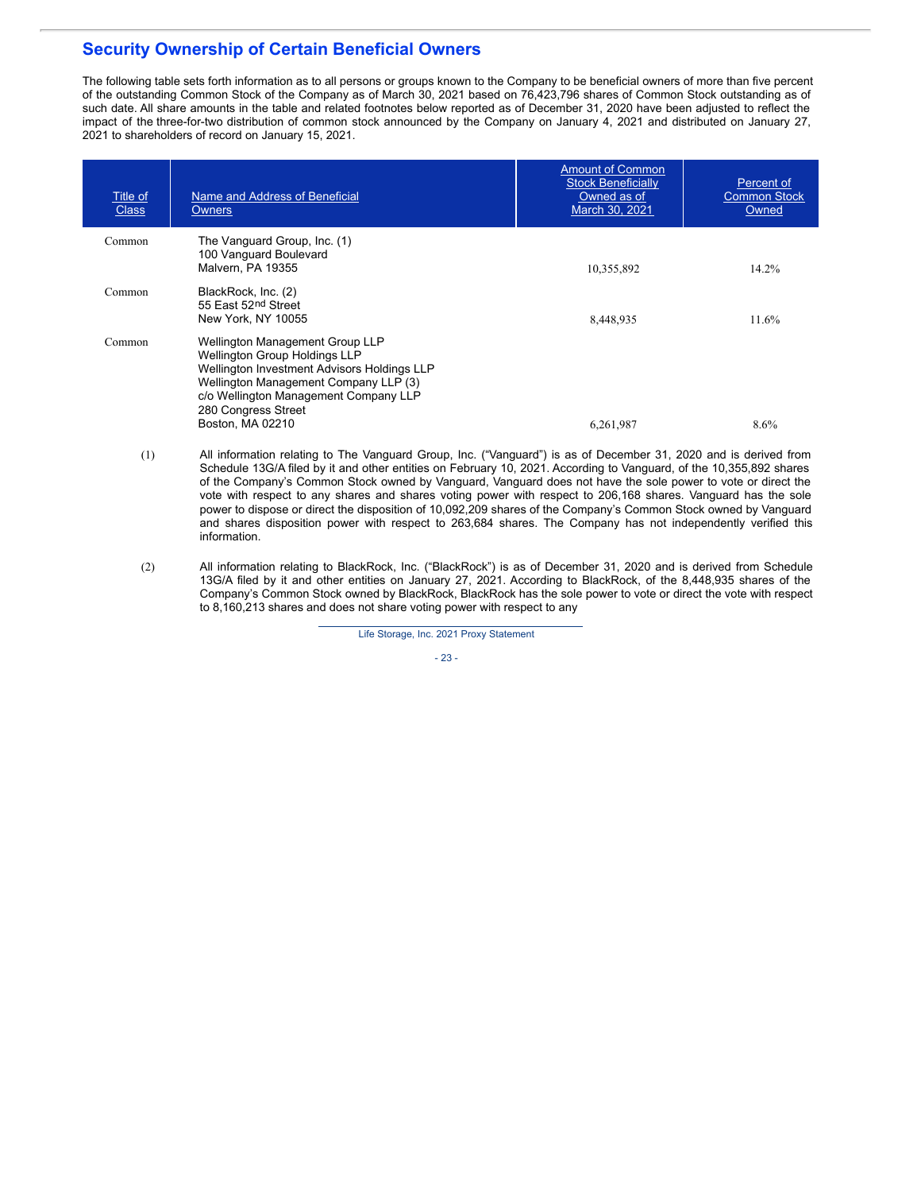## Security Ownership of Certain Beneficial Owners

The following table sets forth information as to all persons or groups known to the Company to be beneficial owners of more than five percent of the outstanding Common Stock of the Company as of March 30, 2021 based on 76,423,796 shares of Common Stock outstanding as of such date. All share amounts in the table and related footnotes below reported as of December 31, 2020 have been adjusted to reflect the impact of the three-for-two distribution of common stock announced by the Company on January 4, 2021 and distributed on January 27, 2021 to shareholders of record on January 15, 2021.

| Title of Class | Name and Address of Beneficial Owners | Amount of Common Stock Beneficially Owned as of March 30, 2021 | Percent of Common Stock Owned |
|---|---|---|---|
| Common | The Vanguard Group, Inc. (1)<br>100 Vanguard Boulevard<br>Malvern, PA 19355 | 10,355,892 | 14.2% |
| Common | BlackRock, Inc. (2)<br>55 East 52nd Street<br>New York, NY 10055 | 8,448,935 | 11.6% |
| Common | Wellington Management Group LLP<br>Wellington Group Holdings LLP<br>Wellington Investment Advisors Holdings LLP<br>Wellington Management Company LLP (3)<br>c/o Wellington Management Company LLP<br>280 Congress Street<br>Boston, MA 02210 | 6,261,987 | 8.6% |

(1) All information relating to The Vanguard Group, Inc. ("Vanguard") is as of December 31, 2020 and is derived from Schedule 13G/A filed by it and other entities on February 10, 2021. According to Vanguard, of the 10,355,892 shares of the Company's Common Stock owned by Vanguard, Vanguard does not have the sole power to vote or direct the vote with respect to any shares and shares voting power with respect to 206,168 shares. Vanguard has the sole power to dispose or direct the disposition of 10,092,209 shares of the Company's Common Stock owned by Vanguard and shares disposition power with respect to 263,684 shares. The Company has not independently verified this information.

(2) All information relating to BlackRock, Inc. ("BlackRock") is as of December 31, 2020 and is derived from Schedule 13G/A filed by it and other entities on January 27, 2021. According to BlackRock, of the 8,448,935 shares of the Company's Common Stock owned by BlackRock, BlackRock has the sole power to vote or direct the vote with respect to 8,160,213 shares and does not share voting power with respect to any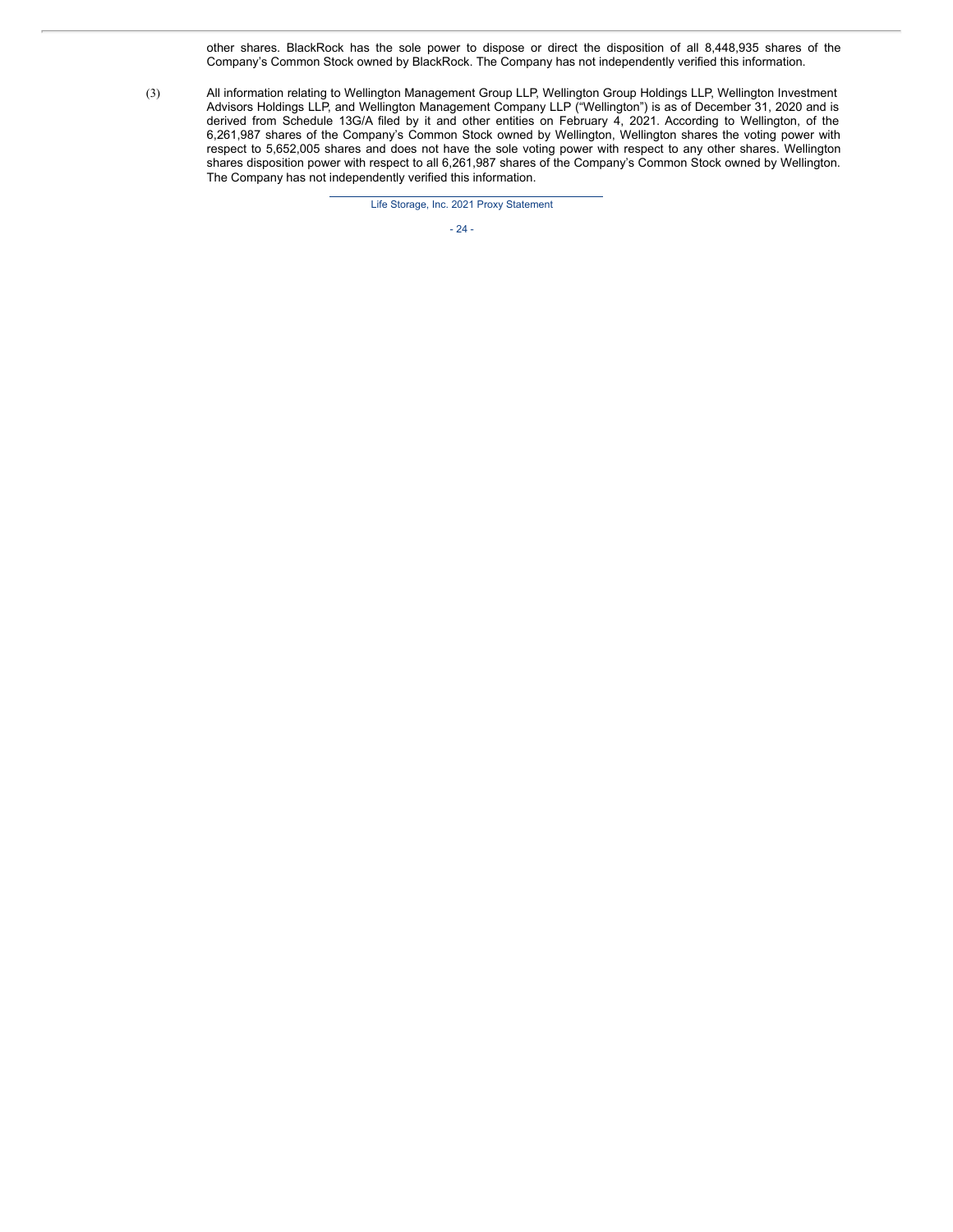other shares. BlackRock has the sole power to dispose or direct the disposition of all 8,448,935 shares of the Company's Common Stock owned by BlackRock. The Company has not independently verified this information.

(3) All information relating to Wellington Management Group LLP, Wellington Group Holdings LLP, Wellington Investment Advisors Holdings LLP, and Wellington Management Company LLP ("Wellington") is as of December 31, 2020 and is derived from Schedule 13G/A filed by it and other entities on February 4, 2021. According to Wellington, of the 6,261,987 shares of the Company's Common Stock owned by Wellington, Wellington shares the voting power with respect to 5,652,005 shares and does not have the sole voting power with respect to any other shares. Wellington shares disposition power with respect to all 6,261,987 shares of the Company's Common Stock owned by Wellington. The Company has not independently verified this information.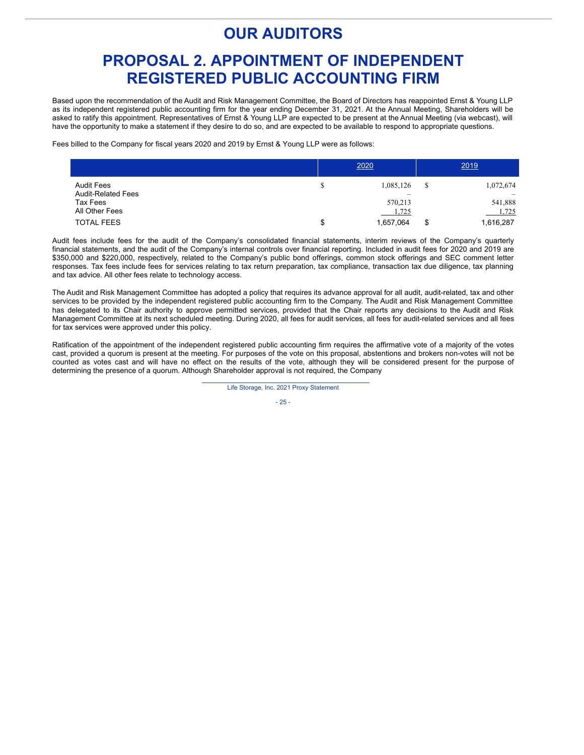# OUR AUDITORS

# PROPOSAL 2. APPOINTMENT OF INDEPENDENT REGISTERED PUBLIC ACCOUNTING FIRM

Based upon the recommendation of the Audit and Risk Management Committee, the Board of Directors has reappointed Ernst & Young LLP as its independent registered public accounting firm for the year ending December 31, 2021. At the Annual Meeting, Shareholders will be asked to ratify this appointment. Representatives of Ernst & Young LLP are expected to be present at the Annual Meeting (via webcast), will have the opportunity to make a statement if they desire to do so, and are expected to be available to respond to appropriate questions.

Fees billed to the Company for fiscal years 2020 and 2019 by Ernst & Young LLP were as follows:

| | 2020 | 2019 |
|---|---|---|
| Audit Fees | $ 1,085,126 | $ 1,072,674 |
| Audit-Related Fees | – | – |
| Tax Fees | 570,213 | 541,888 |
| All Other Fees | 1,725 | 1,725 |
| TOTAL FEES | $ 1,657,064 | $ 1,616,287 |

Audit fees include fees for the audit of the Company's consolidated financial statements, interim reviews of the Company's quarterly financial statements, and the audit of the Company's internal controls over financial reporting. Included in audit fees for 2020 and 2019 are $350,000 and $220,000, respectively, related to the Company's public bond offerings, common stock offerings and SEC comment letter responses. Tax fees include fees for services relating to tax return preparation, tax compliance, transaction tax due diligence, tax planning and tax advice. All other fees relate to technology access.

The Audit and Risk Management Committee has adopted a policy that requires its advance approval for all audit, audit-related, tax and other services to be provided by the independent registered public accounting firm to the Company. The Audit and Risk Management Committee has delegated to its Chair authority to approve permitted services, provided that the Chair reports any decisions to the Audit and Risk Management Committee at its next scheduled meeting. During 2020, all fees for audit services, all fees for audit-related services and all fees for tax services were approved under this policy.

Ratification of the appointment of the independent registered public accounting firm requires the affirmative vote of a majority of the votes cast, provided a quorum is present at the meeting. For purposes of the vote on this proposal, abstentions and brokers non-votes will not be counted as votes cast and will have no effect on the results of the vote, although they will be considered present for the purpose of determining the presence of a quorum. Although Shareholder approval is not required, the Company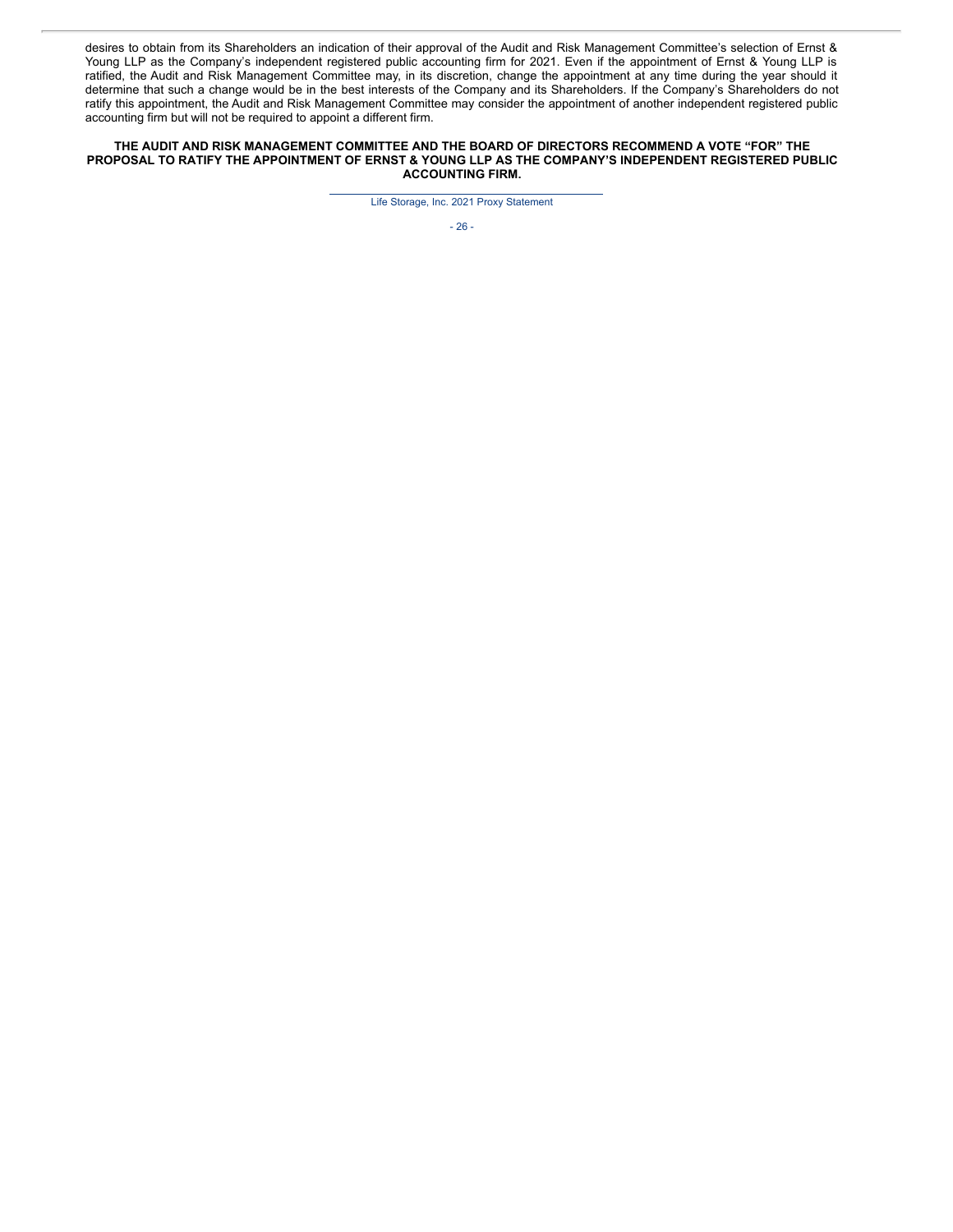desires to obtain from its Shareholders an indication of their approval of the Audit and Risk Management Committee's selection of Ernst & Young LLP as the Company's independent registered public accounting firm for 2021. Even if the appointment of Ernst & Young LLP is ratified, the Audit and Risk Management Committee may, in its discretion, change the appointment at any time during the year should it determine that such a change would be in the best interests of the Company and its Shareholders. If the Company's Shareholders do not ratify this appointment, the Audit and Risk Management Committee may consider the appointment of another independent registered public accounting firm but will not be required to appoint a different firm.

**THE AUDIT AND RISK MANAGEMENT COMMITTEE AND THE BOARD OF DIRECTORS RECOMMEND A VOTE "FOR" THE PROPOSAL TO RATIFY THE APPOINTMENT OF ERNST & YOUNG LLP AS THE COMPANY'S INDEPENDENT REGISTERED PUBLIC ACCOUNTING FIRM.**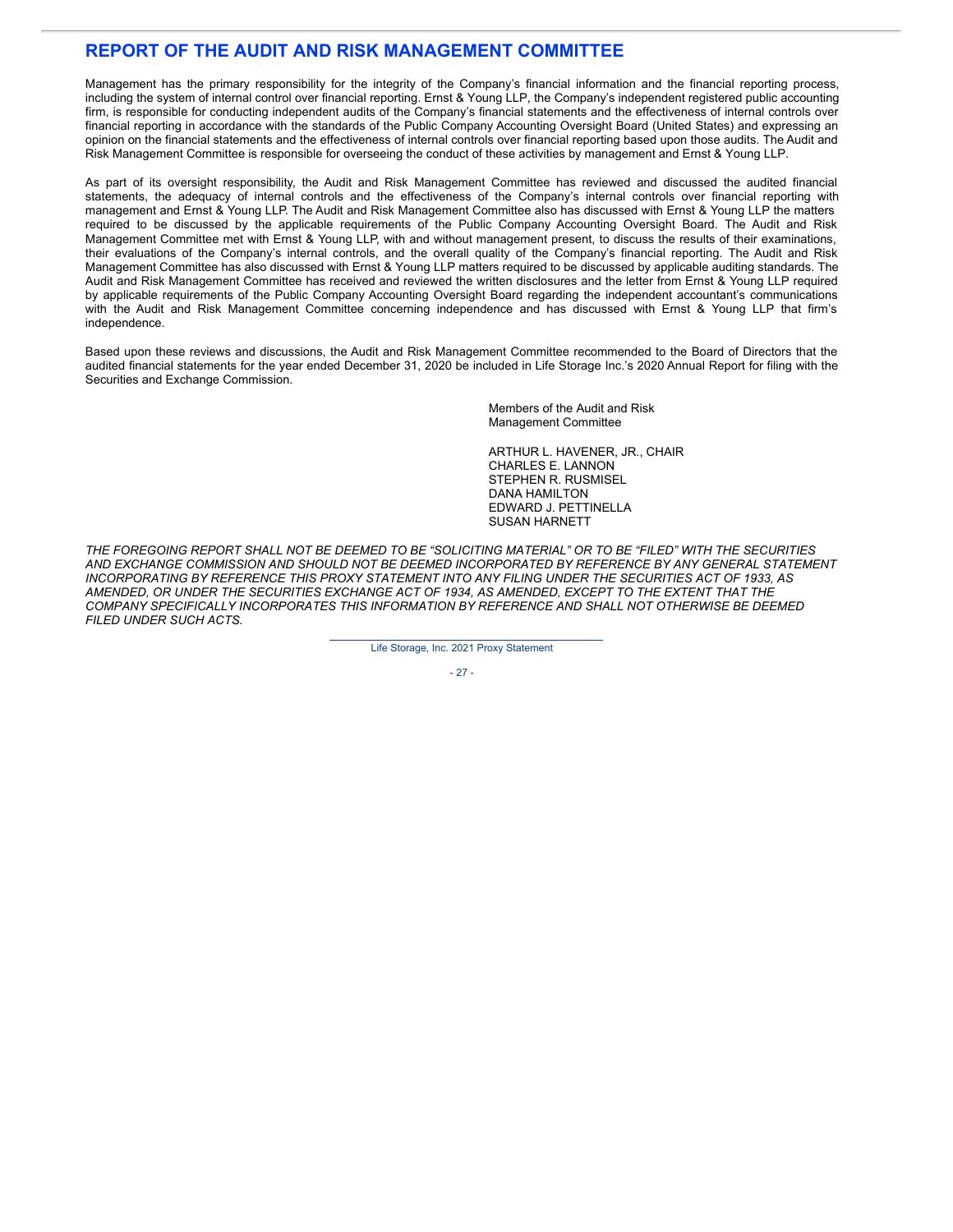## REPORT OF THE AUDIT AND RISK MANAGEMENT COMMITTEE

Management has the primary responsibility for the integrity of the Company's financial information and the financial reporting process, including the system of internal control over financial reporting. Ernst & Young LLP, the Company's independent registered public accounting firm, is responsible for conducting independent audits of the Company's financial statements and the effectiveness of internal controls over financial reporting in accordance with the standards of the Public Company Accounting Oversight Board (United States) and expressing an opinion on the financial statements and the effectiveness of internal controls over financial reporting based upon those audits. The Audit and Risk Management Committee is responsible for overseeing the conduct of these activities by management and Ernst & Young LLP.

As part of its oversight responsibility, the Audit and Risk Management Committee has reviewed and discussed the audited financial statements, the adequacy of internal controls and the effectiveness of the Company's internal controls over financial reporting with management and Ernst & Young LLP. The Audit and Risk Management Committee also has discussed with Ernst & Young LLP the matters required to be discussed by the applicable requirements of the Public Company Accounting Oversight Board. The Audit and Risk Management Committee met with Ernst & Young LLP, with and without management present, to discuss the results of their examinations, their evaluations of the Company's internal controls, and the overall quality of the Company's financial reporting. The Audit and Risk Management Committee has also discussed with Ernst & Young LLP matters required to be discussed by applicable auditing standards. The Audit and Risk Management Committee has received and reviewed the written disclosures and the letter from Ernst & Young LLP required by applicable requirements of the Public Company Accounting Oversight Board regarding the independent accountant's communications with the Audit and Risk Management Committee concerning independence and has discussed with Ernst & Young LLP that firm's independence.

Based upon these reviews and discussions, the Audit and Risk Management Committee recommended to the Board of Directors that the audited financial statements for the year ended December 31, 2020 be included in Life Storage Inc.'s 2020 Annual Report for filing with the Securities and Exchange Commission.

Members of the Audit and Risk Management Committee

ARTHUR L. HAVENER, JR., CHAIR
CHARLES E. LANNON
STEPHEN R. RUSMISEL
DANA HAMILTON
EDWARD J. PETTINELLA
SUSAN HARNETT

*THE FOREGOING REPORT SHALL NOT BE DEEMED TO BE "SOLICITING MATERIAL" OR TO BE "FILED" WITH THE SECURITIES AND EXCHANGE COMMISSION AND SHOULD NOT BE DEEMED INCORPORATED BY REFERENCE BY ANY GENERAL STATEMENT INCORPORATING BY REFERENCE THIS PROXY STATEMENT INTO ANY FILING UNDER THE SECURITIES ACT OF 1933, AS AMENDED, OR UNDER THE SECURITIES EXCHANGE ACT OF 1934, AS AMENDED, EXCEPT TO THE EXTENT THAT THE COMPANY SPECIFICALLY INCORPORATES THIS INFORMATION BY REFERENCE AND SHALL NOT OTHERWISE BE DEEMED FILED UNDER SUCH ACTS.*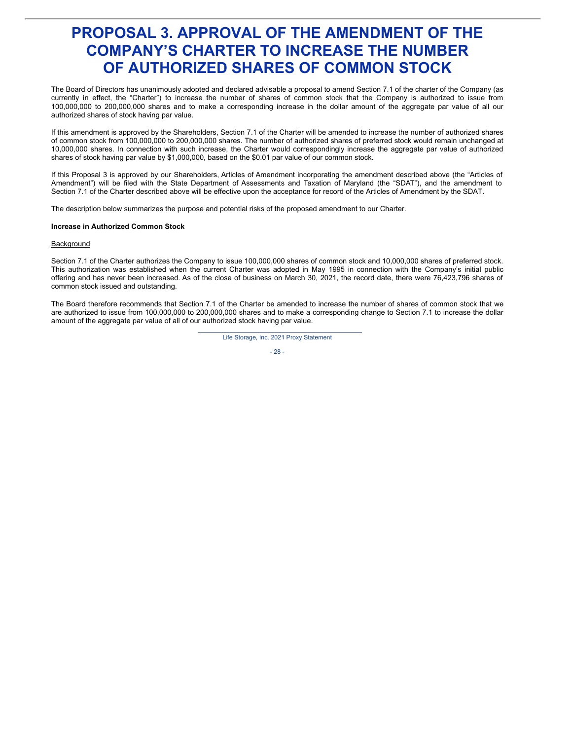# PROPOSAL 3. APPROVAL OF THE AMENDMENT OF THE COMPANY'S CHARTER TO INCREASE THE NUMBER OF AUTHORIZED SHARES OF COMMON STOCK

The Board of Directors has unanimously adopted and declared advisable a proposal to amend Section 7.1 of the charter of the Company (as currently in effect, the "Charter") to increase the number of shares of common stock that the Company is authorized to issue from 100,000,000 to 200,000,000 shares and to make a corresponding increase in the dollar amount of the aggregate par value of all our authorized shares of stock having par value.

If this amendment is approved by the Shareholders, Section 7.1 of the Charter will be amended to increase the number of authorized shares of common stock from 100,000,000 to 200,000,000 shares. The number of authorized shares of preferred stock would remain unchanged at 10,000,000 shares. In connection with such increase, the Charter would correspondingly increase the aggregate par value of authorized shares of stock having par value by $1,000,000, based on the $0.01 par value of our common stock.

If this Proposal 3 is approved by our Shareholders, Articles of Amendment incorporating the amendment described above (the "Articles of Amendment") will be filed with the State Department of Assessments and Taxation of Maryland (the "SDAT"), and the amendment to Section 7.1 of the Charter described above will be effective upon the acceptance for record of the Articles of Amendment by the SDAT.

The description below summarizes the purpose and potential risks of the proposed amendment to our Charter.

**Increase in Authorized Common Stock**

Background

Section 7.1 of the Charter authorizes the Company to issue 100,000,000 shares of common stock and 10,000,000 shares of preferred stock. This authorization was established when the current Charter was adopted in May 1995 in connection with the Company's initial public offering and has never been increased. As of the close of business on March 30, 2021, the record date, there were 76,423,796 shares of common stock issued and outstanding.

The Board therefore recommends that Section 7.1 of the Charter be amended to increase the number of shares of common stock that we are authorized to issue from 100,000,000 to 200,000,000 shares and to make a corresponding change to Section 7.1 to increase the dollar amount of the aggregate par value of all of our authorized stock having par value.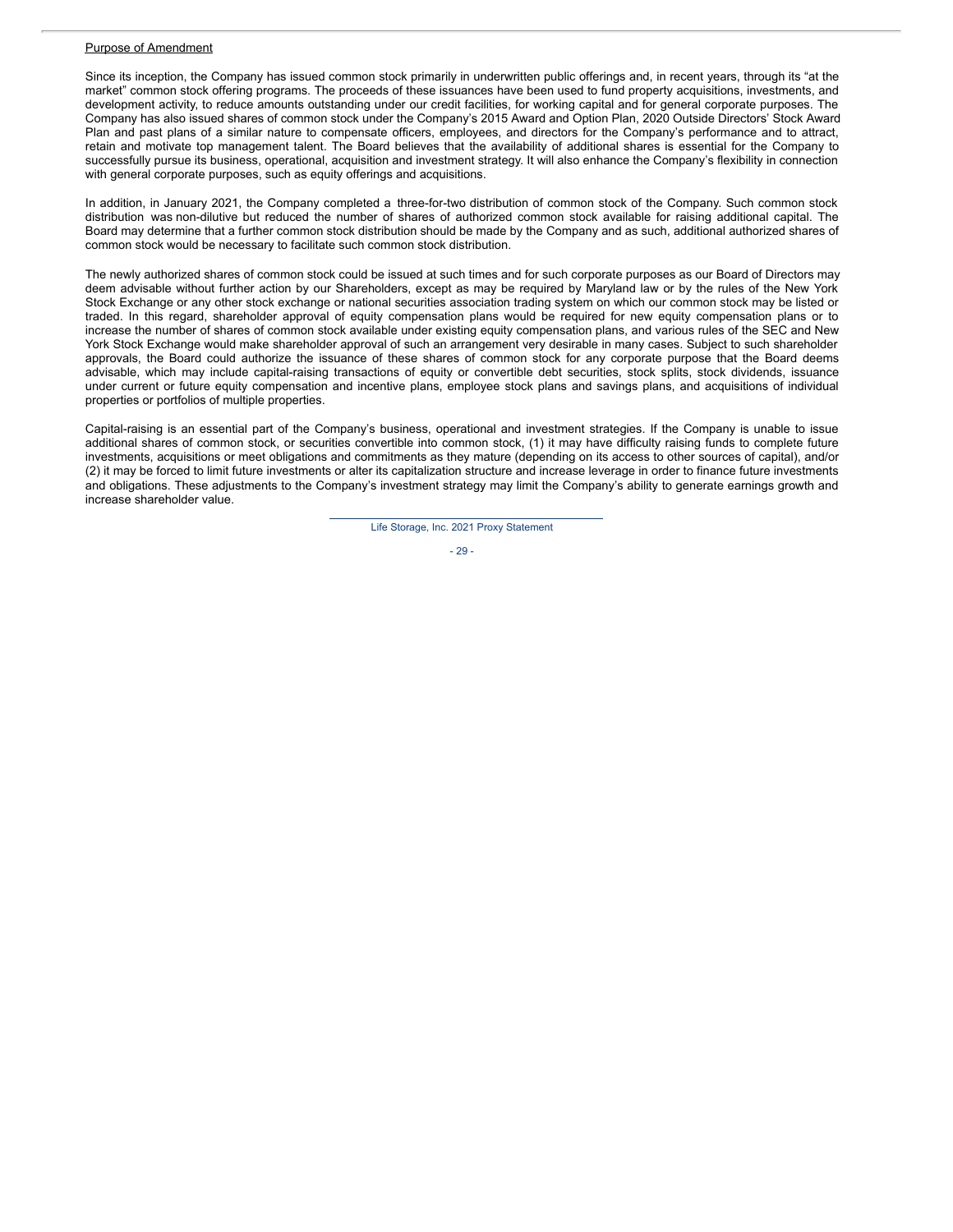Purpose of Amendment

Since its inception, the Company has issued common stock primarily in underwritten public offerings and, in recent years, through its "at the market" common stock offering programs. The proceeds of these issuances have been used to fund property acquisitions, investments, and development activity, to reduce amounts outstanding under our credit facilities, for working capital and for general corporate purposes. The Company has also issued shares of common stock under the Company's 2015 Award and Option Plan, 2020 Outside Directors' Stock Award Plan and past plans of a similar nature to compensate officers, employees, and directors for the Company's performance and to attract, retain and motivate top management talent. The Board believes that the availability of additional shares is essential for the Company to successfully pursue its business, operational, acquisition and investment strategy. It will also enhance the Company's flexibility in connection with general corporate purposes, such as equity offerings and acquisitions.

In addition, in January 2021, the Company completed a three-for-two distribution of common stock of the Company. Such common stock distribution was non-dilutive but reduced the number of shares of authorized common stock available for raising additional capital. The Board may determine that a further common stock distribution should be made by the Company and as such, additional authorized shares of common stock would be necessary to facilitate such common stock distribution.

The newly authorized shares of common stock could be issued at such times and for such corporate purposes as our Board of Directors may deem advisable without further action by our Shareholders, except as may be required by Maryland law or by the rules of the New York Stock Exchange or any other stock exchange or national securities association trading system on which our common stock may be listed or traded. In this regard, shareholder approval of equity compensation plans would be required for new equity compensation plans or to increase the number of shares of common stock available under existing equity compensation plans, and various rules of the SEC and New York Stock Exchange would make shareholder approval of such an arrangement very desirable in many cases. Subject to such shareholder approvals, the Board could authorize the issuance of these shares of common stock for any corporate purpose that the Board deems advisable, which may include capital-raising transactions of equity or convertible debt securities, stock splits, stock dividends, issuance under current or future equity compensation and incentive plans, employee stock plans and savings plans, and acquisitions of individual properties or portfolios of multiple properties.

Capital-raising is an essential part of the Company's business, operational and investment strategies. If the Company is unable to issue additional shares of common stock, or securities convertible into common stock, (1) it may have difficulty raising funds to complete future investments, acquisitions or meet obligations and commitments as they mature (depending on its access to other sources of capital), and/or (2) it may be forced to limit future investments or alter its capitalization structure and increase leverage in order to finance future investments and obligations. These adjustments to the Company's investment strategy may limit the Company's ability to generate earnings growth and increase shareholder value.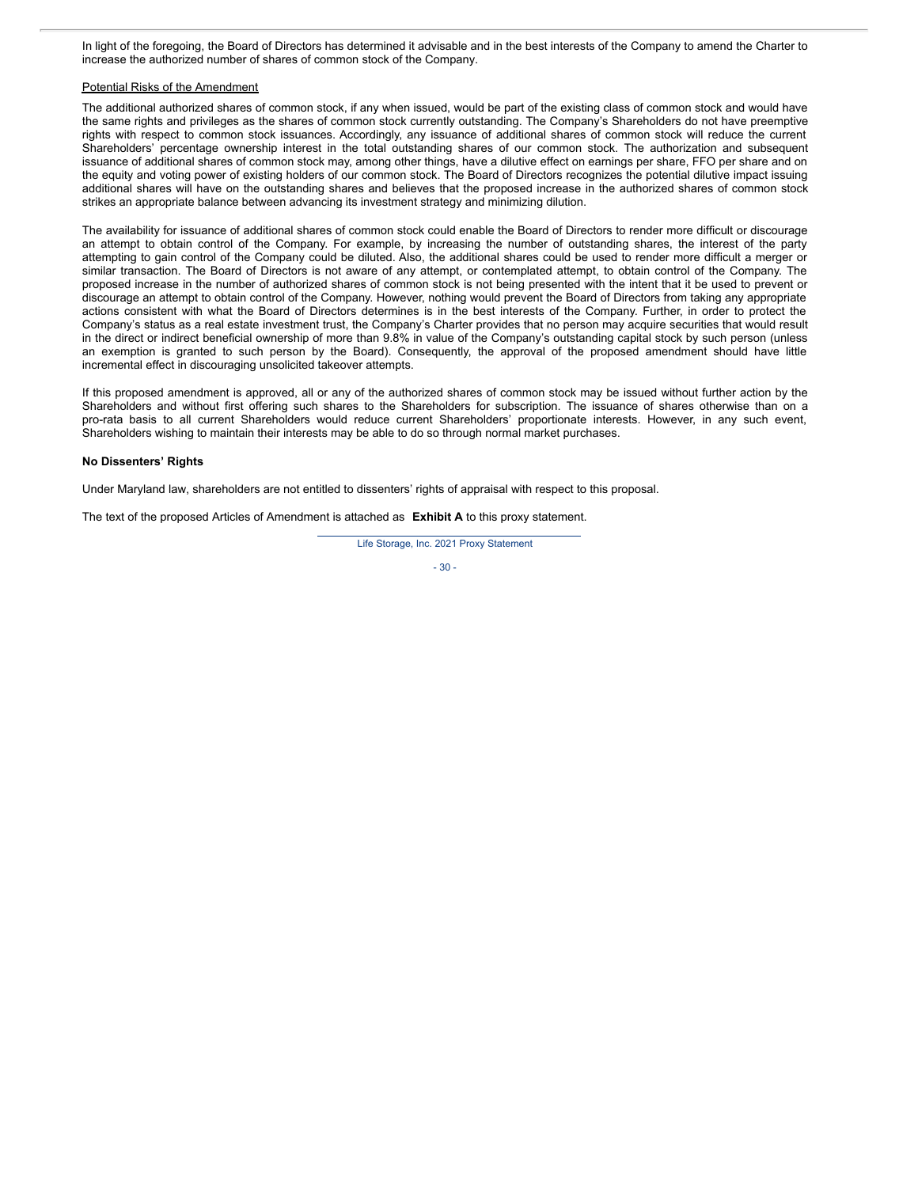In light of the foregoing, the Board of Directors has determined it advisable and in the best interests of the Company to amend the Charter to increase the authorized number of shares of common stock of the Company.

Potential Risks of the Amendment

The additional authorized shares of common stock, if any when issued, would be part of the existing class of common stock and would have the same rights and privileges as the shares of common stock currently outstanding. The Company's Shareholders do not have preemptive rights with respect to common stock issuances. Accordingly, any issuance of additional shares of common stock will reduce the current Shareholders' percentage ownership interest in the total outstanding shares of our common stock. The authorization and subsequent issuance of additional shares of common stock may, among other things, have a dilutive effect on earnings per share, FFO per share and on the equity and voting power of existing holders of our common stock. The Board of Directors recognizes the potential dilutive impact issuing additional shares will have on the outstanding shares and believes that the proposed increase in the authorized shares of common stock strikes an appropriate balance between advancing its investment strategy and minimizing dilution.

The availability for issuance of additional shares of common stock could enable the Board of Directors to render more difficult or discourage an attempt to obtain control of the Company. For example, by increasing the number of outstanding shares, the interest of the party attempting to gain control of the Company could be diluted. Also, the additional shares could be used to render more difficult a merger or similar transaction. The Board of Directors is not aware of any attempt, or contemplated attempt, to obtain control of the Company. The proposed increase in the number of authorized shares of common stock is not being presented with the intent that it be used to prevent or discourage an attempt to obtain control of the Company. However, nothing would prevent the Board of Directors from taking any appropriate actions consistent with what the Board of Directors determines is in the best interests of the Company. Further, in order to protect the Company's status as a real estate investment trust, the Company's Charter provides that no person may acquire securities that would result in the direct or indirect beneficial ownership of more than 9.8% in value of the Company's outstanding capital stock by such person (unless an exemption is granted to such person by the Board). Consequently, the approval of the proposed amendment should have little incremental effect in discouraging unsolicited takeover attempts.

If this proposed amendment is approved, all or any of the authorized shares of common stock may be issued without further action by the Shareholders and without first offering such shares to the Shareholders for subscription. The issuance of shares otherwise than on a pro-rata basis to all current Shareholders would reduce current Shareholders' proportionate interests. However, in any such event, Shareholders wishing to maintain their interests may be able to do so through normal market purchases.

**No Dissenters' Rights**

Under Maryland law, shareholders are not entitled to dissenters' rights of appraisal with respect to this proposal.

The text of the proposed Articles of Amendment is attached as **Exhibit A** to this proxy statement.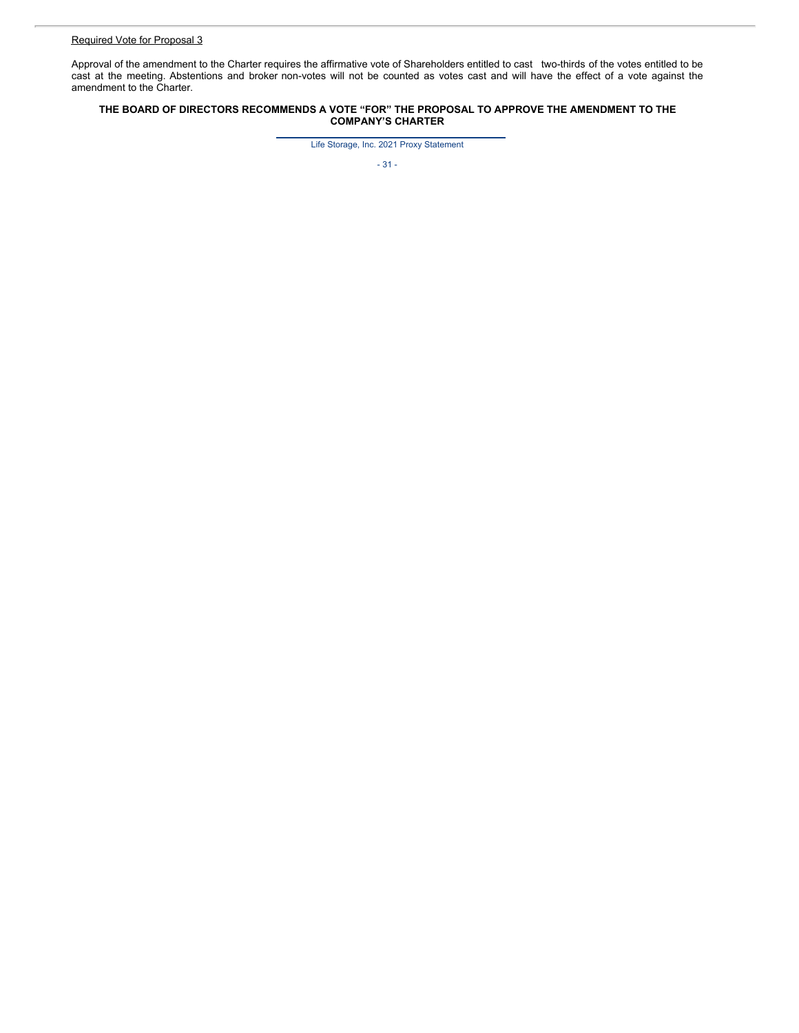Required Vote for Proposal 3

Approval of the amendment to the Charter requires the affirmative vote of Shareholders entitled to cast two-thirds of the votes entitled to be cast at the meeting. Abstentions and broker non-votes will not be counted as votes cast and will have the effect of a vote against the amendment to the Charter.

**THE BOARD OF DIRECTORS RECOMMENDS A VOTE "FOR" THE PROPOSAL TO APPROVE THE AMENDMENT TO THE COMPANY'S CHARTER**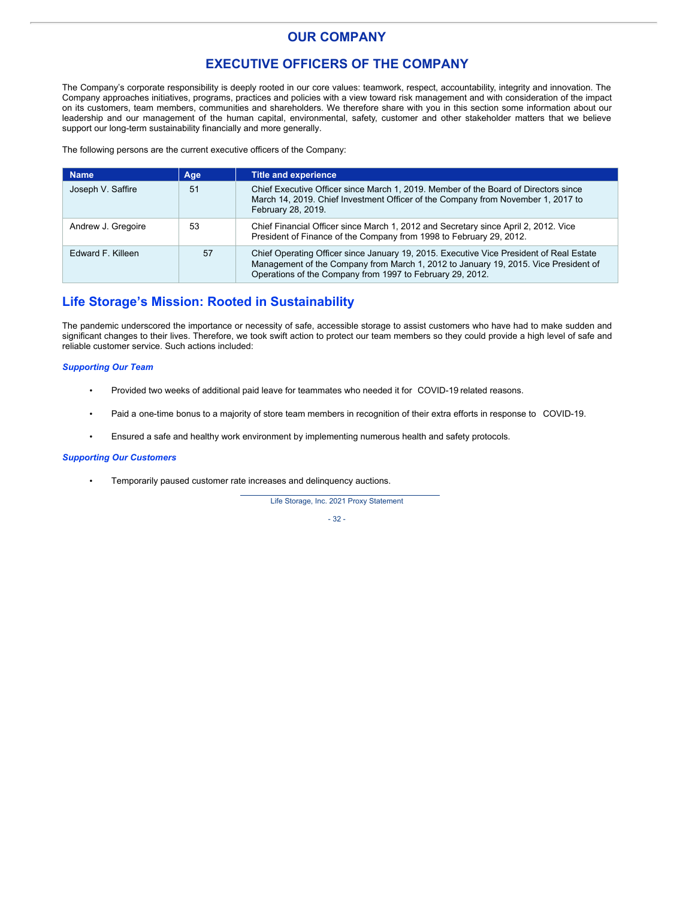# OUR COMPANY

# EXECUTIVE OFFICERS OF THE COMPANY

The Company's corporate responsibility is deeply rooted in our core values: teamwork, respect, accountability, integrity and innovation. The Company approaches initiatives, programs, practices and policies with a view toward risk management and with consideration of the impact on its customers, team members, communities and shareholders. We therefore share with you in this section some information about our leadership and our management of the human capital, environmental, safety, customer and other stakeholder matters that we believe support our long-term sustainability financially and more generally.

The following persons are the current executive officers of the Company:

| Name | Age | Title and experience |
|---|---|---|
| Joseph V. Saffire | 51 | Chief Executive Officer since March 1, 2019. Member of the Board of Directors since March 14, 2019. Chief Investment Officer of the Company from November 1, 2017 to February 28, 2019. |
| Andrew J. Gregoire | 53 | Chief Financial Officer since March 1, 2012 and Secretary since April 2, 2012. Vice President of Finance of the Company from 1998 to February 29, 2012. |
| Edward F. Killeen | 57 | Chief Operating Officer since January 19, 2015. Executive Vice President of Real Estate Management of the Company from March 1, 2012 to January 19, 2015. Vice President of Operations of the Company from 1997 to February 29, 2012. |

## Life Storage's Mission: Rooted in Sustainability

The pandemic underscored the importance or necessity of safe, accessible storage to assist customers who have had to make sudden and significant changes to their lives. Therefore, we took swift action to protect our team members so they could provide a high level of safe and reliable customer service. Such actions included:

### *Supporting Our Team*

- Provided two weeks of additional paid leave for teammates who needed it for COVID-19 related reasons.
- Paid a one-time bonus to a majority of store team members in recognition of their extra efforts in response to COVID-19.
- Ensured a safe and healthy work environment by implementing numerous health and safety protocols.

### *Supporting Our Customers*

- Temporarily paused customer rate increases and delinquency auctions.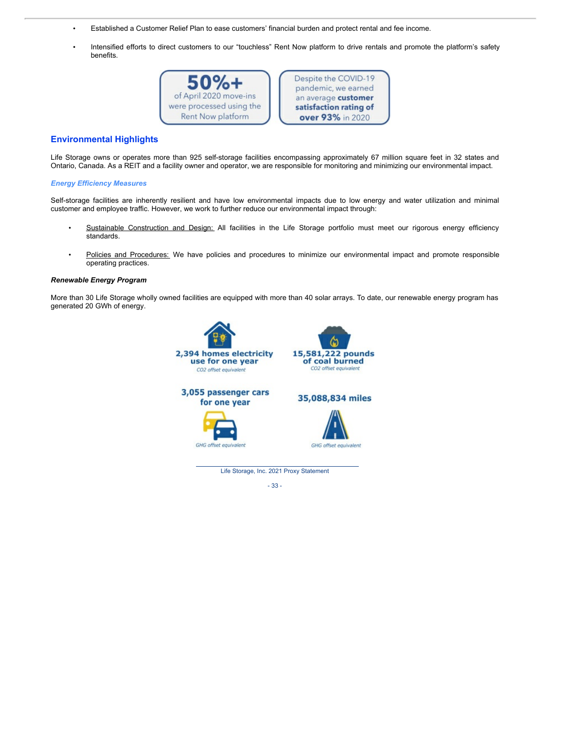- Established a Customer Relief Plan to ease customers' financial burden and protect rental and fee income.
- Intensified efforts to direct customers to our "touchless" Rent Now platform to drive rentals and promote the platform's safety benefits.

**50%+** of April 2020 move-ins were processed using the Rent Now platform

Despite the COVID-19 pandemic, we earned an average **customer satisfaction rating of over 93%** in 2020

## Environmental Highlights

Life Storage owns or operates more than 925 self-storage facilities encompassing approximately 67 million square feet in 32 states and Ontario, Canada. As a REIT and a facility owner and operator, we are responsible for monitoring and minimizing our environmental impact.

### *Energy Efficiency Measures*

Self-storage facilities are inherently resilient and have low environmental impacts due to low energy and water utilization and minimal customer and employee traffic. However, we work to further reduce our environmental impact through:

- Sustainable Construction and Design: All facilities in the Life Storage portfolio must meet our rigorous energy efficiency standards.
- Policies and Procedures: We have policies and procedures to minimize our environmental impact and promote responsible operating practices.

### *Renewable Energy Program*

More than 30 Life Storage wholly owned facilities are equipped with more than 40 solar arrays. To date, our renewable energy program has generated 20 GWh of energy.

**2,394 homes electricity use for one year**
*$CO_2$ offset equivalent*

**15,581,222 pounds of coal burned**
*$CO_2$ offset equivalent*

**3,055 passenger cars for one year**
*GHG offset equivalent*

**35,088,834 miles**
*GHG offset equivalent*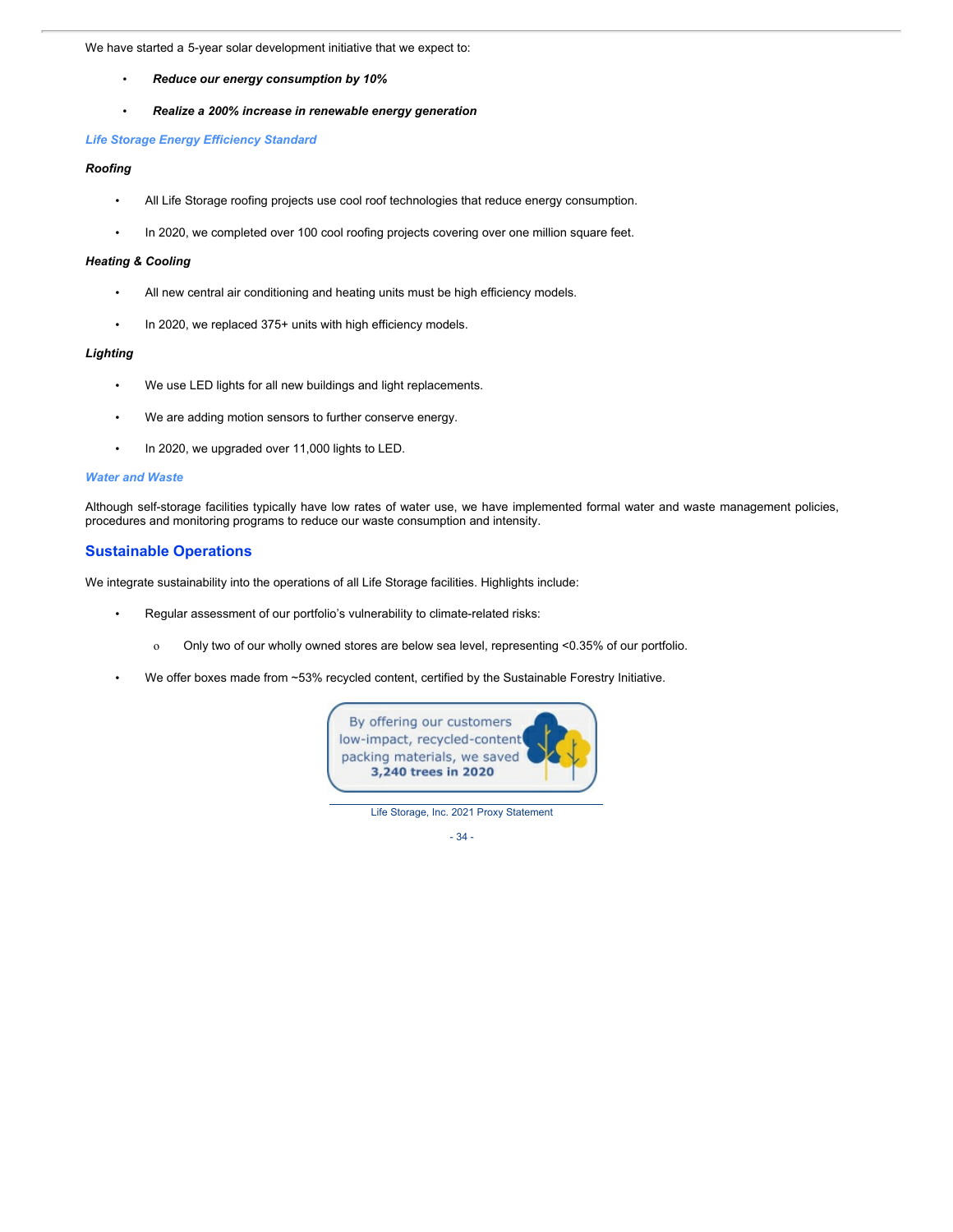We have started a 5-year solar development initiative that we expect to:

- ***Reduce our energy consumption by 10%***
- ***Realize a 200% increase in renewable energy generation***

### *Life Storage Energy Efficiency Standard*

***Roofing***

- All Life Storage roofing projects use cool roof technologies that reduce energy consumption.
- In 2020, we completed over 100 cool roofing projects covering over one million square feet.

***Heating & Cooling***

- All new central air conditioning and heating units must be high efficiency models.
- In 2020, we replaced 375+ units with high efficiency models.

***Lighting***

- We use LED lights for all new buildings and light replacements.
- We are adding motion sensors to further conserve energy.
- In 2020, we upgraded over 11,000 lights to LED.

### *Water and Waste*

Although self-storage facilities typically have low rates of water use, we have implemented formal water and waste management policies, procedures and monitoring programs to reduce our waste consumption and intensity.

## Sustainable Operations

We integrate sustainability into the operations of all Life Storage facilities. Highlights include:

- Regular assessment of our portfolio's vulnerability to climate-related risks:
  - Only two of our wholly owned stores are below sea level, representing <0.35% of our portfolio.
- We offer boxes made from ~53% recycled content, certified by the Sustainable Forestry Initiative.

By offering our customers low-impact, recycled-content packing materials, we saved **3,240 trees in 2020**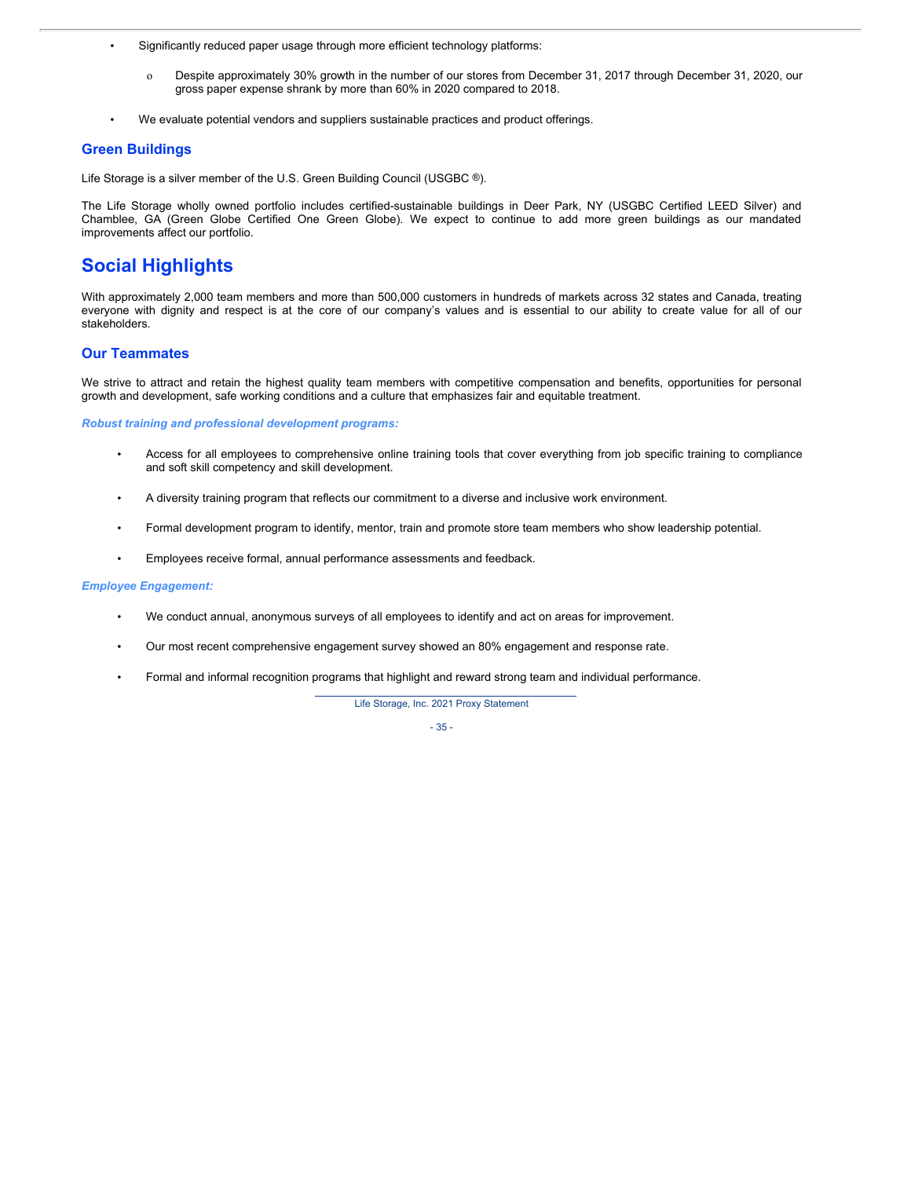- Significantly reduced paper usage through more efficient technology platforms:
  - Despite approximately 30% growth in the number of our stores from December 31, 2017 through December 31, 2020, our gross paper expense shrank by more than 60% in 2020 compared to 2018.
- We evaluate potential vendors and suppliers sustainable practices and product offerings.

## Green Buildings

Life Storage is a silver member of the U.S. Green Building Council (USGBC ®).

The Life Storage wholly owned portfolio includes certified-sustainable buildings in Deer Park, NY (USGBC Certified LEED Silver) and Chamblee, GA (Green Globe Certified One Green Globe). We expect to continue to add more green buildings as our mandated improvements affect our portfolio.

# Social Highlights

With approximately 2,000 team members and more than 500,000 customers in hundreds of markets across 32 states and Canada, treating everyone with dignity and respect is at the core of our company's values and is essential to our ability to create value for all of our stakeholders.

## Our Teammates

We strive to attract and retain the highest quality team members with competitive compensation and benefits, opportunities for personal growth and development, safe working conditions and a culture that emphasizes fair and equitable treatment.

***Robust training and professional development programs:***

- Access for all employees to comprehensive online training tools that cover everything from job specific training to compliance and soft skill competency and skill development.
- A diversity training program that reflects our commitment to a diverse and inclusive work environment.
- Formal development program to identify, mentor, train and promote store team members who show leadership potential.
- Employees receive formal, annual performance assessments and feedback.

***Employee Engagement:***

- We conduct annual, anonymous surveys of all employees to identify and act on areas for improvement.
- Our most recent comprehensive engagement survey showed an 80% engagement and response rate.
- Formal and informal recognition programs that highlight and reward strong team and individual performance.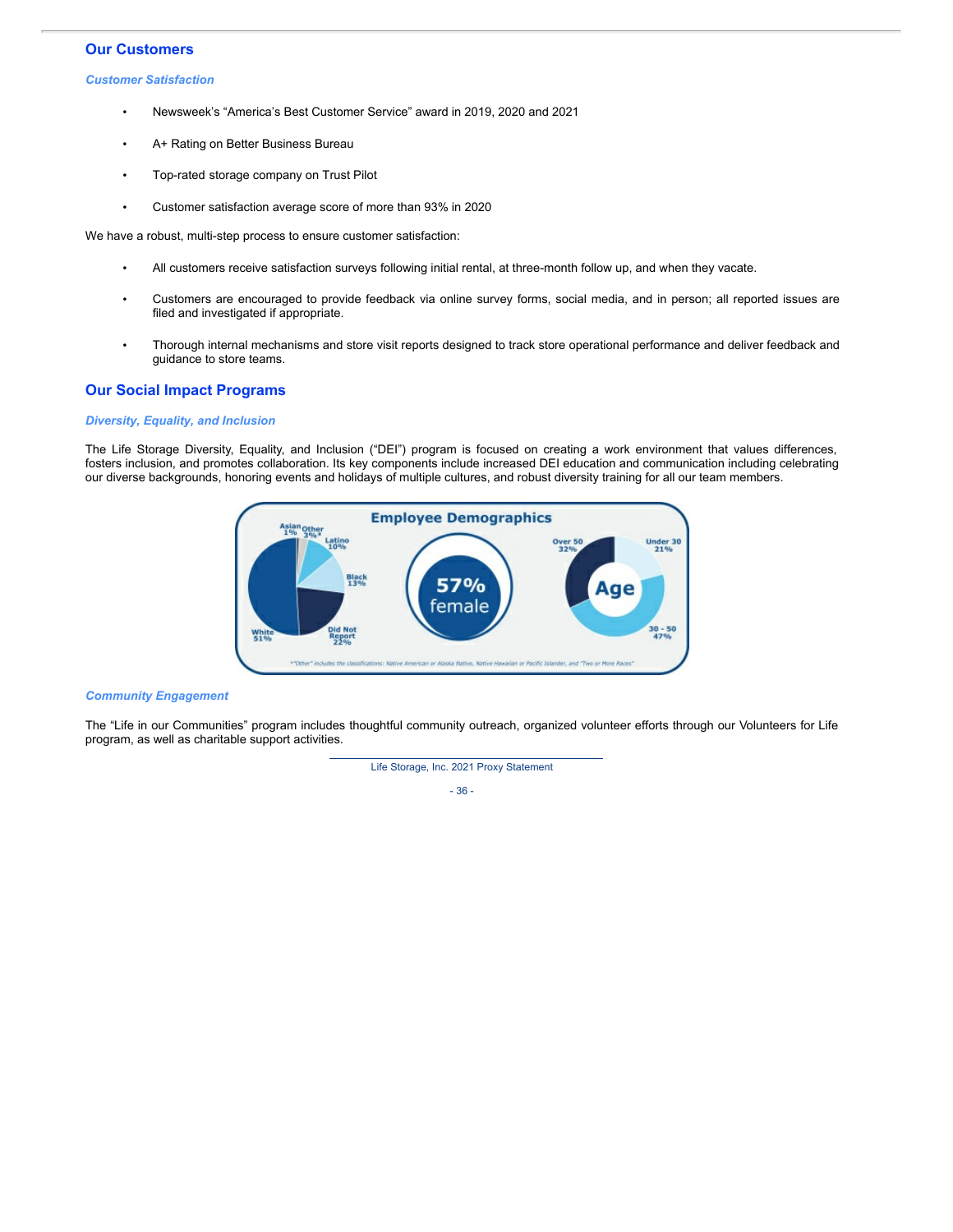## Our Customers

### *Customer Satisfaction*

- Newsweek's "America's Best Customer Service" award in 2019, 2020 and 2021
- A+ Rating on Better Business Bureau
- Top-rated storage company on Trust Pilot
- Customer satisfaction average score of more than 93% in 2020

We have a robust, multi-step process to ensure customer satisfaction:

- All customers receive satisfaction surveys following initial rental, at three-month follow up, and when they vacate.
- Customers are encouraged to provide feedback via online survey forms, social media, and in person; all reported issues are filed and investigated if appropriate.
- Thorough internal mechanisms and store visit reports designed to track store operational performance and deliver feedback and guidance to store teams.

## Our Social Impact Programs

### *Diversity, Equality, and Inclusion*

The Life Storage Diversity, Equality, and Inclusion ("DEI") program is focused on creating a work environment that values differences, fosters inclusion, and promotes collaboration. Its key components include increased DEI education and communication including celebrating our diverse backgrounds, honoring events and holidays of multiple cultures, and robust diversity training for all our team members.

**Employee Demographics**

White 51%, Did Not Report 22%, Black 13%, Latino 10%, Other 3%*, Asian 1%

57% female

Age: Under 30 21%, 30 - 50 47%, Over 50 32%

*"Other" includes the classifications: Native American or Alaska Native, Native Hawaiian or Pacific Islander, and "Two or More Races"

### *Community Engagement*

The "Life in our Communities" program includes thoughtful community outreach, organized volunteer efforts through our Volunteers for Life program, as well as charitable support activities.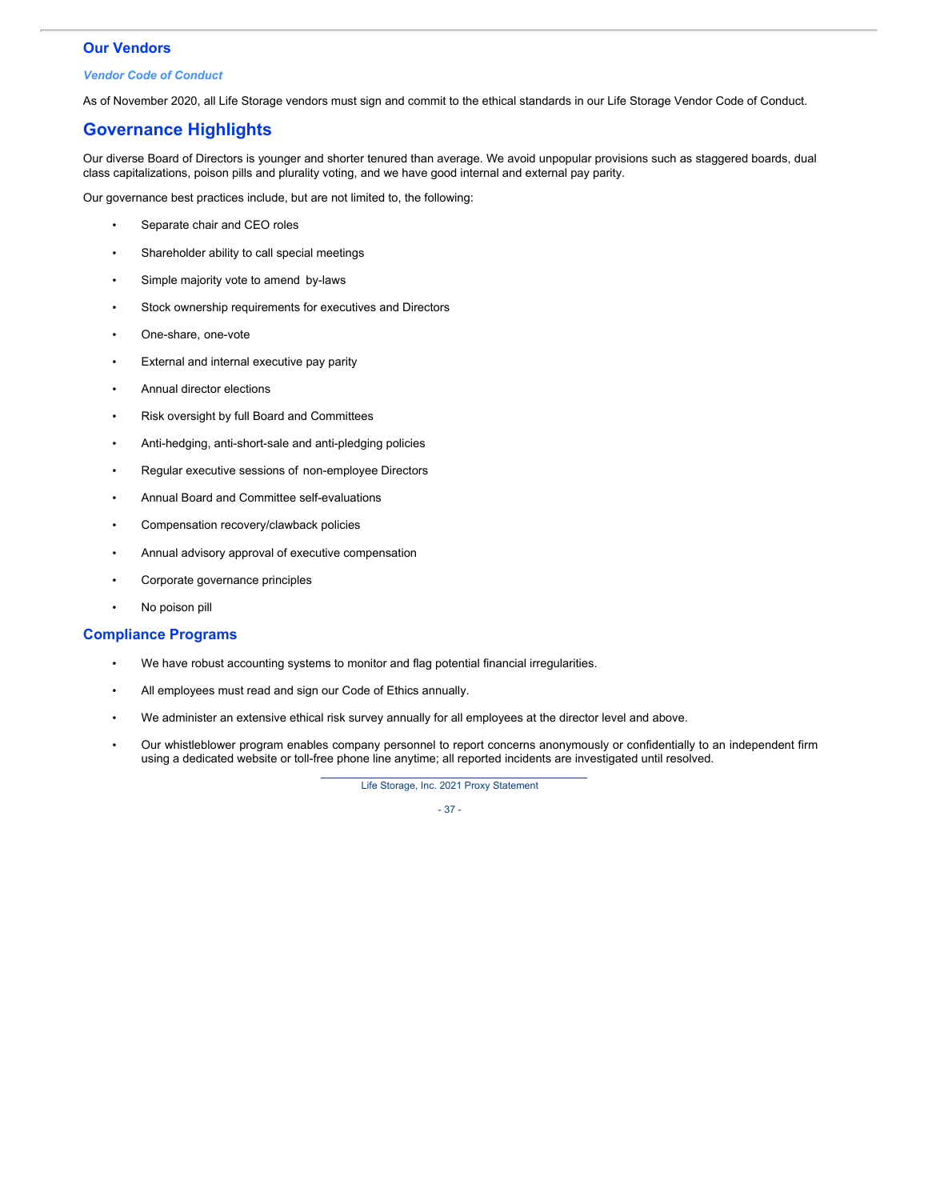## Our Vendors

### *Vendor Code of Conduct*

As of November 2020, all Life Storage vendors must sign and commit to the ethical standards in our Life Storage Vendor Code of Conduct.

## Governance Highlights

Our diverse Board of Directors is younger and shorter tenured than average. We avoid unpopular provisions such as staggered boards, dual class capitalizations, poison pills and plurality voting, and we have good internal and external pay parity.

Our governance best practices include, but are not limited to, the following:

- Separate chair and CEO roles
- Shareholder ability to call special meetings
- Simple majority vote to amend by-laws
- Stock ownership requirements for executives and Directors
- One-share, one-vote
- External and internal executive pay parity
- Annual director elections
- Risk oversight by full Board and Committees
- Anti-hedging, anti-short-sale and anti-pledging policies
- Regular executive sessions of non-employee Directors
- Annual Board and Committee self-evaluations
- Compensation recovery/clawback policies
- Annual advisory approval of executive compensation
- Corporate governance principles
- No poison pill

## Compliance Programs

- We have robust accounting systems to monitor and flag potential financial irregularities.
- All employees must read and sign our Code of Ethics annually.
- We administer an extensive ethical risk survey annually for all employees at the director level and above.
- Our whistleblower program enables company personnel to report concerns anonymously or confidentially to an independent firm using a dedicated website or toll-free phone line anytime; all reported incidents are investigated until resolved.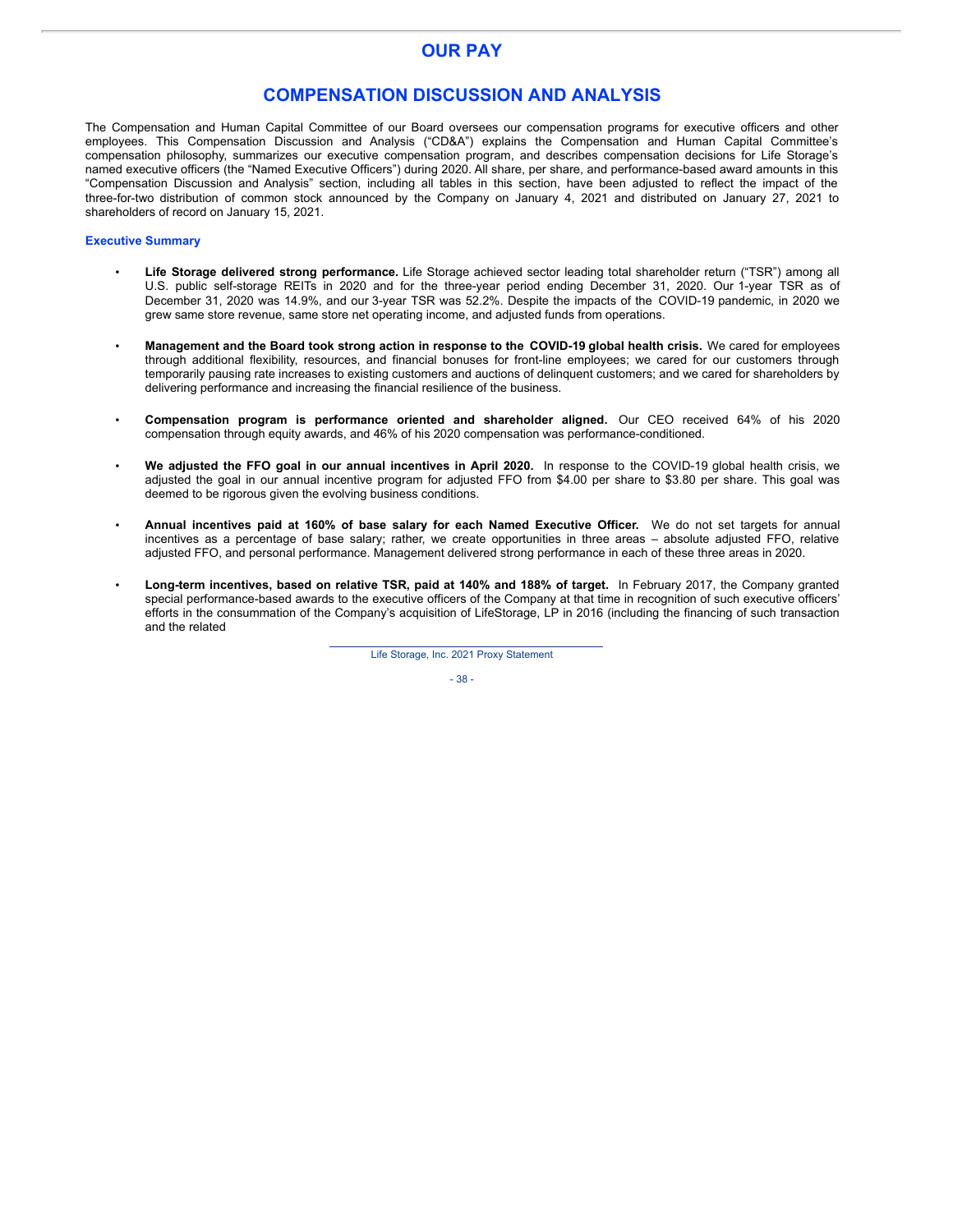# OUR PAY

## COMPENSATION DISCUSSION AND ANALYSIS

The Compensation and Human Capital Committee of our Board oversees our compensation programs for executive officers and other employees. This Compensation Discussion and Analysis ("CD&A") explains the Compensation and Human Capital Committee's compensation philosophy, summarizes our executive compensation program, and describes compensation decisions for Life Storage's named executive officers (the "Named Executive Officers") during 2020. All share, per share, and performance-based award amounts in this "Compensation Discussion and Analysis" section, including all tables in this section, have been adjusted to reflect the impact of the three-for-two distribution of common stock announced by the Company on January 4, 2021 and distributed on January 27, 2021 to shareholders of record on January 15, 2021.

### Executive Summary

- **Life Storage delivered strong performance.** Life Storage achieved sector leading total shareholder return ("TSR") among all U.S. public self-storage REITs in 2020 and for the three-year period ending December 31, 2020. Our 1-year TSR as of December 31, 2020 was 14.9%, and our 3-year TSR was 52.2%. Despite the impacts of the COVID-19 pandemic, in 2020 we grew same store revenue, same store net operating income, and adjusted funds from operations.

- **Management and the Board took strong action in response to the COVID-19 global health crisis.** We cared for employees through additional flexibility, resources, and financial bonuses for front-line employees; we cared for our customers through temporarily pausing rate increases to existing customers and auctions of delinquent customers; and we cared for shareholders by delivering performance and increasing the financial resilience of the business.

- **Compensation program is performance oriented and shareholder aligned.** Our CEO received 64% of his 2020 compensation through equity awards, and 46% of his 2020 compensation was performance-conditioned.

- **We adjusted the FFO goal in our annual incentives in April 2020.** In response to the COVID-19 global health crisis, we adjusted the goal in our annual incentive program for adjusted FFO from $4.00 per share to $3.80 per share. This goal was deemed to be rigorous given the evolving business conditions.

- **Annual incentives paid at 160% of base salary for each Named Executive Officer.** We do not set targets for annual incentives as a percentage of base salary; rather, we create opportunities in three areas – absolute adjusted FFO, relative adjusted FFO, and personal performance. Management delivered strong performance in each of these three areas in 2020.

- **Long-term incentives, based on relative TSR, paid at 140% and 188% of target.** In February 2017, the Company granted special performance-based awards to the executive officers of the Company at that time in recognition of such executive officers' efforts in the consummation of the Company's acquisition of LifeStorage, LP in 2016 (including the financing of such transaction and the related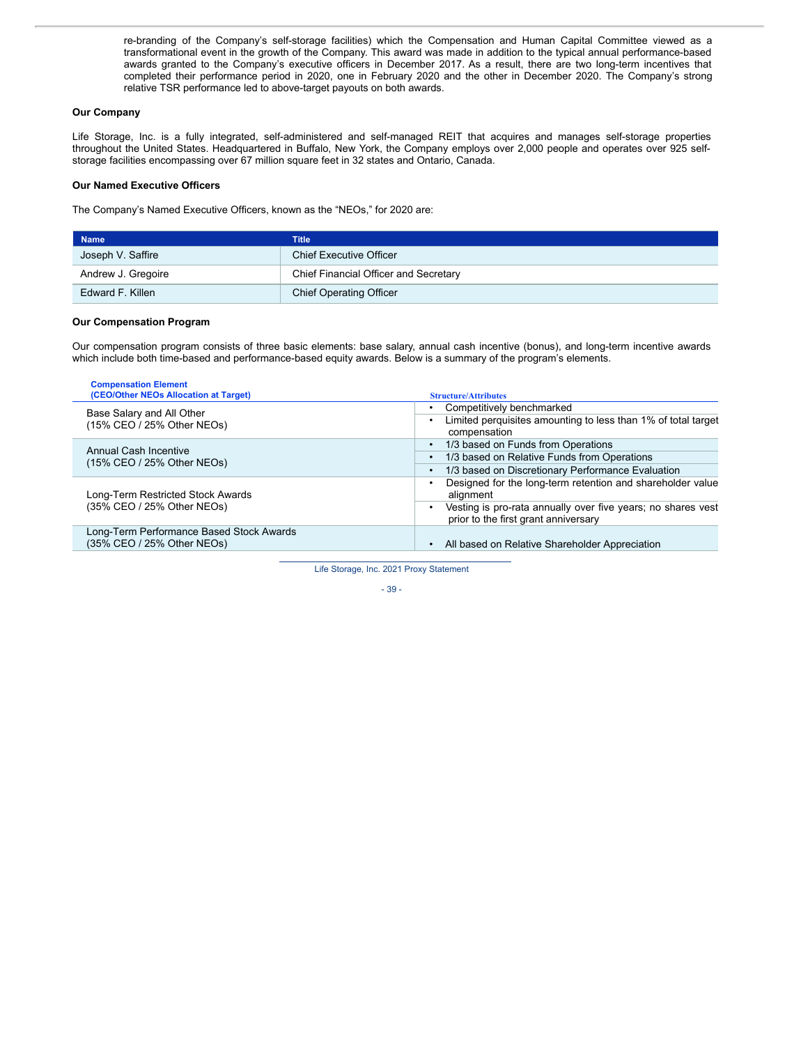re-branding of the Company's self-storage facilities) which the Compensation and Human Capital Committee viewed as a transformational event in the growth of the Company. This award was made in addition to the typical annual performance-based awards granted to the Company's executive officers in December 2017. As a result, there are two long-term incentives that completed their performance period in 2020, one in February 2020 and the other in December 2020. The Company's strong relative TSR performance led to above-target payouts on both awards.

**Our Company**

Life Storage, Inc. is a fully integrated, self-administered and self-managed REIT that acquires and manages self-storage properties throughout the United States. Headquartered in Buffalo, New York, the Company employs over 2,000 people and operates over 925 self-storage facilities encompassing over 67 million square feet in 32 states and Ontario, Canada.

**Our Named Executive Officers**

The Company's Named Executive Officers, known as the "NEOs," for 2020 are:

| Name | Title |
|---|---|
| Joseph V. Saffire | Chief Executive Officer |
| Andrew J. Gregoire | Chief Financial Officer and Secretary |
| Edward F. Killen | Chief Operating Officer |

**Our Compensation Program**

Our compensation program consists of three basic elements: base salary, annual cash incentive (bonus), and long-term incentive awards which include both time-based and performance-based equity awards. Below is a summary of the program's elements.

| Compensation Element (CEO/Other NEOs Allocation at Target) | Structure/Attributes |
|---|---|
| Base Salary and All Other (15% CEO / 25% Other NEOs) | • Competitively benchmarked<br>• Limited perquisites amounting to less than 1% of total target compensation |
| Annual Cash Incentive (15% CEO / 25% Other NEOs) | • 1/3 based on Funds from Operations<br>• 1/3 based on Relative Funds from Operations<br>• 1/3 based on Discretionary Performance Evaluation |
| Long-Term Restricted Stock Awards (35% CEO / 25% Other NEOs) | • Designed for the long-term retention and shareholder value alignment<br>• Vesting is pro-rata annually over five years; no shares vest prior to the first grant anniversary |
| Long-Term Performance Based Stock Awards (35% CEO / 25% Other NEOs) | • All based on Relative Shareholder Appreciation |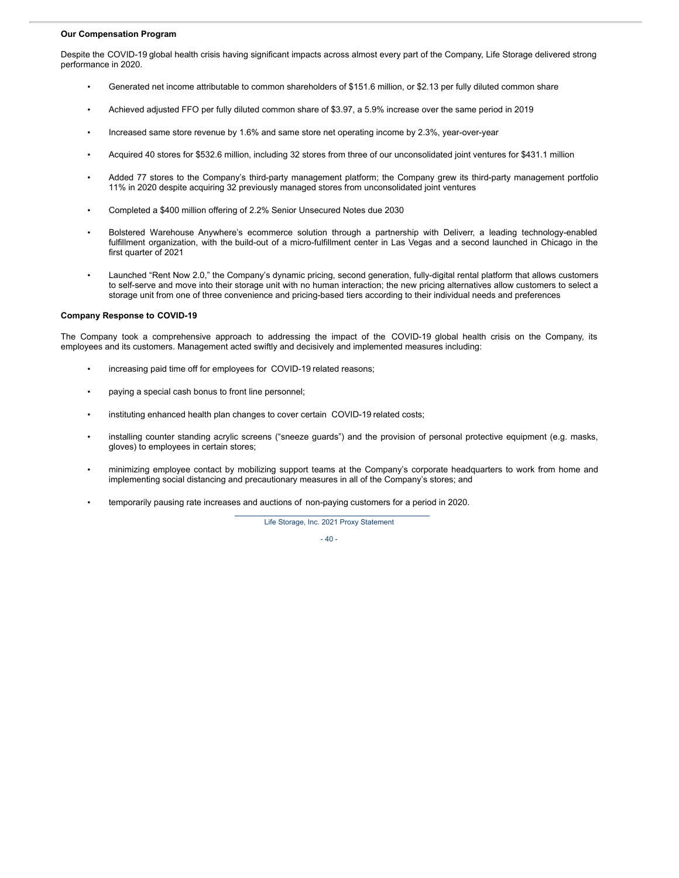**Our Compensation Program**

Despite the COVID-19 global health crisis having significant impacts across almost every part of the Company, Life Storage delivered strong performance in 2020.

- Generated net income attributable to common shareholders of $151.6 million, or $2.13 per fully diluted common share
- Achieved adjusted FFO per fully diluted common share of $3.97, a 5.9% increase over the same period in 2019
- Increased same store revenue by 1.6% and same store net operating income by 2.3%, year-over-year
- Acquired 40 stores for $532.6 million, including 32 stores from three of our unconsolidated joint ventures for $431.1 million
- Added 77 stores to the Company's third-party management platform; the Company grew its third-party management portfolio 11% in 2020 despite acquiring 32 previously managed stores from unconsolidated joint ventures
- Completed a $400 million offering of 2.2% Senior Unsecured Notes due 2030
- Bolstered Warehouse Anywhere's ecommerce solution through a partnership with Deliverr, a leading technology-enabled fulfillment organization, with the build-out of a micro-fulfillment center in Las Vegas and a second launched in Chicago in the first quarter of 2021
- Launched "Rent Now 2.0," the Company's dynamic pricing, second generation, fully-digital rental platform that allows customers to self-serve and move into their storage unit with no human interaction; the new pricing alternatives allow customers to select a storage unit from one of three convenience and pricing-based tiers according to their individual needs and preferences

**Company Response to COVID-19**

The Company took a comprehensive approach to addressing the impact of the COVID-19 global health crisis on the Company, its employees and its customers. Management acted swiftly and decisively and implemented measures including:

- increasing paid time off for employees for COVID-19 related reasons;
- paying a special cash bonus to front line personnel;
- instituting enhanced health plan changes to cover certain COVID-19 related costs;
- installing counter standing acrylic screens ("sneeze guards") and the provision of personal protective equipment (e.g. masks, gloves) to employees in certain stores;
- minimizing employee contact by mobilizing support teams at the Company's corporate headquarters to work from home and implementing social distancing and precautionary measures in all of the Company's stores; and
- temporarily pausing rate increases and auctions of non-paying customers for a period in 2020.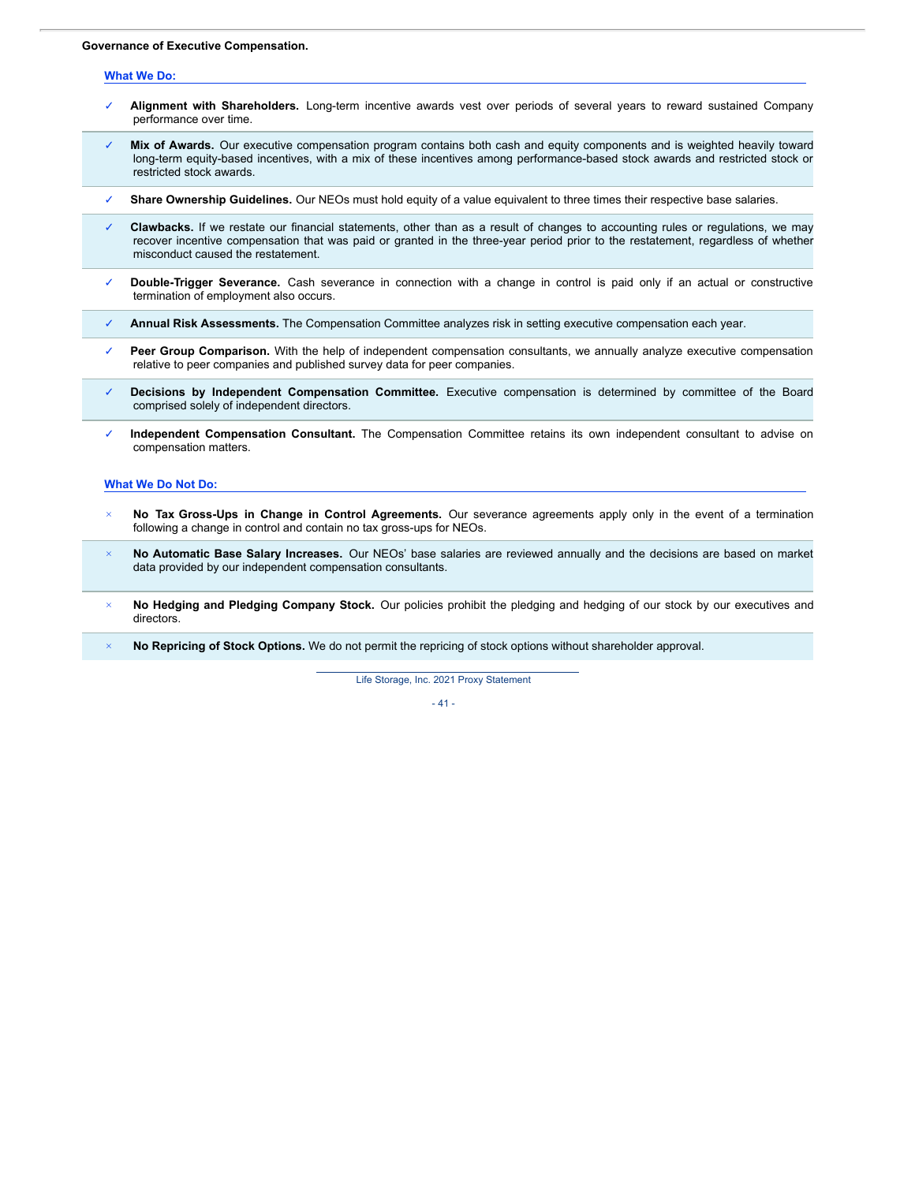**Governance of Executive Compensation.**

### What We Do:

- ✓ **Alignment with Shareholders.** Long-term incentive awards vest over periods of several years to reward sustained Company performance over time.
- ✓ **Mix of Awards.** Our executive compensation program contains both cash and equity components and is weighted heavily toward long-term equity-based incentives, with a mix of these incentives among performance-based stock awards and restricted stock or restricted stock awards.
- ✓ **Share Ownership Guidelines.** Our NEOs must hold equity of a value equivalent to three times their respective base salaries.
- ✓ **Clawbacks.** If we restate our financial statements, other than as a result of changes to accounting rules or regulations, we may recover incentive compensation that was paid or granted in the three-year period prior to the restatement, regardless of whether misconduct caused the restatement.
- ✓ **Double-Trigger Severance.** Cash severance in connection with a change in control is paid only if an actual or constructive termination of employment also occurs.
- ✓ **Annual Risk Assessments.** The Compensation Committee analyzes risk in setting executive compensation each year.
- ✓ **Peer Group Comparison.** With the help of independent compensation consultants, we annually analyze executive compensation relative to peer companies and published survey data for peer companies.
- ✓ **Decisions by Independent Compensation Committee.** Executive compensation is determined by committee of the Board comprised solely of independent directors.
- ✓ **Independent Compensation Consultant.** The Compensation Committee retains its own independent consultant to advise on compensation matters.

### What We Do Not Do:

- × **No Tax Gross-Ups in Change in Control Agreements.** Our severance agreements apply only in the event of a termination following a change in control and contain no tax gross-ups for NEOs.
- × **No Automatic Base Salary Increases.** Our NEOs' base salaries are reviewed annually and the decisions are based on market data provided by our independent compensation consultants.
- × **No Hedging and Pledging Company Stock.** Our policies prohibit the pledging and hedging of our stock by our executives and directors.
- × **No Repricing of Stock Options.** We do not permit the repricing of stock options without shareholder approval.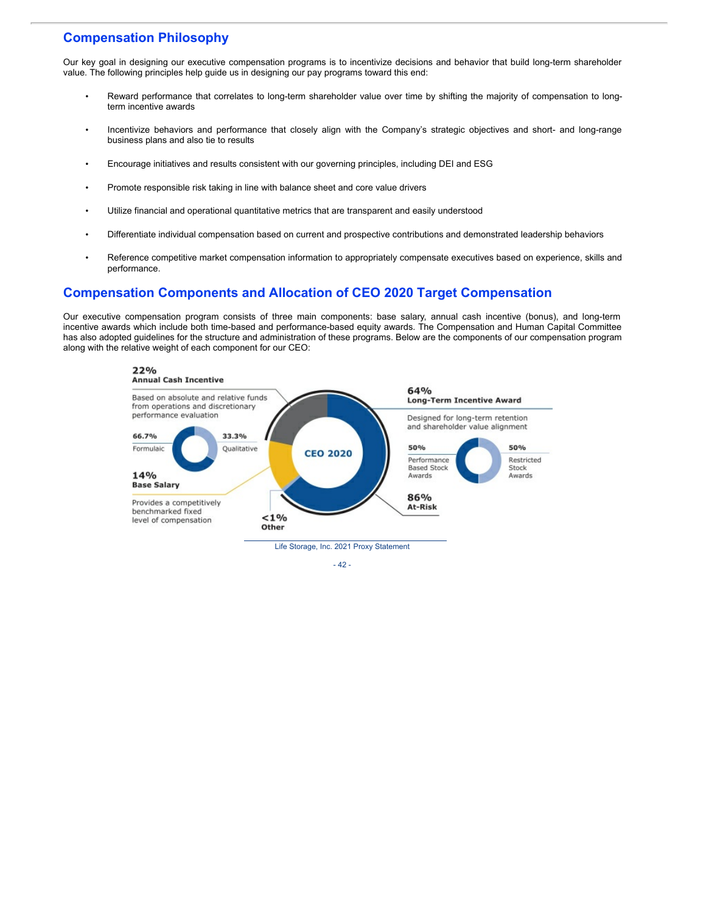## Compensation Philosophy

Our key goal in designing our executive compensation programs is to incentivize decisions and behavior that build long-term shareholder value. The following principles help guide us in designing our pay programs toward this end:

- Reward performance that correlates to long-term shareholder value over time by shifting the majority of compensation to long-term incentive awards
- Incentivize behaviors and performance that closely align with the Company's strategic objectives and short- and long-range business plans and also tie to results
- Encourage initiatives and results consistent with our governing principles, including DEI and ESG
- Promote responsible risk taking in line with balance sheet and core value drivers
- Utilize financial and operational quantitative metrics that are transparent and easily understood
- Differentiate individual compensation based on current and prospective contributions and demonstrated leadership behaviors
- Reference competitive market compensation information to appropriately compensate executives based on experience, skills and performance.

## Compensation Components and Allocation of CEO 2020 Target Compensation

Our executive compensation program consists of three main components: base salary, annual cash incentive (bonus), and long-term incentive awards which include both time-based and performance-based equity awards. The Compensation and Human Capital Committee has also adopted guidelines for the structure and administration of these programs. Below are the components of our compensation program along with the relative weight of each component for our CEO:

**CEO 2020**

**22% Annual Cash Incentive**
Based on absolute and relative funds from operations and discretionary performance evaluation
- 66.7% Formulaic
- 33.3% Qualitative

**14% Base Salary**
Provides a competitively benchmarked fixed level of compensation

**<1% Other**

**64% Long-Term Incentive Award**
Designed for long-term retention and shareholder value alignment
- 50% Performance Based Stock Awards
- 50% Restricted Stock Awards

**86% At-Risk**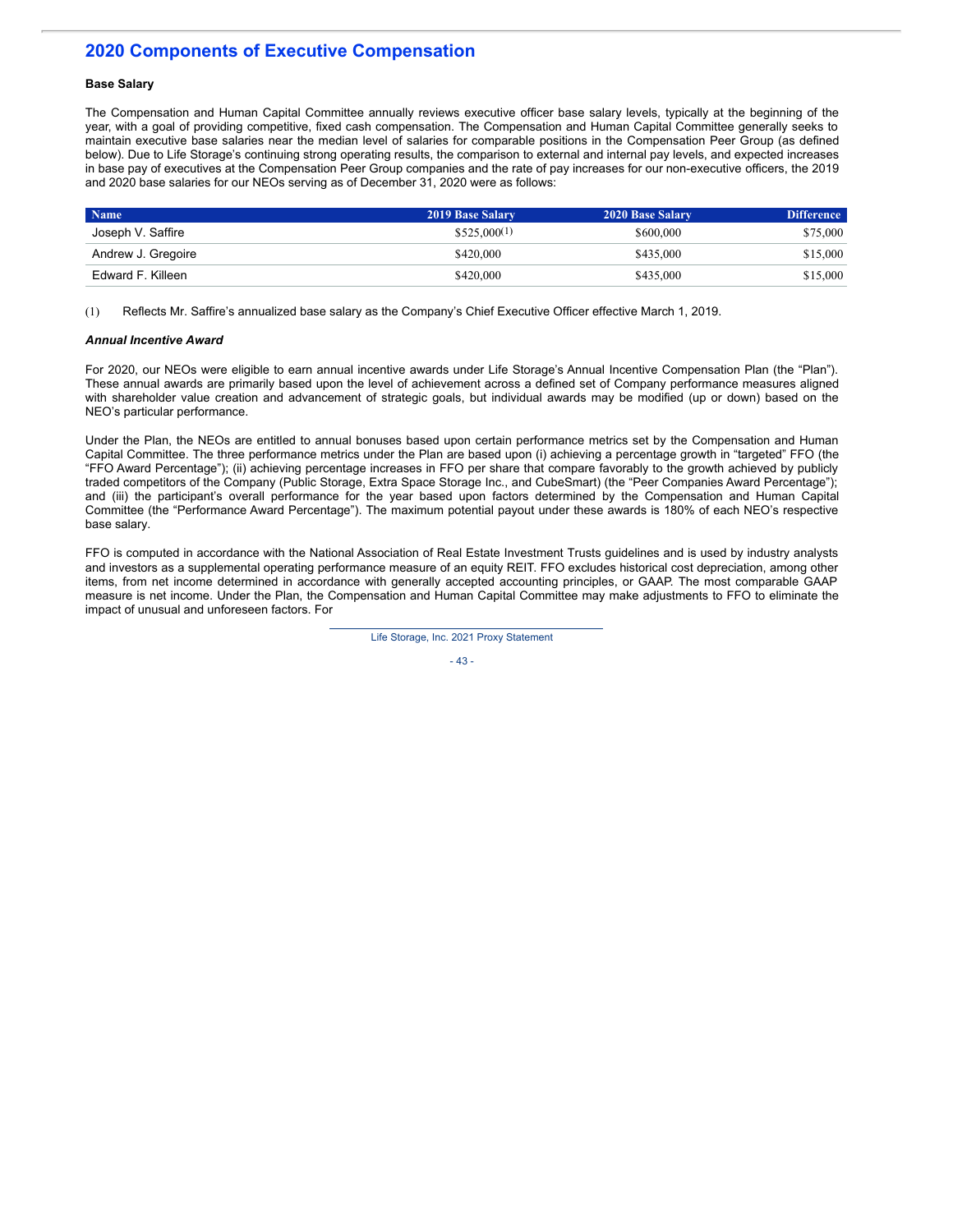## 2020 Components of Executive Compensation

**Base Salary**

The Compensation and Human Capital Committee annually reviews executive officer base salary levels, typically at the beginning of the year, with a goal of providing competitive, fixed cash compensation. The Compensation and Human Capital Committee generally seeks to maintain executive base salaries near the median level of salaries for comparable positions in the Compensation Peer Group (as defined below). Due to Life Storage's continuing strong operating results, the comparison to external and internal pay levels, and expected increases in base pay of executives at the Compensation Peer Group companies and the rate of pay increases for our non-executive officers, the 2019 and 2020 base salaries for our NEOs serving as of December 31, 2020 were as follows:

| Name | 2019 Base Salary | 2020 Base Salary | Difference |
|---|---|---|---|
| Joseph V. Saffire | $525,000[(1)] | $600,000 | $75,000 |
| Andrew J. Gregoire | $420,000 | $435,000 | $15,000 |
| Edward F. Killeen | $420,000 | $435,000 | $15,000 |

(1) Reflects Mr. Saffire's annualized base salary as the Company's Chief Executive Officer effective March 1, 2019.

***Annual Incentive Award***

For 2020, our NEOs were eligible to earn annual incentive awards under Life Storage's Annual Incentive Compensation Plan (the "Plan"). These annual awards are primarily based upon the level of achievement across a defined set of Company performance measures aligned with shareholder value creation and advancement of strategic goals, but individual awards may be modified (up or down) based on the NEO's particular performance.

Under the Plan, the NEOs are entitled to annual bonuses based upon certain performance metrics set by the Compensation and Human Capital Committee. The three performance metrics under the Plan are based upon (i) achieving a percentage growth in "targeted" FFO (the "FFO Award Percentage"); (ii) achieving percentage increases in FFO per share that compare favorably to the growth achieved by publicly traded competitors of the Company (Public Storage, Extra Space Storage Inc., and CubeSmart) (the "Peer Companies Award Percentage"); and (iii) the participant's overall performance for the year based upon factors determined by the Compensation and Human Capital Committee (the "Performance Award Percentage"). The maximum potential payout under these awards is 180% of each NEO's respective base salary.

FFO is computed in accordance with the National Association of Real Estate Investment Trusts guidelines and is used by industry analysts and investors as a supplemental operating performance measure of an equity REIT. FFO excludes historical cost depreciation, among other items, from net income determined in accordance with generally accepted accounting principles, or GAAP. The most comparable GAAP measure is net income. Under the Plan, the Compensation and Human Capital Committee may make adjustments to FFO to eliminate the impact of unusual and unforeseen factors. For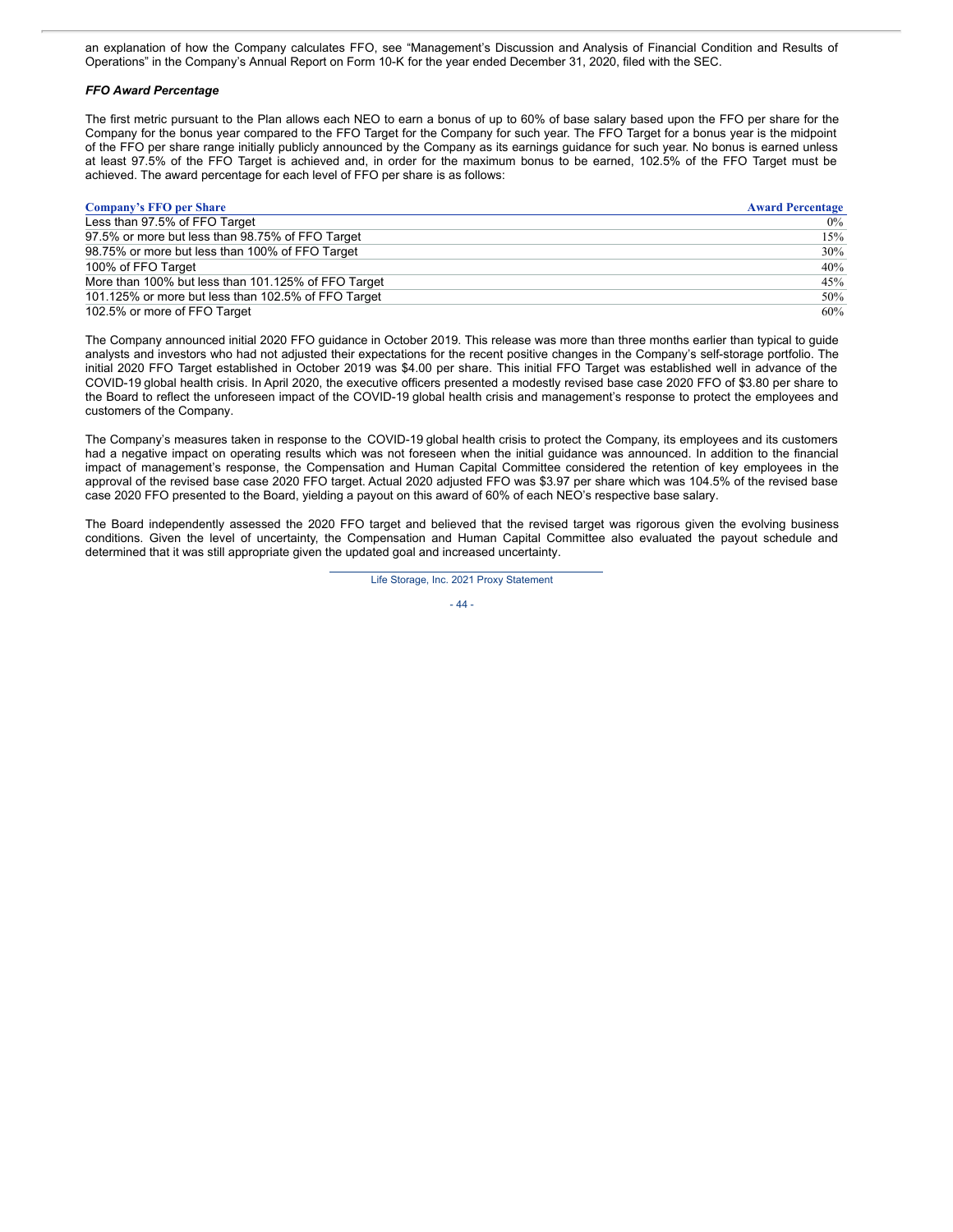an explanation of how the Company calculates FFO, see "Management's Discussion and Analysis of Financial Condition and Results of Operations" in the Company's Annual Report on Form 10-K for the year ended December 31, 2020, filed with the SEC.

### *FFO Award Percentage*

The first metric pursuant to the Plan allows each NEO to earn a bonus of up to 60% of base salary based upon the FFO per share for the Company for the bonus year compared to the FFO Target for the Company for such year. The FFO Target for a bonus year is the midpoint of the FFO per share range initially publicly announced by the Company as its earnings guidance for such year. No bonus is earned unless at least 97.5% of the FFO Target is achieved and, in order for the maximum bonus to be earned, 102.5% of the FFO Target must be achieved. The award percentage for each level of FFO per share is as follows:

| Company's FFO per Share | Award Percentage |
|---|---|
| Less than 97.5% of FFO Target | 0% |
| 97.5% or more but less than 98.75% of FFO Target | 15% |
| 98.75% or more but less than 100% of FFO Target | 30% |
| 100% of FFO Target | 40% |
| More than 100% but less than 101.125% of FFO Target | 45% |
| 101.125% or more but less than 102.5% of FFO Target | 50% |
| 102.5% or more of FFO Target | 60% |

The Company announced initial 2020 FFO guidance in October 2019. This release was more than three months earlier than typical to guide analysts and investors who had not adjusted their expectations for the recent positive changes in the Company's self-storage portfolio. The initial 2020 FFO Target established in October 2019 was $4.00 per share. This initial FFO Target was established well in advance of the COVID-19 global health crisis. In April 2020, the executive officers presented a modestly revised base case 2020 FFO of $3.80 per share to the Board to reflect the unforeseen impact of the COVID-19 global health crisis and management's response to protect the employees and customers of the Company.

The Company's measures taken in response to the COVID-19 global health crisis to protect the Company, its employees and its customers had a negative impact on operating results which was not foreseen when the initial guidance was announced. In addition to the financial impact of management's response, the Compensation and Human Capital Committee considered the retention of key employees in the approval of the revised base case 2020 FFO target. Actual 2020 adjusted FFO was $3.97 per share which was 104.5% of the revised base case 2020 FFO presented to the Board, yielding a payout on this award of 60% of each NEO's respective base salary.

The Board independently assessed the 2020 FFO target and believed that the revised target was rigorous given the evolving business conditions. Given the level of uncertainty, the Compensation and Human Capital Committee also evaluated the payout schedule and determined that it was still appropriate given the updated goal and increased uncertainty.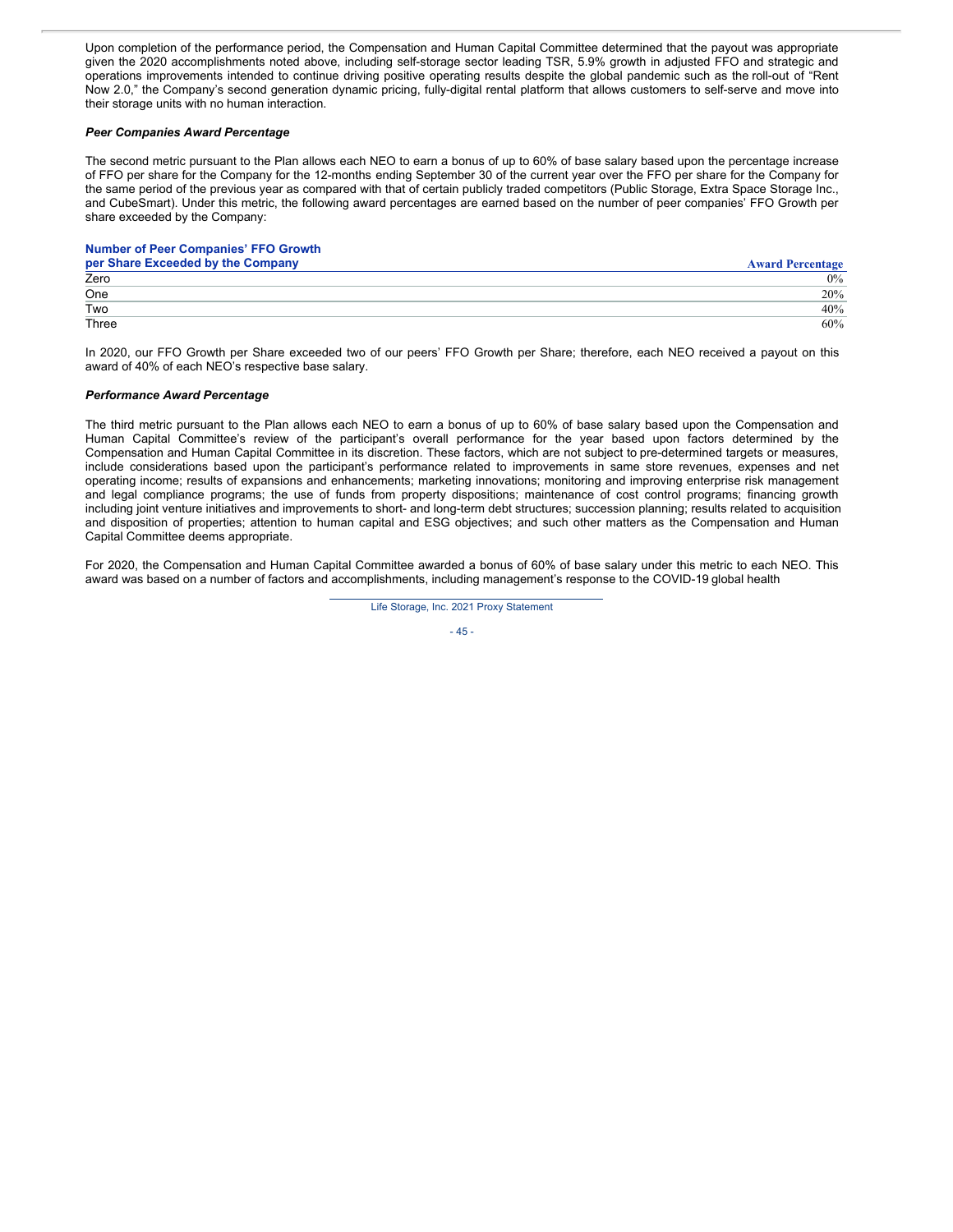Upon completion of the performance period, the Compensation and Human Capital Committee determined that the payout was appropriate given the 2020 accomplishments noted above, including self-storage sector leading TSR, 5.9% growth in adjusted FFO and strategic and operations improvements intended to continue driving positive operating results despite the global pandemic such as the roll-out of "Rent Now 2.0," the Company's second generation dynamic pricing, fully-digital rental platform that allows customers to self-serve and move into their storage units with no human interaction.

***Peer Companies Award Percentage***

The second metric pursuant to the Plan allows each NEO to earn a bonus of up to 60% of base salary based upon the percentage increase of FFO per share for the Company for the 12-months ending September 30 of the current year over the FFO per share for the Company for the same period of the previous year as compared with that of certain publicly traded competitors (Public Storage, Extra Space Storage Inc., and CubeSmart). Under this metric, the following award percentages are earned based on the number of peer companies' FFO Growth per share exceeded by the Company:

| Number of Peer Companies' FFO Growth per Share Exceeded by the Company | Award Percentage |
|---|---|
| Zero | 0% |
| One | 20% |
| Two | 40% |
| Three | 60% |

In 2020, our FFO Growth per Share exceeded two of our peers' FFO Growth per Share; therefore, each NEO received a payout on this award of 40% of each NEO's respective base salary.

***Performance Award Percentage***

The third metric pursuant to the Plan allows each NEO to earn a bonus of up to 60% of base salary based upon the Compensation and Human Capital Committee's review of the participant's overall performance for the year based upon factors determined by the Compensation and Human Capital Committee in its discretion. These factors, which are not subject to pre-determined targets or measures, include considerations based upon the participant's performance related to improvements in same store revenues, expenses and net operating income; results of expansions and enhancements; marketing innovations; monitoring and improving enterprise risk management and legal compliance programs; the use of funds from property dispositions; maintenance of cost control programs; financing growth including joint venture initiatives and improvements to short- and long-term debt structures; succession planning; results related to acquisition and disposition of properties; attention to human capital and ESG objectives; and such other matters as the Compensation and Human Capital Committee deems appropriate.

For 2020, the Compensation and Human Capital Committee awarded a bonus of 60% of base salary under this metric to each NEO. This award was based on a number of factors and accomplishments, including management's response to the COVID-19 global health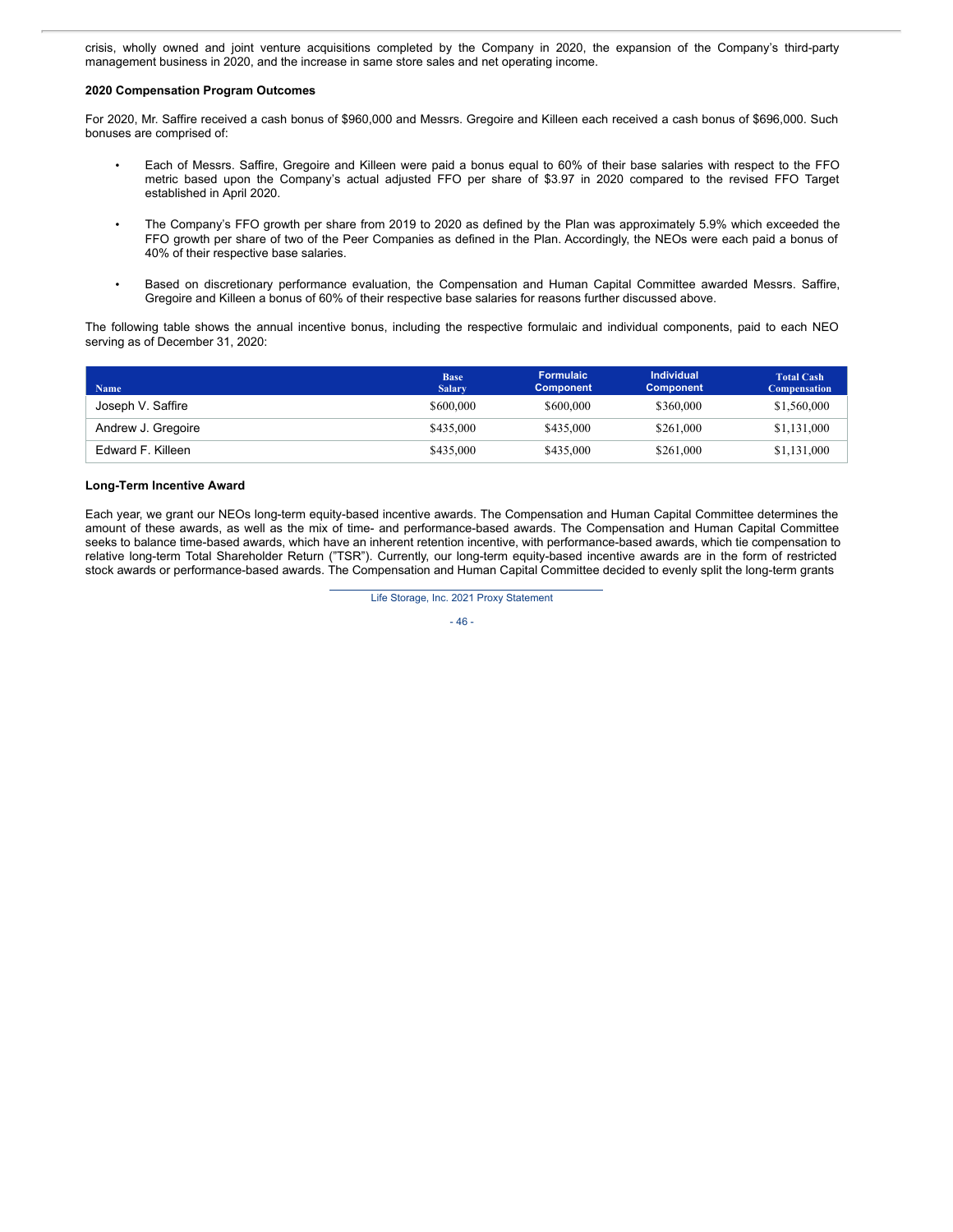crisis, wholly owned and joint venture acquisitions completed by the Company in 2020, the expansion of the Company's third-party management business in 2020, and the increase in same store sales and net operating income.

**2020 Compensation Program Outcomes**

For 2020, Mr. Saffire received a cash bonus of $960,000 and Messrs. Gregoire and Killeen each received a cash bonus of $696,000. Such bonuses are comprised of:

- Each of Messrs. Saffire, Gregoire and Killeen were paid a bonus equal to 60% of their base salaries with respect to the FFO metric based upon the Company's actual adjusted FFO per share of $3.97 in 2020 compared to the revised FFO Target established in April 2020.
- The Company's FFO growth per share from 2019 to 2020 as defined by the Plan was approximately 5.9% which exceeded the FFO growth per share of two of the Peer Companies as defined in the Plan. Accordingly, the NEOs were each paid a bonus of 40% of their respective base salaries.
- Based on discretionary performance evaluation, the Compensation and Human Capital Committee awarded Messrs. Saffire, Gregoire and Killeen a bonus of 60% of their respective base salaries for reasons further discussed above.

The following table shows the annual incentive bonus, including the respective formulaic and individual components, paid to each NEO serving as of December 31, 2020:

| Name | Base Salary | Formulaic Component | Individual Component | Total Cash Compensation |
|---|---|---|---|---|
| Joseph V. Saffire | $600,000 | $600,000 | $360,000 | $1,560,000 |
| Andrew J. Gregoire | $435,000 | $435,000 | $261,000 | $1,131,000 |
| Edward F. Killeen | $435,000 | $435,000 | $261,000 | $1,131,000 |

**Long-Term Incentive Award**

Each year, we grant our NEOs long-term equity-based incentive awards. The Compensation and Human Capital Committee determines the amount of these awards, as well as the mix of time- and performance-based awards. The Compensation and Human Capital Committee seeks to balance time-based awards, which have an inherent retention incentive, with performance-based awards, which tie compensation to relative long-term Total Shareholder Return ("TSR"). Currently, our long-term equity-based incentive awards are in the form of restricted stock awards or performance-based awards. The Compensation and Human Capital Committee decided to evenly split the long-term grants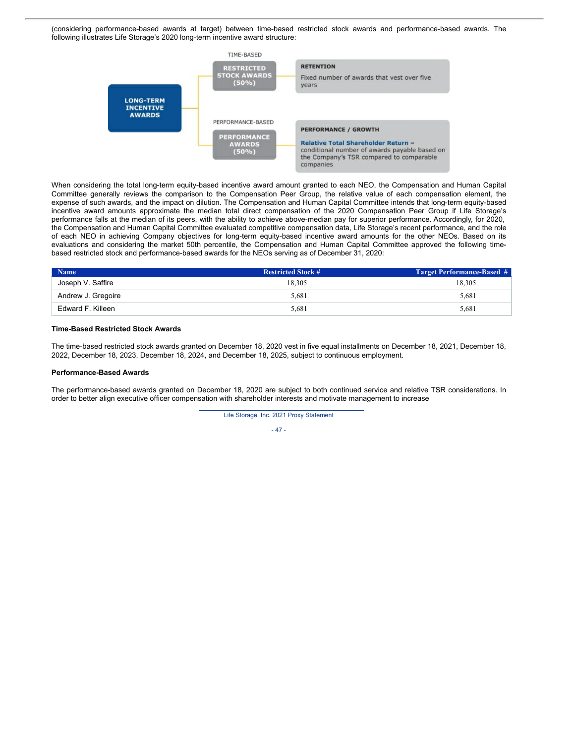(considering performance-based awards at target) between time-based restricted stock awards and performance-based awards. The following illustrates Life Storage's 2020 long-term incentive award structure:

LONG-TERM INCENTIVE AWARDS

TIME-BASED

RESTRICTED STOCK AWARDS (50%)

RETENTION

Fixed number of awards that vest over five years

PERFORMANCE-BASED

PERFORMANCE AWARDS (50%)

PERFORMANCE / GROWTH

**Relative Total Shareholder Return –** conditional number of awards payable based on the Company's TSR compared to comparable companies

When considering the total long-term equity-based incentive award amount granted to each NEO, the Compensation and Human Capital Committee generally reviews the comparison to the Compensation Peer Group, the relative value of each compensation element, the expense of such awards, and the impact on dilution. The Compensation and Human Capital Committee intends that long-term equity-based incentive award amounts approximate the median total direct compensation of the 2020 Compensation Peer Group if Life Storage's performance falls at the median of its peers, with the ability to achieve above-median pay for superior performance. Accordingly, for 2020, the Compensation and Human Capital Committee evaluated competitive compensation data, Life Storage's recent performance, and the role of each NEO in achieving Company objectives for long-term equity-based incentive award amounts for the other NEOs. Based on its evaluations and considering the market 50th percentile, the Compensation and Human Capital Committee approved the following time-based restricted stock and performance-based awards for the NEOs serving as of December 31, 2020:

| Name | Restricted Stock # | Target Performance-Based # |
|---|---|---|
| Joseph V. Saffire | 18,305 | 18,305 |
| Andrew J. Gregoire | 5,681 | 5,681 |
| Edward F. Killeen | 5,681 | 5,681 |

**Time-Based Restricted Stock Awards**

The time-based restricted stock awards granted on December 18, 2020 vest in five equal installments on December 18, 2021, December 18, 2022, December 18, 2023, December 18, 2024, and December 18, 2025, subject to continuous employment.

**Performance-Based Awards**

The performance-based awards granted on December 18, 2020 are subject to both continued service and relative TSR considerations. In order to better align executive officer compensation with shareholder interests and motivate management to increase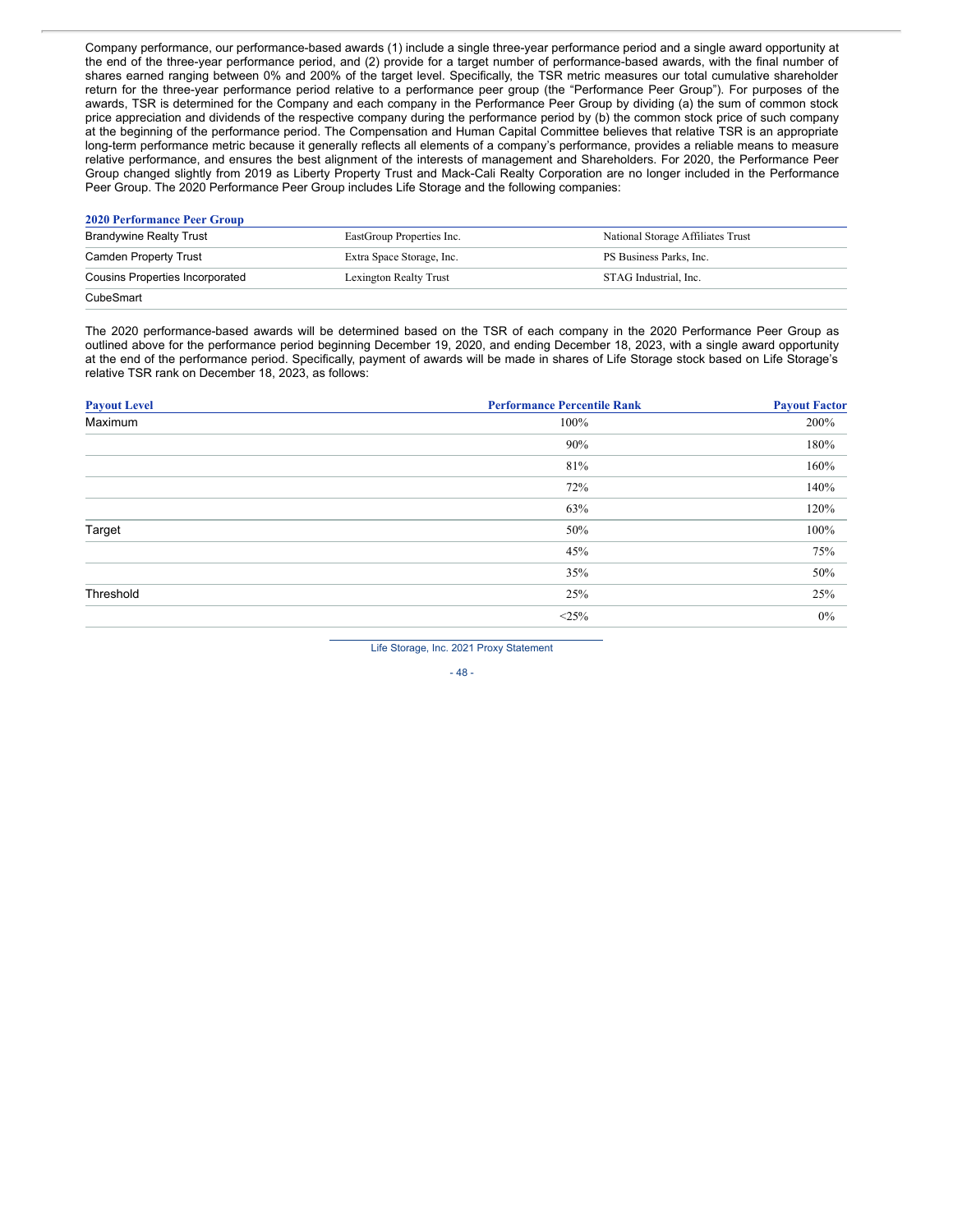Company performance, our performance-based awards (1) include a single three-year performance period and a single award opportunity at the end of the three-year performance period, and (2) provide for a target number of performance-based awards, with the final number of shares earned ranging between 0% and 200% of the target level. Specifically, the TSR metric measures our total cumulative shareholder return for the three-year performance period relative to a performance peer group (the "Performance Peer Group"). For purposes of the awards, TSR is determined for the Company and each company in the Performance Peer Group by dividing (a) the sum of common stock price appreciation and dividends of the respective company during the performance period by (b) the common stock price of such company at the beginning of the performance period. The Compensation and Human Capital Committee believes that relative TSR is an appropriate long-term performance metric because it generally reflects all elements of a company's performance, provides a reliable means to measure relative performance, and ensures the best alignment of the interests of management and Shareholders. For 2020, the Performance Peer Group changed slightly from 2019 as Liberty Property Trust and Mack-Cali Realty Corporation are no longer included in the Performance Peer Group. The 2020 Performance Peer Group includes Life Storage and the following companies:

| 2020 Performance Peer Group | | |
|---|---|---|
| Brandywine Realty Trust | EastGroup Properties Inc. | National Storage Affiliates Trust |
| Camden Property Trust | Extra Space Storage, Inc. | PS Business Parks, Inc. |
| Cousins Properties Incorporated | Lexington Realty Trust | STAG Industrial, Inc. |
| CubeSmart | | |

The 2020 performance-based awards will be determined based on the TSR of each company in the 2020 Performance Peer Group as outlined above for the performance period beginning December 19, 2020, and ending December 18, 2023, with a single award opportunity at the end of the performance period. Specifically, payment of awards will be made in shares of Life Storage stock based on Life Storage's relative TSR rank on December 18, 2023, as follows:

| Payout Level | Performance Percentile Rank | Payout Factor |
|---|---|---|
| Maximum | 100% | 200% |
| | 90% | 180% |
| | 81% | 160% |
| | 72% | 140% |
| | 63% | 120% |
| Target | 50% | 100% |
| | 45% | 75% |
| | 35% | 50% |
| Threshold | 25% | 25% |
| | <25% | 0% |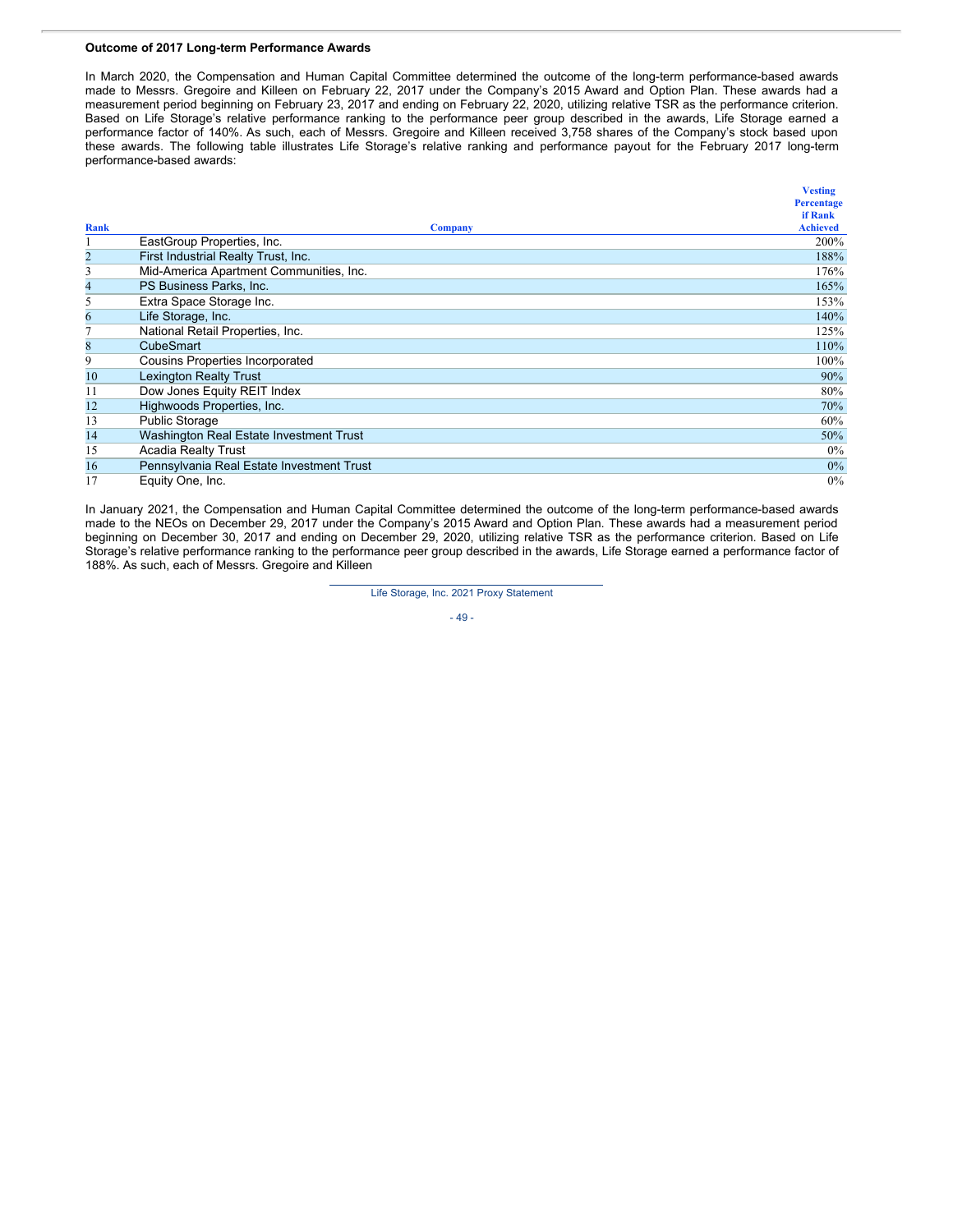**Outcome of 2017 Long-term Performance Awards**

In March 2020, the Compensation and Human Capital Committee determined the outcome of the long-term performance-based awards made to Messrs. Gregoire and Killeen on February 22, 2017 under the Company's 2015 Award and Option Plan. These awards had a measurement period beginning on February 23, 2017 and ending on February 22, 2020, utilizing relative TSR as the performance criterion. Based on Life Storage's relative performance ranking to the performance peer group described in the awards, Life Storage earned a performance factor of 140%. As such, each of Messrs. Gregoire and Killeen received 3,758 shares of the Company's stock based upon these awards. The following table illustrates Life Storage's relative ranking and performance payout for the February 2017 long-term performance-based awards:

| Rank | Company | Vesting Percentage if Rank Achieved |
|---|---|---|
| 1 | EastGroup Properties, Inc. | 200% |
| 2 | First Industrial Realty Trust, Inc. | 188% |
| 3 | Mid-America Apartment Communities, Inc. | 176% |
| 4 | PS Business Parks, Inc. | 165% |
| 5 | Extra Space Storage Inc. | 153% |
| 6 | Life Storage, Inc. | 140% |
| 7 | National Retail Properties, Inc. | 125% |
| 8 | CubeSmart | 110% |
| 9 | Cousins Properties Incorporated | 100% |
| 10 | Lexington Realty Trust | 90% |
| 11 | Dow Jones Equity REIT Index | 80% |
| 12 | Highwoods Properties, Inc. | 70% |
| 13 | Public Storage | 60% |
| 14 | Washington Real Estate Investment Trust | 50% |
| 15 | Acadia Realty Trust | 0% |
| 16 | Pennsylvania Real Estate Investment Trust | 0% |
| 17 | Equity One, Inc. | 0% |

In January 2021, the Compensation and Human Capital Committee determined the outcome of the long-term performance-based awards made to the NEOs on December 29, 2017 under the Company's 2015 Award and Option Plan. These awards had a measurement period beginning on December 30, 2017 and ending on December 29, 2020, utilizing relative TSR as the performance criterion. Based on Life Storage's relative performance ranking to the performance peer group described in the awards, Life Storage earned a performance factor of 188%. As such, each of Messrs. Gregoire and Killeen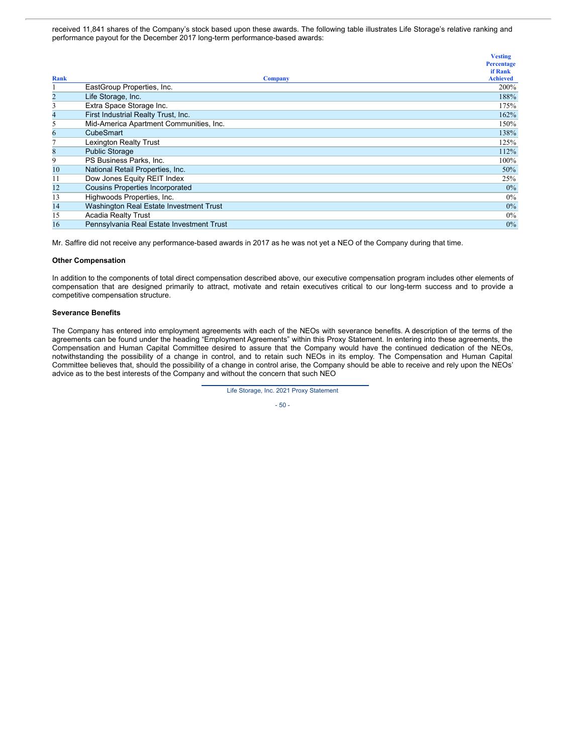received 11,841 shares of the Company's stock based upon these awards. The following table illustrates Life Storage's relative ranking and performance payout for the December 2017 long-term performance-based awards:

| Rank | Company | Vesting Percentage if Rank Achieved |
|---|---|---|
| 1 | EastGroup Properties, Inc. | 200% |
| 2 | Life Storage, Inc. | 188% |
| 3 | Extra Space Storage Inc. | 175% |
| 4 | First Industrial Realty Trust, Inc. | 162% |
| 5 | Mid-America Apartment Communities, Inc. | 150% |
| 6 | CubeSmart | 138% |
| 7 | Lexington Realty Trust | 125% |
| 8 | Public Storage | 112% |
| 9 | PS Business Parks, Inc. | 100% |
| 10 | National Retail Properties, Inc. | 50% |
| 11 | Dow Jones Equity REIT Index | 25% |
| 12 | Cousins Properties Incorporated | 0% |
| 13 | Highwoods Properties, Inc. | 0% |
| 14 | Washington Real Estate Investment Trust | 0% |
| 15 | Acadia Realty Trust | 0% |
| 16 | Pennsylvania Real Estate Investment Trust | 0% |

Mr. Saffire did not receive any performance-based awards in 2017 as he was not yet a NEO of the Company during that time.

**Other Compensation**

In addition to the components of total direct compensation described above, our executive compensation program includes other elements of compensation that are designed primarily to attract, motivate and retain executives critical to our long-term success and to provide a competitive compensation structure.

**Severance Benefits**

The Company has entered into employment agreements with each of the NEOs with severance benefits. A description of the terms of the agreements can be found under the heading "Employment Agreements" within this Proxy Statement. In entering into these agreements, the Compensation and Human Capital Committee desired to assure that the Company would have the continued dedication of the NEOs, notwithstanding the possibility of a change in control, and to retain such NEOs in its employ. The Compensation and Human Capital Committee believes that, should the possibility of a change in control arise, the Company should be able to receive and rely upon the NEOs' advice as to the best interests of the Company and without the concern that such NEO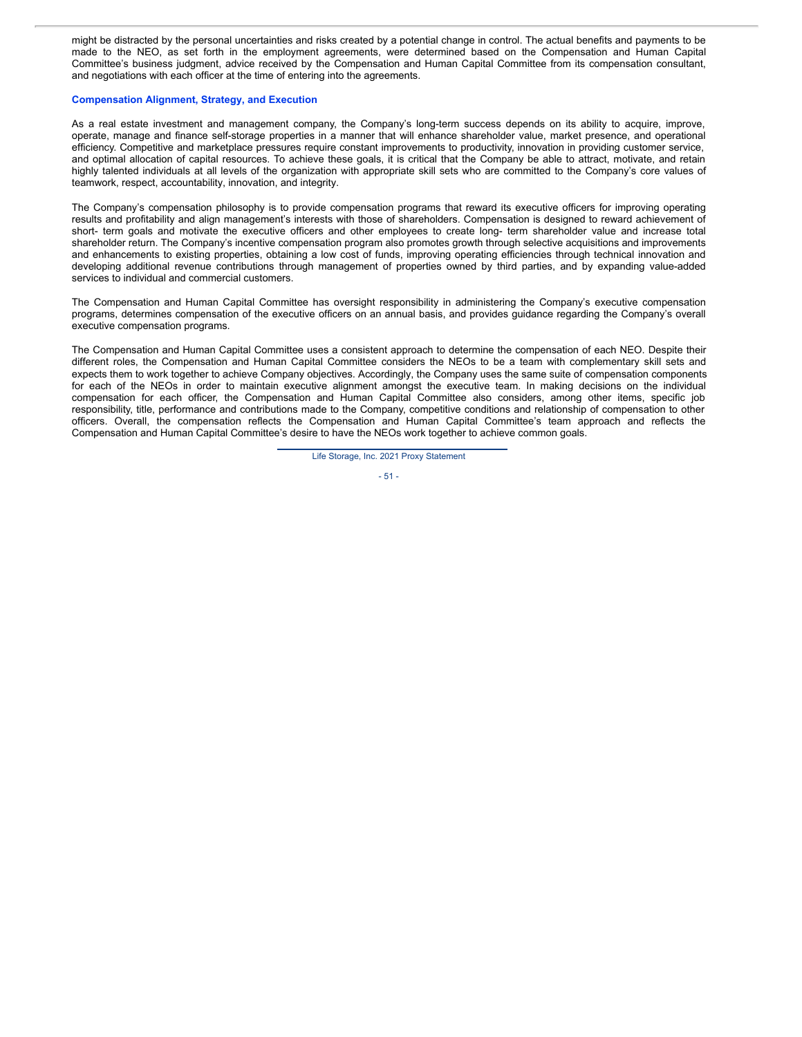might be distracted by the personal uncertainties and risks created by a potential change in control. The actual benefits and payments to be made to the NEO, as set forth in the employment agreements, were determined based on the Compensation and Human Capital Committee's business judgment, advice received by the Compensation and Human Capital Committee from its compensation consultant, and negotiations with each officer at the time of entering into the agreements.

### Compensation Alignment, Strategy, and Execution

As a real estate investment and management company, the Company's long-term success depends on its ability to acquire, improve, operate, manage and finance self-storage properties in a manner that will enhance shareholder value, market presence, and operational efficiency. Competitive and marketplace pressures require constant improvements to productivity, innovation in providing customer service, and optimal allocation of capital resources. To achieve these goals, it is critical that the Company be able to attract, motivate, and retain highly talented individuals at all levels of the organization with appropriate skill sets who are committed to the Company's core values of teamwork, respect, accountability, innovation, and integrity.

The Company's compensation philosophy is to provide compensation programs that reward its executive officers for improving operating results and profitability and align management's interests with those of shareholders. Compensation is designed to reward achievement of short- term goals and motivate the executive officers and other employees to create long- term shareholder value and increase total shareholder return. The Company's incentive compensation program also promotes growth through selective acquisitions and improvements and enhancements to existing properties, obtaining a low cost of funds, improving operating efficiencies through technical innovation and developing additional revenue contributions through management of properties owned by third parties, and by expanding value-added services to individual and commercial customers.

The Compensation and Human Capital Committee has oversight responsibility in administering the Company's executive compensation programs, determines compensation of the executive officers on an annual basis, and provides guidance regarding the Company's overall executive compensation programs.

The Compensation and Human Capital Committee uses a consistent approach to determine the compensation of each NEO. Despite their different roles, the Compensation and Human Capital Committee considers the NEOs to be a team with complementary skill sets and expects them to work together to achieve Company objectives. Accordingly, the Company uses the same suite of compensation components for each of the NEOs in order to maintain executive alignment amongst the executive team. In making decisions on the individual compensation for each officer, the Compensation and Human Capital Committee also considers, among other items, specific job responsibility, title, performance and contributions made to the Company, competitive conditions and relationship of compensation to other officers. Overall, the compensation reflects the Compensation and Human Capital Committee's team approach and reflects the Compensation and Human Capital Committee's desire to have the NEOs work together to achieve common goals.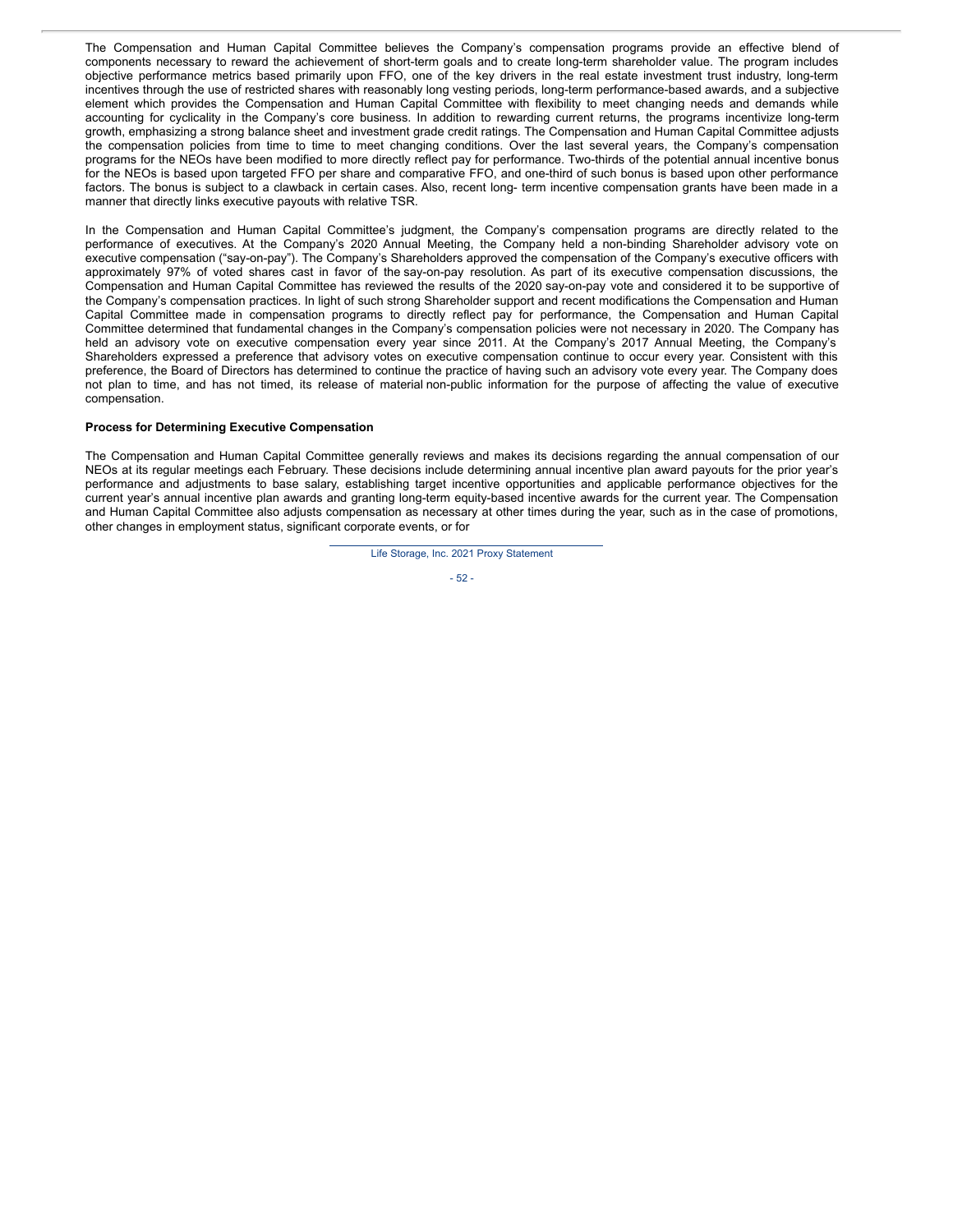The Compensation and Human Capital Committee believes the Company's compensation programs provide an effective blend of components necessary to reward the achievement of short-term goals and to create long-term shareholder value. The program includes objective performance metrics based primarily upon FFO, one of the key drivers in the real estate investment trust industry, long-term incentives through the use of restricted shares with reasonably long vesting periods, long-term performance-based awards, and a subjective element which provides the Compensation and Human Capital Committee with flexibility to meet changing needs and demands while accounting for cyclicality in the Company's core business. In addition to rewarding current returns, the programs incentivize long-term growth, emphasizing a strong balance sheet and investment grade credit ratings. The Compensation and Human Capital Committee adjusts the compensation policies from time to time to meet changing conditions. Over the last several years, the Company's compensation programs for the NEOs have been modified to more directly reflect pay for performance. Two-thirds of the potential annual incentive bonus for the NEOs is based upon targeted FFO per share and comparative FFO, and one-third of such bonus is based upon other performance factors. The bonus is subject to a clawback in certain cases. Also, recent long- term incentive compensation grants have been made in a manner that directly links executive payouts with relative TSR.

In the Compensation and Human Capital Committee's judgment, the Company's compensation programs are directly related to the performance of executives. At the Company's 2020 Annual Meeting, the Company held a non-binding Shareholder advisory vote on executive compensation ("say-on-pay"). The Company's Shareholders approved the compensation of the Company's executive officers with approximately 97% of voted shares cast in favor of the say-on-pay resolution. As part of its executive compensation discussions, the Compensation and Human Capital Committee has reviewed the results of the 2020 say-on-pay vote and considered it to be supportive of the Company's compensation practices. In light of such strong Shareholder support and recent modifications the Compensation and Human Capital Committee made in compensation programs to directly reflect pay for performance, the Compensation and Human Capital Committee determined that fundamental changes in the Company's compensation policies were not necessary in 2020. The Company has held an advisory vote on executive compensation every year since 2011. At the Company's 2017 Annual Meeting, the Company's Shareholders expressed a preference that advisory votes on executive compensation continue to occur every year. Consistent with this preference, the Board of Directors has determined to continue the practice of having such an advisory vote every year. The Company does not plan to time, and has not timed, its release of material non-public information for the purpose of affecting the value of executive compensation.

**Process for Determining Executive Compensation**

The Compensation and Human Capital Committee generally reviews and makes its decisions regarding the annual compensation of our NEOs at its regular meetings each February. These decisions include determining annual incentive plan award payouts for the prior year's performance and adjustments to base salary, establishing target incentive opportunities and applicable performance objectives for the current year's annual incentive plan awards and granting long-term equity-based incentive awards for the current year. The Compensation and Human Capital Committee also adjusts compensation as necessary at other times during the year, such as in the case of promotions, other changes in employment status, significant corporate events, or for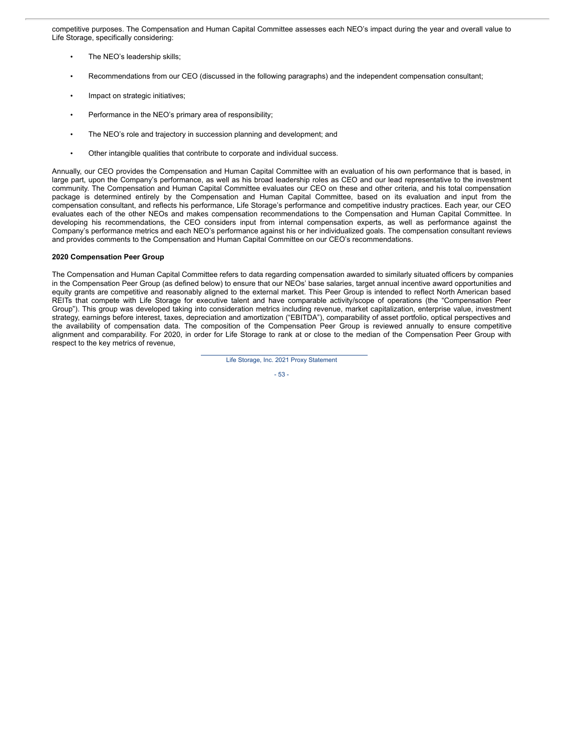competitive purposes. The Compensation and Human Capital Committee assesses each NEO's impact during the year and overall value to Life Storage, specifically considering:

- The NEO's leadership skills;
- Recommendations from our CEO (discussed in the following paragraphs) and the independent compensation consultant;
- Impact on strategic initiatives;
- Performance in the NEO's primary area of responsibility;
- The NEO's role and trajectory in succession planning and development; and
- Other intangible qualities that contribute to corporate and individual success.

Annually, our CEO provides the Compensation and Human Capital Committee with an evaluation of his own performance that is based, in large part, upon the Company's performance, as well as his broad leadership roles as CEO and our lead representative to the investment community. The Compensation and Human Capital Committee evaluates our CEO on these and other criteria, and his total compensation package is determined entirely by the Compensation and Human Capital Committee, based on its evaluation and input from the compensation consultant, and reflects his performance, Life Storage's performance and competitive industry practices. Each year, our CEO evaluates each of the other NEOs and makes compensation recommendations to the Compensation and Human Capital Committee. In developing his recommendations, the CEO considers input from internal compensation experts, as well as performance against the Company's performance metrics and each NEO's performance against his or her individualized goals. The compensation consultant reviews and provides comments to the Compensation and Human Capital Committee on our CEO's recommendations.

**2020 Compensation Peer Group**

The Compensation and Human Capital Committee refers to data regarding compensation awarded to similarly situated officers by companies in the Compensation Peer Group (as defined below) to ensure that our NEOs' base salaries, target annual incentive award opportunities and equity grants are competitive and reasonably aligned to the external market. This Peer Group is intended to reflect North American based REITs that compete with Life Storage for executive talent and have comparable activity/scope of operations (the "Compensation Peer Group"). This group was developed taking into consideration metrics including revenue, market capitalization, enterprise value, investment strategy, earnings before interest, taxes, depreciation and amortization ("EBITDA"), comparability of asset portfolio, optical perspectives and the availability of compensation data. The composition of the Compensation Peer Group is reviewed annually to ensure competitive alignment and comparability. For 2020, in order for Life Storage to rank at or close to the median of the Compensation Peer Group with respect to the key metrics of revenue,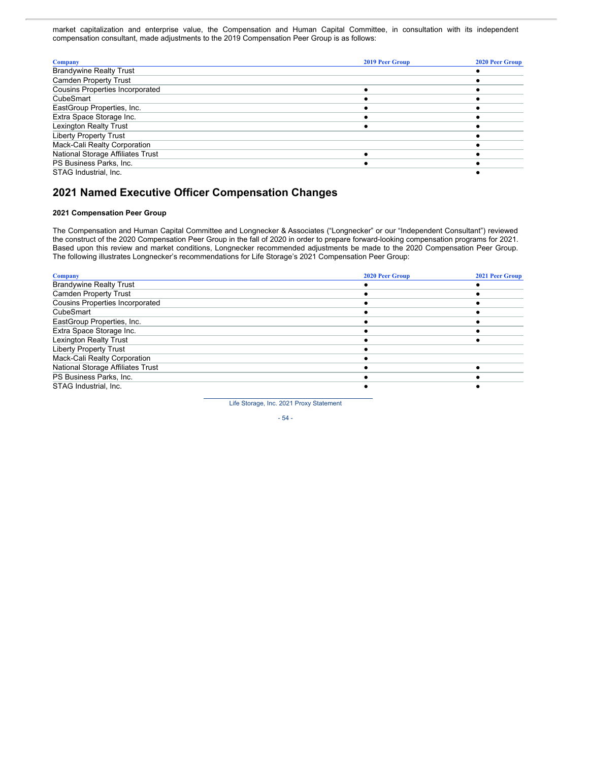market capitalization and enterprise value, the Compensation and Human Capital Committee, in consultation with its independent compensation consultant, made adjustments to the 2019 Compensation Peer Group is as follows:

| Company | 2019 Peer Group | 2020 Peer Group |
|---|---|---|
| Brandywine Realty Trust | | ● |
| Camden Property Trust | | ● |
| Cousins Properties Incorporated | ● | ● |
| CubeSmart | ● | ● |
| EastGroup Properties, Inc. | ● | ● |
| Extra Space Storage Inc. | ● | ● |
| Lexington Realty Trust | ● | ● |
| Liberty Property Trust | | ● |
| Mack-Cali Realty Corporation | | ● |
| National Storage Affiliates Trust | ● | ● |
| PS Business Parks, Inc. | ● | ● |
| STAG Industrial, Inc. | | ● |

## 2021 Named Executive Officer Compensation Changes

### 2021 Compensation Peer Group

The Compensation and Human Capital Committee and Longnecker & Associates ("Longnecker" or our "Independent Consultant") reviewed the construct of the 2020 Compensation Peer Group in the fall of 2020 in order to prepare forward-looking compensation programs for 2021. Based upon this review and market conditions, Longnecker recommended adjustments be made to the 2020 Compensation Peer Group. The following illustrates Longnecker's recommendations for Life Storage's 2021 Compensation Peer Group:

| Company | 2020 Peer Group | 2021 Peer Group |
|---|---|---|
| Brandywine Realty Trust | ● | ● |
| Camden Property Trust | ● | ● |
| Cousins Properties Incorporated | ● | ● |
| CubeSmart | ● | ● |
| EastGroup Properties, Inc. | ● | ● |
| Extra Space Storage Inc. | ● | ● |
| Lexington Realty Trust | ● | ● |
| Liberty Property Trust | ● | |
| Mack-Cali Realty Corporation | ● | |
| National Storage Affiliates Trust | ● | ● |
| PS Business Parks, Inc. | ● | ● |
| STAG Industrial, Inc. | ● | ● |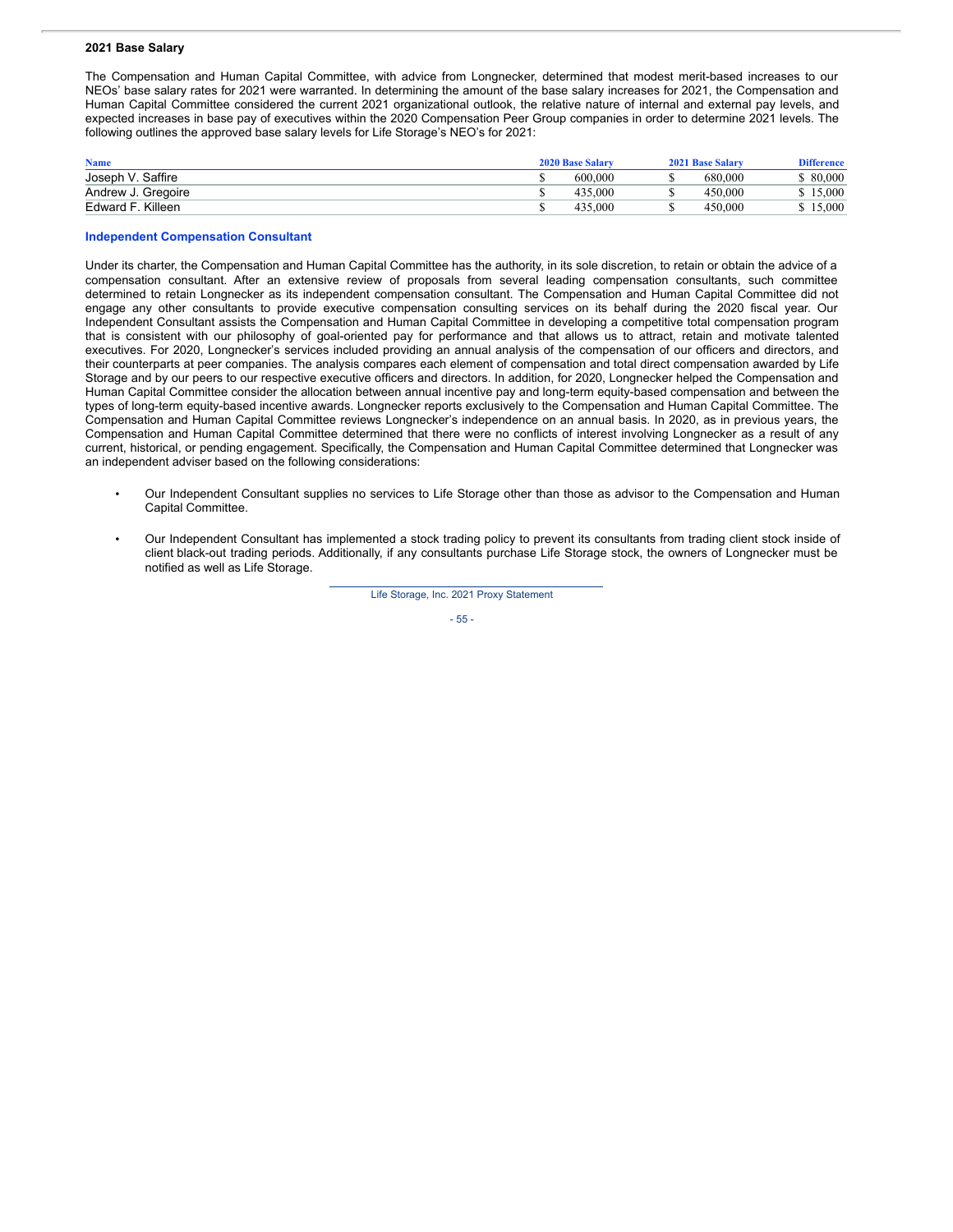### 2021 Base Salary

The Compensation and Human Capital Committee, with advice from Longnecker, determined that modest merit-based increases to our NEOs' base salary rates for 2021 were warranted. In determining the amount of the base salary increases for 2021, the Compensation and Human Capital Committee considered the current 2021 organizational outlook, the relative nature of internal and external pay levels, and expected increases in base pay of executives within the 2020 Compensation Peer Group companies in order to determine 2021 levels. The following outlines the approved base salary levels for Life Storage's NEO's for 2021:

| Name | 2020 Base Salary | 2021 Base Salary | Difference |
|---|---|---|---|
| Joseph V. Saffire | $ 600,000 | $ 680,000 | $ 80,000 |
| Andrew J. Gregoire | $ 435,000 | $ 450,000 | $ 15,000 |
| Edward F. Killeen | $ 435,000 | $ 450,000 | $ 15,000 |

### Independent Compensation Consultant

Under its charter, the Compensation and Human Capital Committee has the authority, in its sole discretion, to retain or obtain the advice of a compensation consultant. After an extensive review of proposals from several leading compensation consultants, such committee determined to retain Longnecker as its independent compensation consultant. The Compensation and Human Capital Committee did not engage any other consultants to provide executive compensation consulting services on its behalf during the 2020 fiscal year. Our Independent Consultant assists the Compensation and Human Capital Committee in developing a competitive total compensation program that is consistent with our philosophy of goal-oriented pay for performance and that allows us to attract, retain and motivate talented executives. For 2020, Longnecker's services included providing an annual analysis of the compensation of our officers and directors, and their counterparts at peer companies. The analysis compares each element of compensation and total direct compensation awarded by Life Storage and by our peers to our respective executive officers and directors. In addition, for 2020, Longnecker helped the Compensation and Human Capital Committee consider the allocation between annual incentive pay and long-term equity-based compensation and between the types of long-term equity-based incentive awards. Longnecker reports exclusively to the Compensation and Human Capital Committee. The Compensation and Human Capital Committee reviews Longnecker's independence on an annual basis. In 2020, as in previous years, the Compensation and Human Capital Committee determined that there were no conflicts of interest involving Longnecker as a result of any current, historical, or pending engagement. Specifically, the Compensation and Human Capital Committee determined that Longnecker was an independent adviser based on the following considerations:

- Our Independent Consultant supplies no services to Life Storage other than those as advisor to the Compensation and Human Capital Committee.
- Our Independent Consultant has implemented a stock trading policy to prevent its consultants from trading client stock inside of client black-out trading periods. Additionally, if any consultants purchase Life Storage stock, the owners of Longnecker must be notified as well as Life Storage.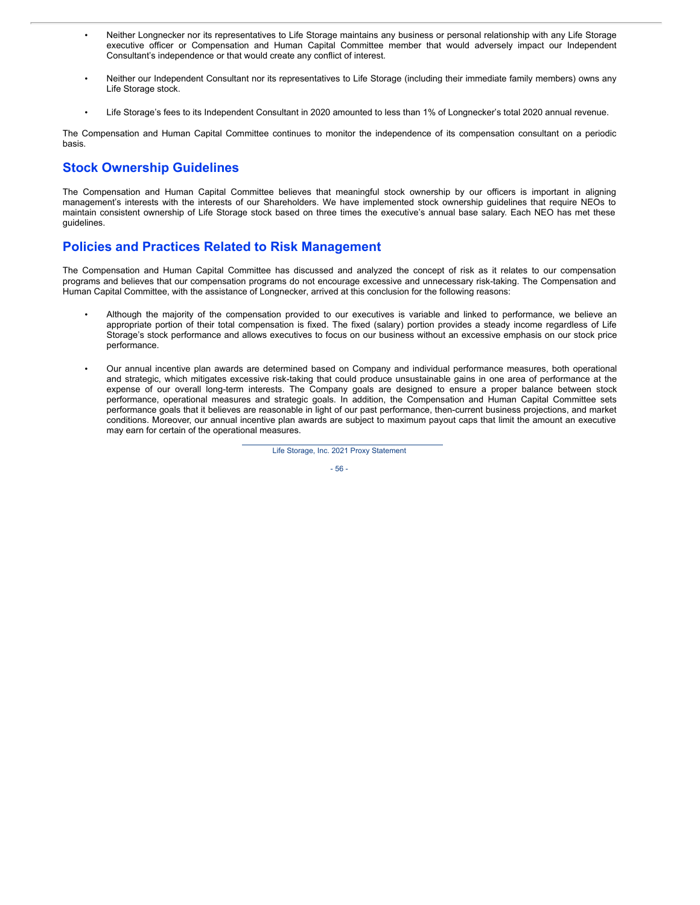- Neither Longnecker nor its representatives to Life Storage maintains any business or personal relationship with any Life Storage executive officer or Compensation and Human Capital Committee member that would adversely impact our Independent Consultant's independence or that would create any conflict of interest.

- Neither our Independent Consultant nor its representatives to Life Storage (including their immediate family members) owns any Life Storage stock.

- Life Storage's fees to its Independent Consultant in 2020 amounted to less than 1% of Longnecker's total 2020 annual revenue.

The Compensation and Human Capital Committee continues to monitor the independence of its compensation consultant on a periodic basis.

## Stock Ownership Guidelines

The Compensation and Human Capital Committee believes that meaningful stock ownership by our officers is important in aligning management's interests with the interests of our Shareholders. We have implemented stock ownership guidelines that require NEOs to maintain consistent ownership of Life Storage stock based on three times the executive's annual base salary. Each NEO has met these guidelines.

## Policies and Practices Related to Risk Management

The Compensation and Human Capital Committee has discussed and analyzed the concept of risk as it relates to our compensation programs and believes that our compensation programs do not encourage excessive and unnecessary risk-taking. The Compensation and Human Capital Committee, with the assistance of Longnecker, arrived at this conclusion for the following reasons:

- Although the majority of the compensation provided to our executives is variable and linked to performance, we believe an appropriate portion of their total compensation is fixed. The fixed (salary) portion provides a steady income regardless of Life Storage's stock performance and allows executives to focus on our business without an excessive emphasis on our stock price performance.

- Our annual incentive plan awards are determined based on Company and individual performance measures, both operational and strategic, which mitigates excessive risk-taking that could produce unsustainable gains in one area of performance at the expense of our overall long-term interests. The Company goals are designed to ensure a proper balance between stock performance, operational measures and strategic goals. In addition, the Compensation and Human Capital Committee sets performance goals that it believes are reasonable in light of our past performance, then-current business projections, and market conditions. Moreover, our annual incentive plan awards are subject to maximum payout caps that limit the amount an executive may earn for certain of the operational measures.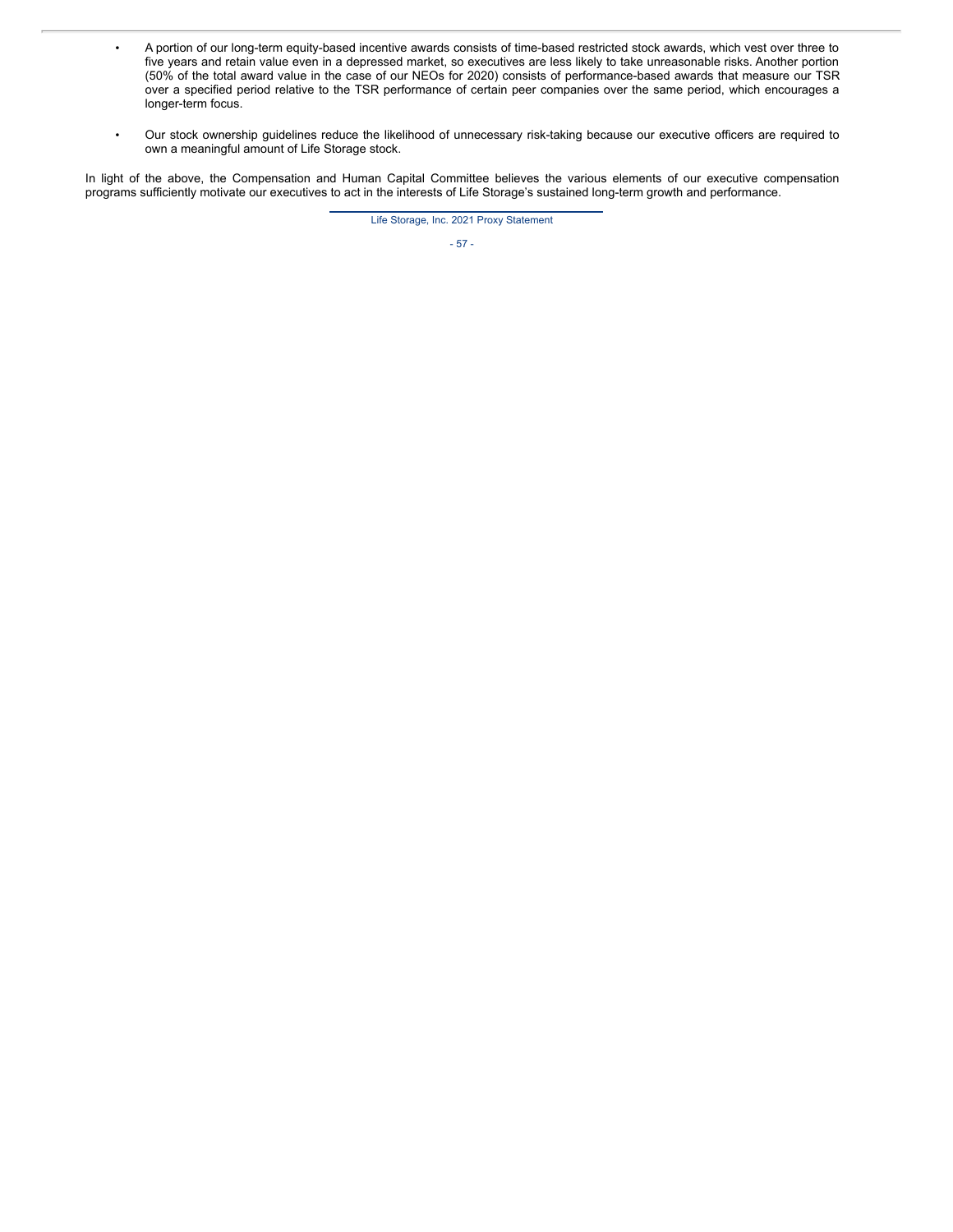- A portion of our long-term equity-based incentive awards consists of time-based restricted stock awards, which vest over three to five years and retain value even in a depressed market, so executives are less likely to take unreasonable risks. Another portion (50% of the total award value in the case of our NEOs for 2020) consists of performance-based awards that measure our TSR over a specified period relative to the TSR performance of certain peer companies over the same period, which encourages a longer-term focus.

- Our stock ownership guidelines reduce the likelihood of unnecessary risk-taking because our executive officers are required to own a meaningful amount of Life Storage stock.

In light of the above, the Compensation and Human Capital Committee believes the various elements of our executive compensation programs sufficiently motivate our executives to act in the interests of Life Storage's sustained long-term growth and performance.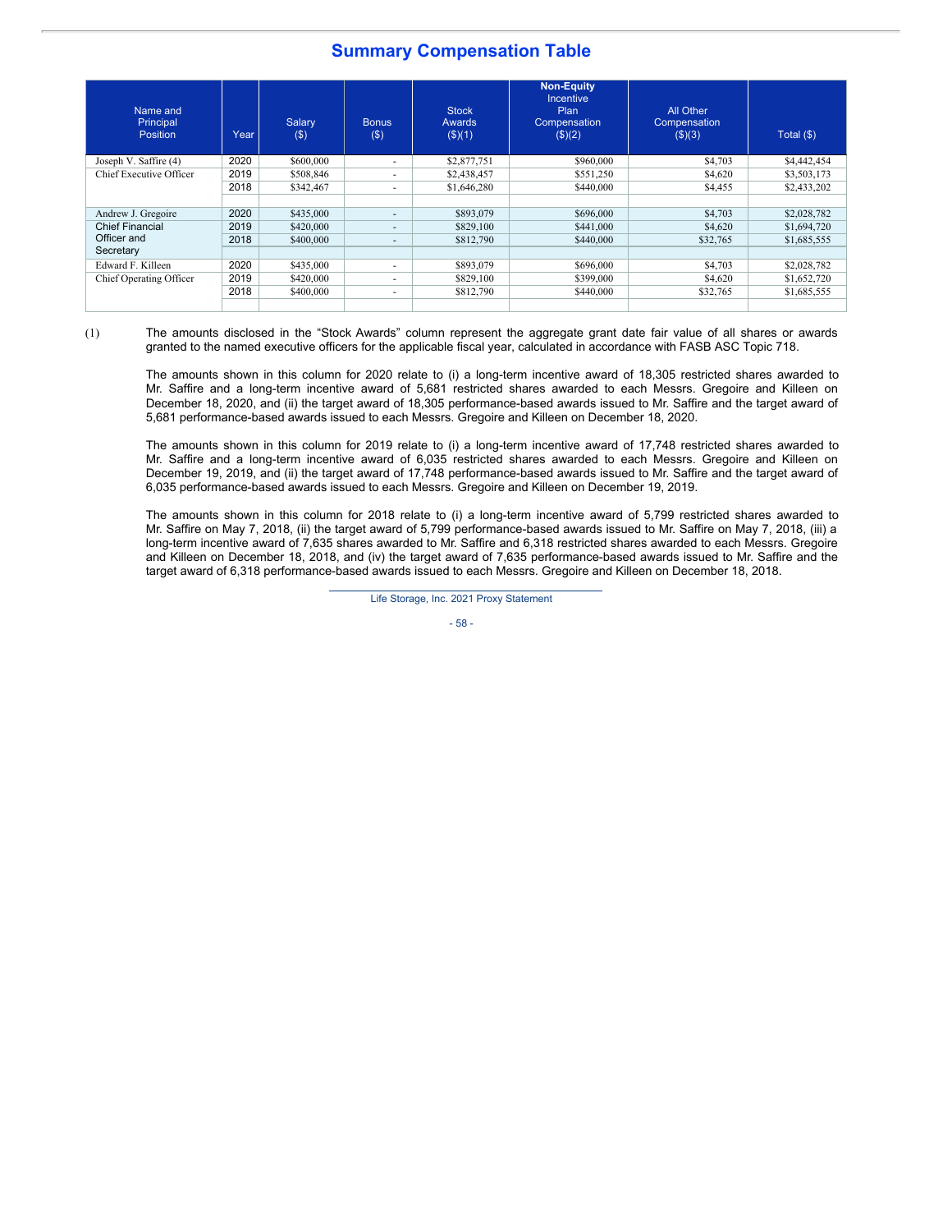## Summary Compensation Table

| Name and Principal Position | Year | Salary ($) | Bonus ($) | Stock Awards ($)(1) | Non-Equity Incentive Plan Compensation ($)(2) | All Other Compensation ($)(3) | Total ($) |
|---|---|---|---|---|---|---|---|
| Joseph V. Saffire (4) | 2020 | $600,000 | - | $2,877,751 | $960,000 | $4,703 | $4,442,454 |
| Chief Executive Officer | 2019 | $508,846 | - | $2,438,457 | $551,250 | $4,620 | $3,503,173 |
| | 2018 | $342,467 | - | $1,646,280 | $440,000 | $4,455 | $2,433,202 |
| Andrew J. Gregoire | 2020 | $435,000 | - | $893,079 | $696,000 | $4,703 | $2,028,782 |
| Chief Financial Officer and Secretary | 2019 | $420,000 | - | $829,100 | $441,000 | $4,620 | $1,694,720 |
| | 2018 | $400,000 | - | $812,790 | $440,000 | $32,765 | $1,685,555 |
| Edward F. Killeen | 2020 | $435,000 | - | $893,079 | $696,000 | $4,703 | $2,028,782 |
| Chief Operating Officer | 2019 | $420,000 | - | $829,100 | $399,000 | $4,620 | $1,652,720 |
| | 2018 | $400,000 | - | $812,790 | $440,000 | $32,765 | $1,685,555 |

(1) The amounts disclosed in the "Stock Awards" column represent the aggregate grant date fair value of all shares or awards granted to the named executive officers for the applicable fiscal year, calculated in accordance with FASB ASC Topic 718.

The amounts shown in this column for 2020 relate to (i) a long-term incentive award of 18,305 restricted shares awarded to Mr. Saffire and a long-term incentive award of 5,681 restricted shares awarded to each Messrs. Gregoire and Killeen on December 18, 2020, and (ii) the target award of 18,305 performance-based awards issued to Mr. Saffire and the target award of 5,681 performance-based awards issued to each Messrs. Gregoire and Killeen on December 18, 2020.

The amounts shown in this column for 2019 relate to (i) a long-term incentive award of 17,748 restricted shares awarded to Mr. Saffire and a long-term incentive award of 6,035 restricted shares awarded to each Messrs. Gregoire and Killeen on December 19, 2019, and (ii) the target award of 17,748 performance-based awards issued to Mr. Saffire and the target award of 6,035 performance-based awards issued to each Messrs. Gregoire and Killeen on December 19, 2019.

The amounts shown in this column for 2018 relate to (i) a long-term incentive award of 5,799 restricted shares awarded to Mr. Saffire on May 7, 2018, (ii) the target award of 5,799 performance-based awards issued to Mr. Saffire on May 7, 2018, (iii) a long-term incentive award of 7,635 shares awarded to Mr. Saffire and 6,318 restricted shares awarded to each Messrs. Gregoire and Killeen on December 18, 2018, and (iv) the target award of 7,635 performance-based awards issued to Mr. Saffire and the target award of 6,318 performance-based awards issued to each Messrs. Gregoire and Killeen on December 18, 2018.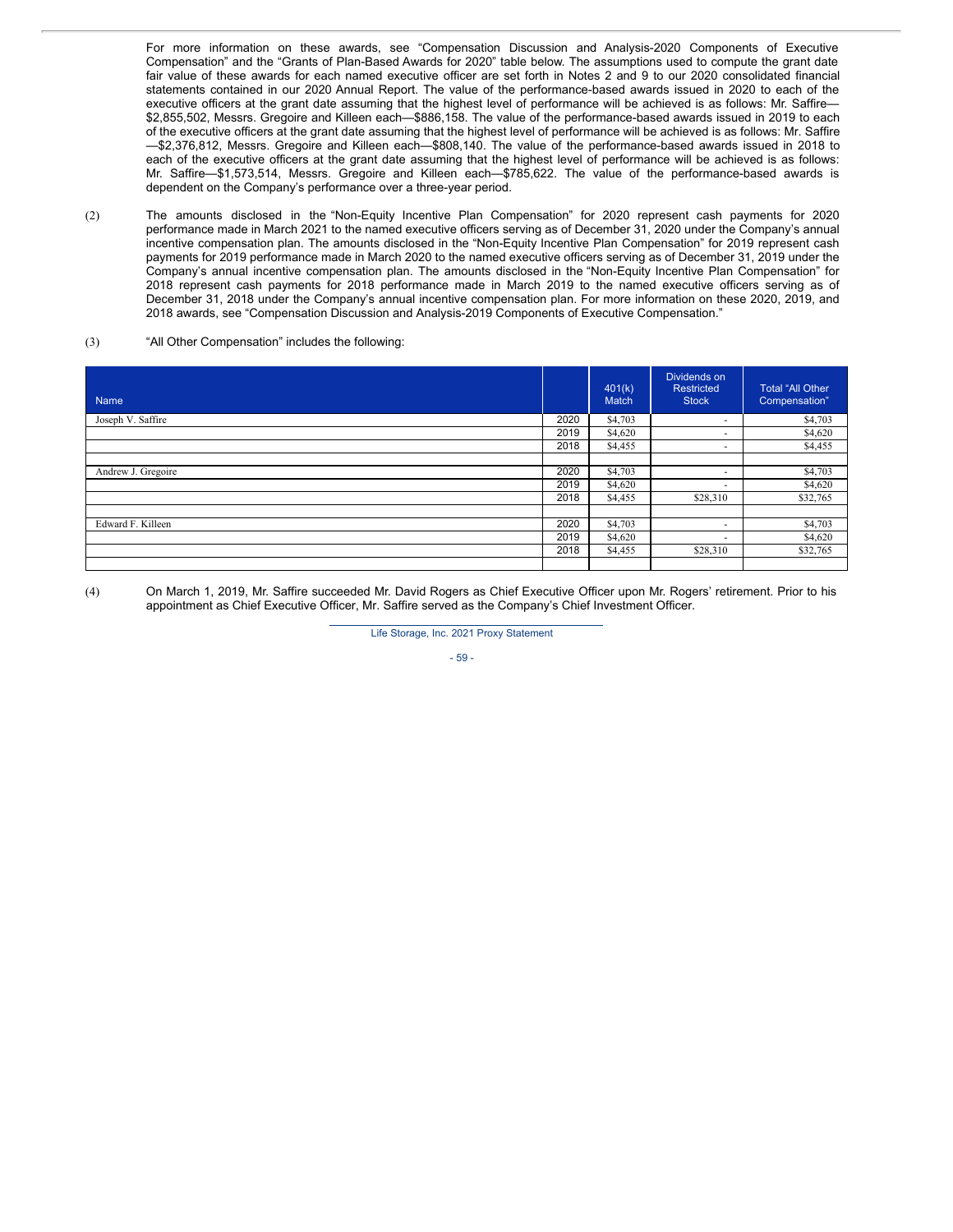For more information on these awards, see "Compensation Discussion and Analysis-2020 Components of Executive Compensation" and the "Grants of Plan-Based Awards for 2020" table below. The assumptions used to compute the grant date fair value of these awards for each named executive officer are set forth in Notes 2 and 9 to our 2020 consolidated financial statements contained in our 2020 Annual Report. The value of the performance-based awards issued in 2020 to each of the executive officers at the grant date assuming that the highest level of performance will be achieved is as follows: Mr. Saffire—$2,855,502, Messrs. Gregoire and Killeen each—$886,158. The value of the performance-based awards issued in 2019 to each of the executive officers at the grant date assuming that the highest level of performance will be achieved is as follows: Mr. Saffire—$2,376,812, Messrs. Gregoire and Killeen each—$808,140. The value of the performance-based awards issued in 2018 to each of the executive officers at the grant date assuming that the highest level of performance will be achieved is as follows: Mr. Saffire—$1,573,514, Messrs. Gregoire and Killeen each—$785,622. The value of the performance-based awards is dependent on the Company's performance over a three-year period.

(2) The amounts disclosed in the "Non-Equity Incentive Plan Compensation" for 2020 represent cash payments for 2020 performance made in March 2021 to the named executive officers serving as of December 31, 2020 under the Company's annual incentive compensation plan. The amounts disclosed in the "Non-Equity Incentive Plan Compensation" for 2019 represent cash payments for 2019 performance made in March 2020 to the named executive officers serving as of December 31, 2019 under the Company's annual incentive compensation plan. The amounts disclosed in the "Non-Equity Incentive Plan Compensation" for 2018 represent cash payments for 2018 performance made in March 2019 to the named executive officers serving as of December 31, 2018 under the Company's annual incentive compensation plan. For more information on these 2020, 2019, and 2018 awards, see "Compensation Discussion and Analysis-2019 Components of Executive Compensation."

(3) "All Other Compensation" includes the following:

| Name | | 401(k) Match | Dividends on Restricted Stock | Total "All Other Compensation" |
|---|---|---|---|---|
| Joseph V. Saffire | 2020 | $4,703 | - | $4,703 |
| | 2019 | $4,620 | - | $4,620 |
| | 2018 | $4,455 | - | $4,455 |
| Andrew J. Gregoire | 2020 | $4,703 | - | $4,703 |
| | 2019 | $4,620 | - | $4,620 |
| | 2018 | $4,455 | $28,310 | $32,765 |
| Edward F. Killeen | 2020 | $4,703 | - | $4,703 |
| | 2019 | $4,620 | - | $4,620 |
| | 2018 | $4,455 | $28,310 | $32,765 |

(4) On March 1, 2019, Mr. Saffire succeeded Mr. David Rogers as Chief Executive Officer upon Mr. Rogers' retirement. Prior to his appointment as Chief Executive Officer, Mr. Saffire served as the Company's Chief Investment Officer.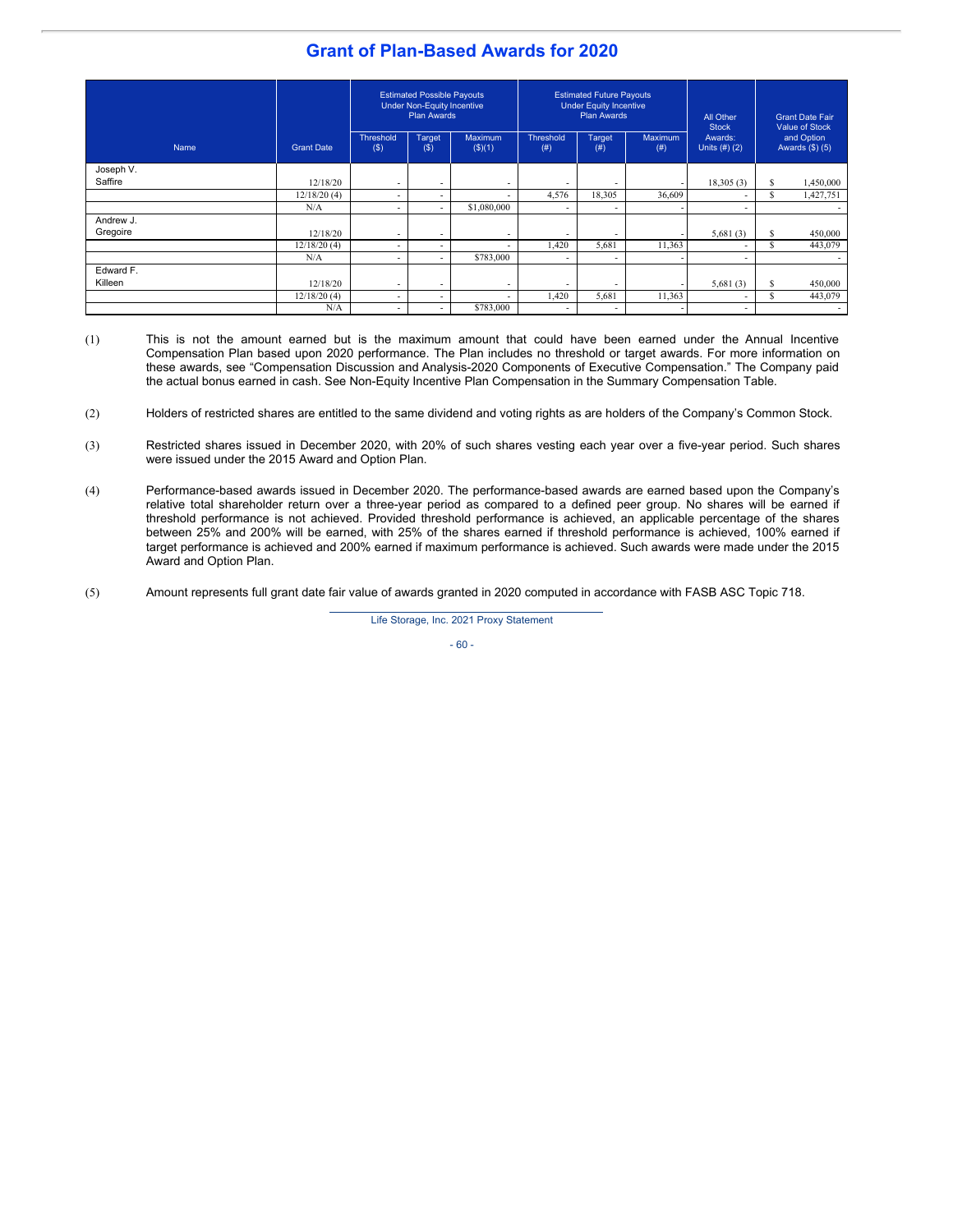## Grant of Plan-Based Awards for 2020

| Name | Grant Date | Estimated Possible Payouts Under Non-Equity Incentive Plan Awards | | | Estimated Future Payouts Under Equity Incentive Plan Awards | | | All Other Stock Awards: Units (#) (2) | Grant Date Fair Value of Stock and Option Awards ($) (5) |
|---|---|---|---|---|---|---|---|---|---|
| | | Threshold ($) | Target ($) | Maximum ($)(1) | Threshold (#) | Target (#) | Maximum (#) | | |
| Joseph V. Saffire | 12/18/20 | - | - | - | - | - | - | 18,305 (3) | $ 1,450,000 |
| | 12/18/20 (4) | - | - | - | 4,576 | 18,305 | 36,609 | - | $ 1,427,751 |
| | N/A | - | - | $1,080,000 | - | - | - | - | - |
| Andrew J. Gregoire | 12/18/20 | - | - | - | - | - | - | 5,681 (3) | $ 450,000 |
| | 12/18/20 (4) | - | - | - | 1,420 | 5,681 | 11,363 | - | $ 443,079 |
| | N/A | - | - | $783,000 | - | - | - | - | - |
| Edward F. Killeen | 12/18/20 | - | - | - | - | - | - | 5,681 (3) | $ 450,000 |
| | 12/18/20 (4) | - | - | - | 1,420 | 5,681 | 11,363 | - | $ 443,079 |
| | N/A | - | - | $783,000 | - | - | - | - | - |

(1) This is not the amount earned but is the maximum amount that could have been earned under the Annual Incentive Compensation Plan based upon 2020 performance. The Plan includes no threshold or target awards. For more information on these awards, see "Compensation Discussion and Analysis-2020 Components of Executive Compensation." The Company paid the actual bonus earned in cash. See Non-Equity Incentive Plan Compensation in the Summary Compensation Table.

(2) Holders of restricted shares are entitled to the same dividend and voting rights as are holders of the Company's Common Stock.

(3) Restricted shares issued in December 2020, with 20% of such shares vesting each year over a five-year period. Such shares were issued under the 2015 Award and Option Plan.

(4) Performance-based awards issued in December 2020. The performance-based awards are earned based upon the Company's relative total shareholder return over a three-year period as compared to a defined peer group. No shares will be earned if threshold performance is not achieved. Provided threshold performance is achieved, an applicable percentage of the shares between 25% and 200% will be earned, with 25% of the shares earned if threshold performance is achieved, 100% earned if target performance is achieved and 200% earned if maximum performance is achieved. Such awards were made under the 2015 Award and Option Plan.

(5) Amount represents full grant date fair value of awards granted in 2020 computed in accordance with FASB ASC Topic 718.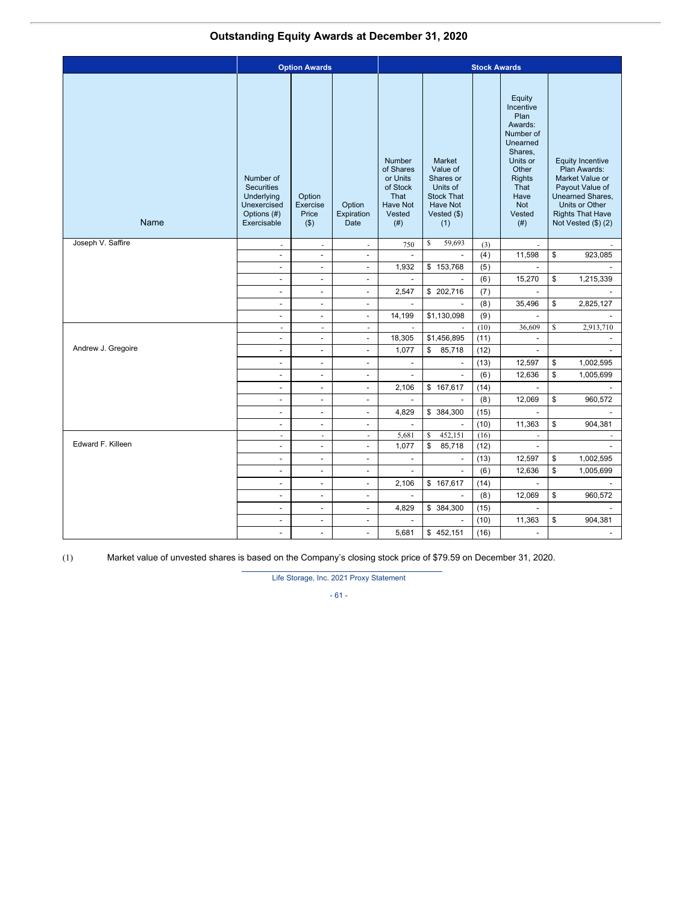## Outstanding Equity Awards at December 31, 2020

| Name | Option Awards | | | Stock Awards | | | | |
|---|---|---|---|---|---|---|---|---|
| | Number of Securities Underlying Unexercised Options (#) Exercisable | Option Exercise Price ($) | Option Expiration Date | Number of Shares or Units of Stock That Have Not Vested (#) | Market Value of Shares or Units of Stock That Have Not Vested ($) (1) | | Equity Incentive Plan Awards: Number of Unearned Shares, Units or Other Rights That Have Not Vested (#) | Equity Incentive Plan Awards: Market Value or Payout Value of Unearned Shares, Units or Other Rights That Have Not Vested ($) (2) |
| Joseph V. Saffire | - | - | - | 750 | $ 59,693 | (3) | - | - |
| | - | - | - | - | - | (4) | 11,598 | $ 923,085 |
| | - | - | - | 1,932 | $ 153,768 | (5) | - | - |
| | - | - | - | - | - | (6) | 15,270 | $ 1,215,339 |
| | - | - | - | 2,547 | $ 202,716 | (7) | - | - |
| | - | - | - | - | - | (8) | 35,496 | $ 2,825,127 |
| | - | - | - | 14,199 | $1,130,098 | (9) | - | - |
| | - | - | - | - | - | (10) | 36,609 | $ 2,913,710 |
| | - | - | - | 18,305 | $1,456,895 | (11) | - | - |
| Andrew J. Gregoire | - | - | - | 1,077 | $ 85,718 | (12) | - | - |
| | - | - | - | - | - | (13) | 12,597 | $ 1,002,595 |
| | - | - | - | - | - | (6) | 12,636 | $ 1,005,699 |
| | - | - | - | 2,106 | $ 167,617 | (14) | - | - |
| | - | - | - | - | - | (8) | 12,069 | $ 960,572 |
| | - | - | - | 4,829 | $ 384,300 | (15) | - | - |
| | - | - | - | - | - | (10) | 11,363 | $ 904,381 |
| | - | - | - | 5,681 | $ 452,151 | (16) | - | - |
| Edward F. Killeen | - | - | - | 1,077 | $ 85,718 | (12) | - | - |
| | - | - | - | - | - | (13) | 12,597 | $ 1,002,595 |
| | - | - | - | - | - | (6) | 12,636 | $ 1,005,699 |
| | - | - | - | 2,106 | $ 167,617 | (14) | - | - |
| | - | - | - | - | - | (8) | 12,069 | $ 960,572 |
| | - | - | - | 4,829 | $ 384,300 | (15) | - | - |
| | - | - | - | - | - | (10) | 11,363 | $ 904,381 |
| | - | - | - | 5,681 | $ 452,151 | (16) | - | - |

(1) Market value of unvested shares is based on the Company's closing stock price of $79.59 on December 31, 2020.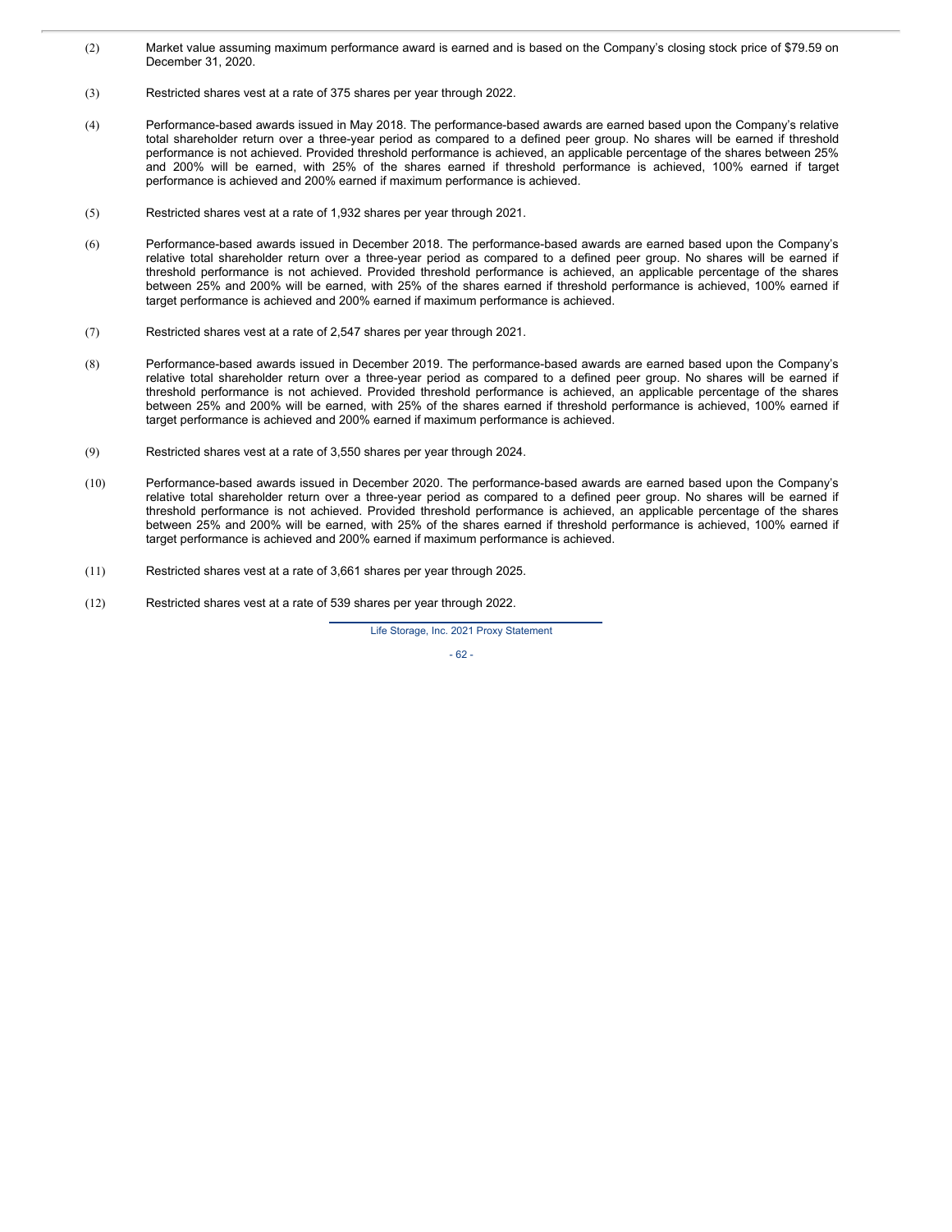(2) Market value assuming maximum performance award is earned and is based on the Company's closing stock price of $79.59 on December 31, 2020.

(3) Restricted shares vest at a rate of 375 shares per year through 2022.

(4) Performance-based awards issued in May 2018. The performance-based awards are earned based upon the Company's relative total shareholder return over a three-year period as compared to a defined peer group. No shares will be earned if threshold performance is not achieved. Provided threshold performance is achieved, an applicable percentage of the shares between 25% and 200% will be earned, with 25% of the shares earned if threshold performance is achieved, 100% earned if target performance is achieved and 200% earned if maximum performance is achieved.

(5) Restricted shares vest at a rate of 1,932 shares per year through 2021.

(6) Performance-based awards issued in December 2018. The performance-based awards are earned based upon the Company's relative total shareholder return over a three-year period as compared to a defined peer group. No shares will be earned if threshold performance is not achieved. Provided threshold performance is achieved, an applicable percentage of the shares between 25% and 200% will be earned, with 25% of the shares earned if threshold performance is achieved, 100% earned if target performance is achieved and 200% earned if maximum performance is achieved.

(7) Restricted shares vest at a rate of 2,547 shares per year through 2021.

(8) Performance-based awards issued in December 2019. The performance-based awards are earned based upon the Company's relative total shareholder return over a three-year period as compared to a defined peer group. No shares will be earned if threshold performance is not achieved. Provided threshold performance is achieved, an applicable percentage of the shares between 25% and 200% will be earned, with 25% of the shares earned if threshold performance is achieved, 100% earned if target performance is achieved and 200% earned if maximum performance is achieved.

(9) Restricted shares vest at a rate of 3,550 shares per year through 2024.

(10) Performance-based awards issued in December 2020. The performance-based awards are earned based upon the Company's relative total shareholder return over a three-year period as compared to a defined peer group. No shares will be earned if threshold performance is not achieved. Provided threshold performance is achieved, an applicable percentage of the shares between 25% and 200% will be earned, with 25% of the shares earned if threshold performance is achieved, 100% earned if target performance is achieved and 200% earned if maximum performance is achieved.

(11) Restricted shares vest at a rate of 3,661 shares per year through 2025.

(12) Restricted shares vest at a rate of 539 shares per year through 2022.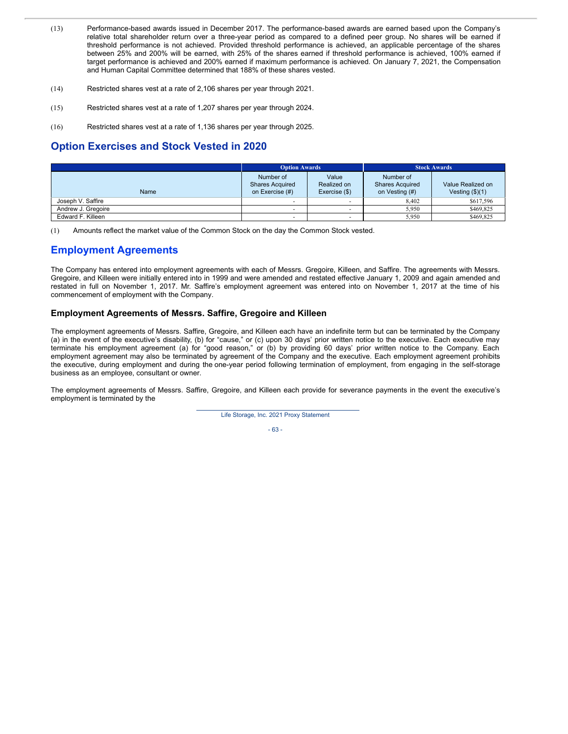(13) Performance-based awards issued in December 2017. The performance-based awards are earned based upon the Company's relative total shareholder return over a three-year period as compared to a defined peer group. No shares will be earned if threshold performance is not achieved. Provided threshold performance is achieved, an applicable percentage of the shares between 25% and 200% will be earned, with 25% of the shares earned if threshold performance is achieved, 100% earned if target performance is achieved and 200% earned if maximum performance is achieved. On January 7, 2021, the Compensation and Human Capital Committee determined that 188% of these shares vested.

(14) Restricted shares vest at a rate of 2,106 shares per year through 2021.

(15) Restricted shares vest at a rate of 1,207 shares per year through 2024.

(16) Restricted shares vest at a rate of 1,136 shares per year through 2025.

## Option Exercises and Stock Vested in 2020

| | Option Awards | | Stock Awards | |
|---|---|---|---|---|
| Name | Number of Shares Acquired on Exercise (#) | Value Realized on Exercise ($) | Number of Shares Acquired on Vesting (#) | Value Realized on Vesting ($)(1) |
| Joseph V. Saffire | - | - | 8,402 | $617,596 |
| Andrew J. Gregoire | - | - | 5,950 | $469,825 |
| Edward F. Killeen | - | - | 5,950 | $469,825 |

(1) Amounts reflect the market value of the Common Stock on the day the Common Stock vested.

## Employment Agreements

The Company has entered into employment agreements with each of Messrs. Gregoire, Killeen, and Saffire. The agreements with Messrs. Gregoire, and Killeen were initially entered into in 1999 and were amended and restated effective January 1, 2009 and again amended and restated in full on November 1, 2017. Mr. Saffire's employment agreement was entered into on November 1, 2017 at the time of his commencement of employment with the Company.

### Employment Agreements of Messrs. Saffire, Gregoire and Killeen

The employment agreements of Messrs. Saffire, Gregoire, and Killeen each have an indefinite term but can be terminated by the Company (a) in the event of the executive's disability, (b) for "cause," or (c) upon 30 days' prior written notice to the executive. Each executive may terminate his employment agreement (a) for "good reason," or (b) by providing 60 days' prior written notice to the Company. Each employment agreement may also be terminated by agreement of the Company and the executive. Each employment agreement prohibits the executive, during employment and during the one-year period following termination of employment, from engaging in the self-storage business as an employee, consultant or owner.

The employment agreements of Messrs. Saffire, Gregoire, and Killeen each provide for severance payments in the event the executive's employment is terminated by the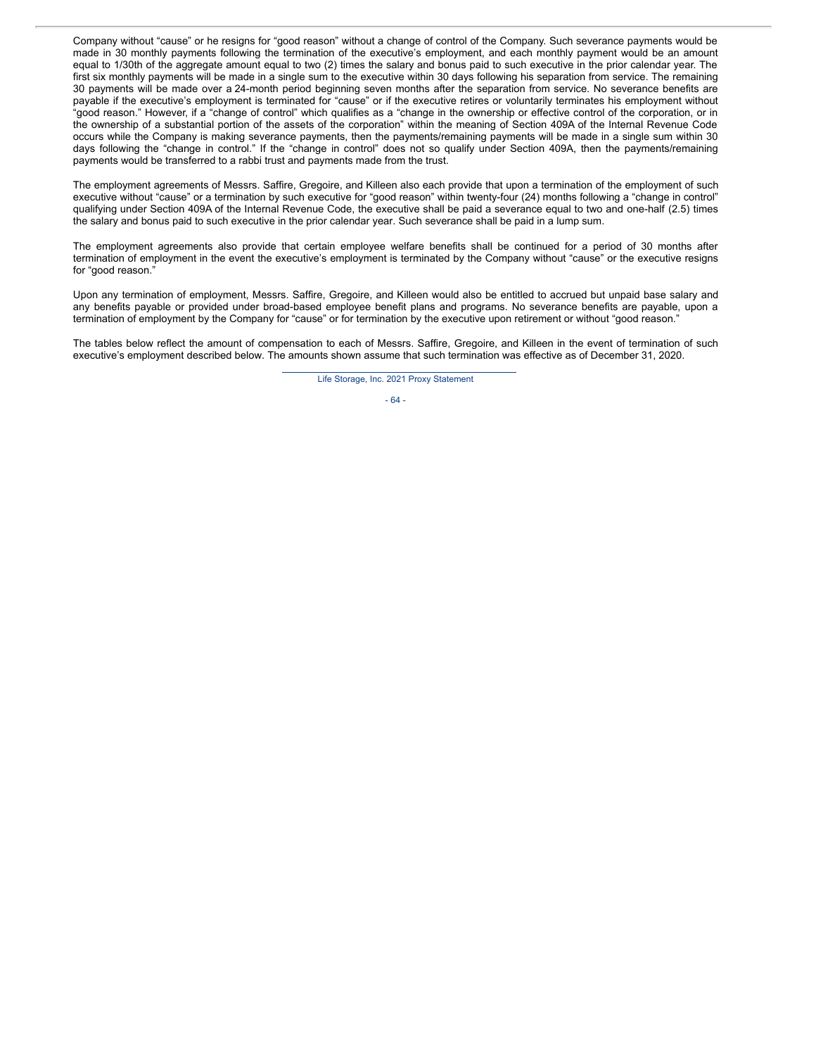Company without "cause" or he resigns for "good reason" without a change of control of the Company. Such severance payments would be made in 30 monthly payments following the termination of the executive's employment, and each monthly payment would be an amount equal to 1/30th of the aggregate amount equal to two (2) times the salary and bonus paid to such executive in the prior calendar year. The first six monthly payments will be made in a single sum to the executive within 30 days following his separation from service. The remaining 30 payments will be made over a 24-month period beginning seven months after the separation from service. No severance benefits are payable if the executive's employment is terminated for "cause" or if the executive retires or voluntarily terminates his employment without "good reason." However, if a "change of control" which qualifies as a "change in the ownership or effective control of the corporation, or in the ownership of a substantial portion of the assets of the corporation" within the meaning of Section 409A of the Internal Revenue Code occurs while the Company is making severance payments, then the payments/remaining payments will be made in a single sum within 30 days following the "change in control." If the "change in control" does not so qualify under Section 409A, then the payments/remaining payments would be transferred to a rabbi trust and payments made from the trust.

The employment agreements of Messrs. Saffire, Gregoire, and Killeen also each provide that upon a termination of the employment of such executive without "cause" or a termination by such executive for "good reason" within twenty-four (24) months following a "change in control" qualifying under Section 409A of the Internal Revenue Code, the executive shall be paid a severance equal to two and one-half (2.5) times the salary and bonus paid to such executive in the prior calendar year. Such severance shall be paid in a lump sum.

The employment agreements also provide that certain employee welfare benefits shall be continued for a period of 30 months after termination of employment in the event the executive's employment is terminated by the Company without "cause" or the executive resigns for "good reason."

Upon any termination of employment, Messrs. Saffire, Gregoire, and Killeen would also be entitled to accrued but unpaid base salary and any benefits payable or provided under broad-based employee benefit plans and programs. No severance benefits are payable, upon a termination of employment by the Company for "cause" or for termination by the executive upon retirement or without "good reason."

The tables below reflect the amount of compensation to each of Messrs. Saffire, Gregoire, and Killeen in the event of termination of such executive's employment described below. The amounts shown assume that such termination was effective as of December 31, 2020.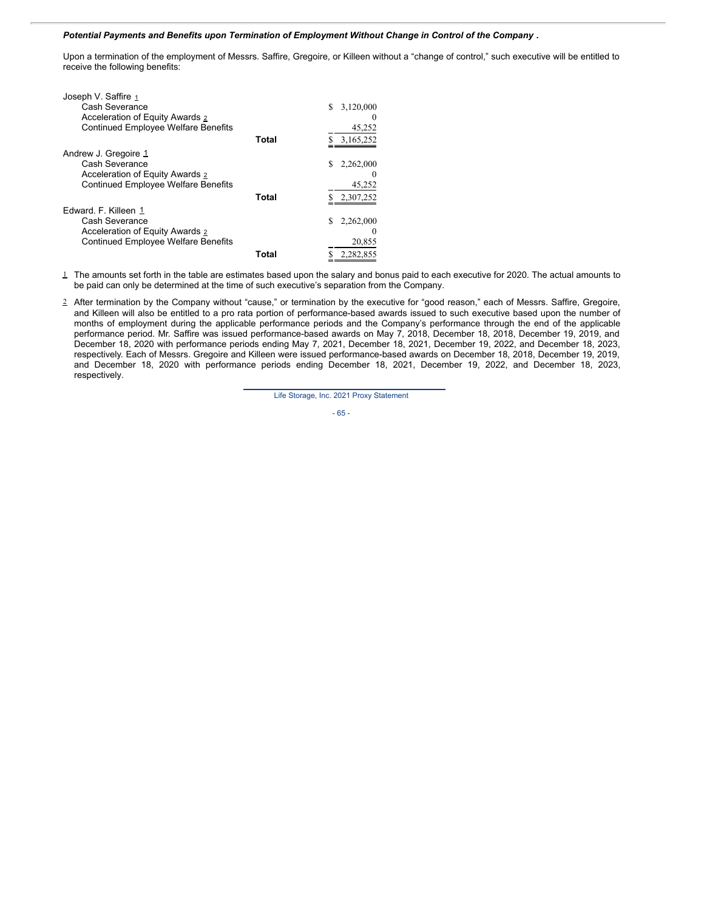***Potential Payments and Benefits upon Termination of Employment Without Change in Control of the Company .***

Upon a termination of the employment of Messrs. Saffire, Gregoire, or Killeen without a "change of control," such executive will be entitled to receive the following benefits:

| | | |
|---|---|---|
| Joseph V. Saffire [1] | | |
| Cash Severance | | $ 3,120,000 |
| Acceleration of Equity Awards [2] | | 0 |
| Continued Employee Welfare Benefits | | 45,252 |
| | **Total** | $ 3,165,252 |
| Andrew J. Gregoire [1] | | |
| Cash Severance | | $ 2,262,000 |
| Acceleration of Equity Awards [2] | | 0 |
| Continued Employee Welfare Benefits | | 45,252 |
| | **Total** | $ 2,307,252 |
| Edward. F. Killeen [1] | | |
| Cash Severance | | $ 2,262,000 |
| Acceleration of Equity Awards [2] | | 0 |
| Continued Employee Welfare Benefits | | 20,855 |
| | **Total** | $ 2,282,855 |

1 The amounts set forth in the table are estimates based upon the salary and bonus paid to each executive for 2020. The actual amounts to be paid can only be determined at the time of such executive's separation from the Company.

2 After termination by the Company without "cause," or termination by the executive for "good reason," each of Messrs. Saffire, Gregoire, and Killeen will also be entitled to a pro rata portion of performance-based awards issued to such executive based upon the number of months of employment during the applicable performance periods and the Company's performance through the end of the applicable performance period. Mr. Saffire was issued performance-based awards on May 7, 2018, December 18, 2018, December 19, 2019, and December 18, 2020 with performance periods ending May 7, 2021, December 18, 2021, December 19, 2022, and December 18, 2023, respectively. Each of Messrs. Gregoire and Killeen were issued performance-based awards on December 18, 2018, December 19, 2019, and December 18, 2020 with performance periods ending December 18, 2021, December 19, 2022, and December 18, 2023, respectively.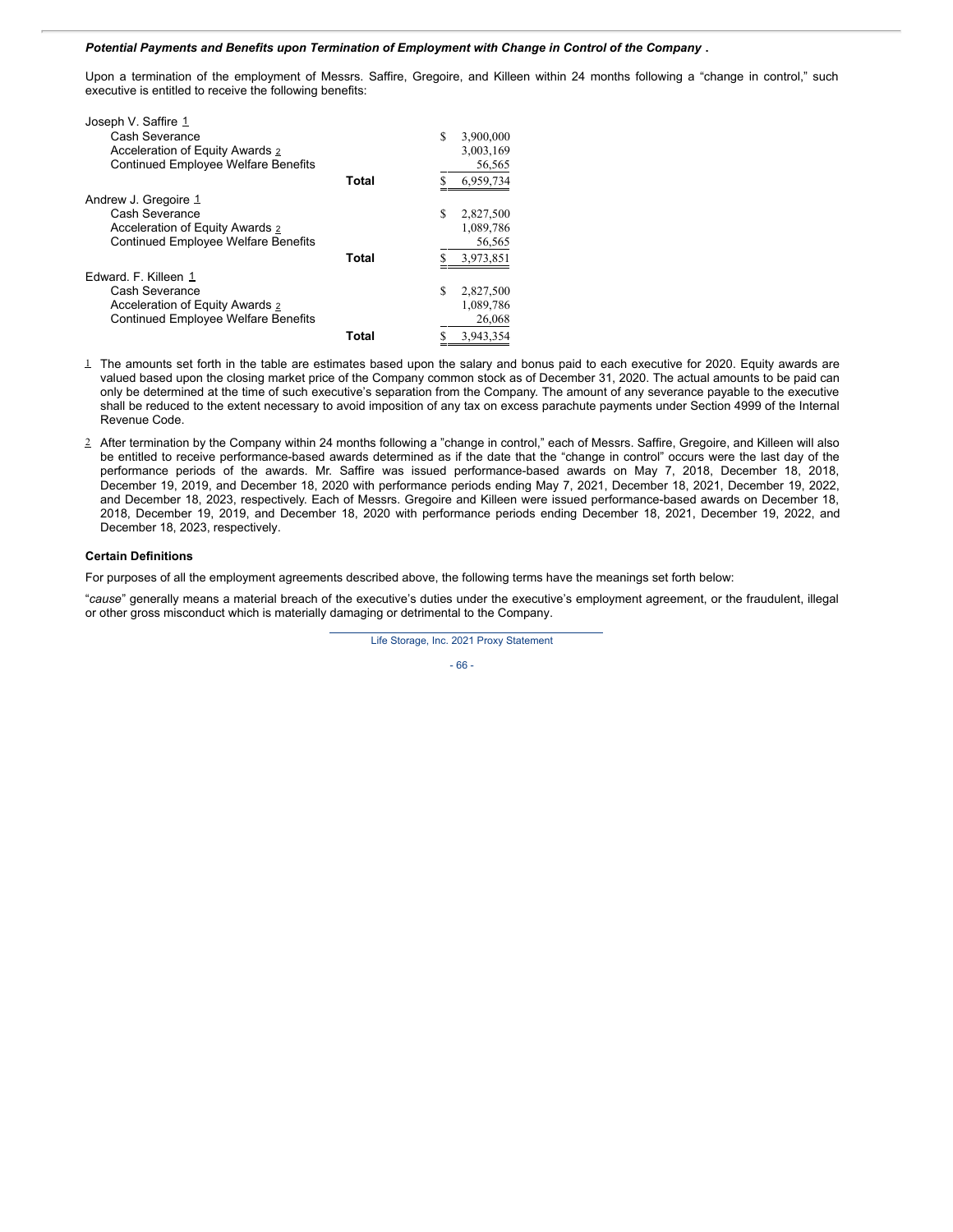***Potential Payments and Benefits upon Termination of Employment with Change in Control of the Company .***

Upon a termination of the employment of Messrs. Saffire, Gregoire, and Killeen within 24 months following a "change in control," such executive is entitled to receive the following benefits:

| | | |
|---|---|---|
| Joseph V. Saffire [1] | | |
| Cash Severance | | $ 3,900,000 |
| Acceleration of Equity Awards [2] | | 3,003,169 |
| Continued Employee Welfare Benefits | | 56,565 |
| | **Total** | $ 6,959,734 |
| Andrew J. Gregoire [1] | | |
| Cash Severance | | $ 2,827,500 |
| Acceleration of Equity Awards [2] | | 1,089,786 |
| Continued Employee Welfare Benefits | | 56,565 |
| | **Total** | $ 3,973,851 |
| Edward. F. Killeen [1] | | |
| Cash Severance | | $ 2,827,500 |
| Acceleration of Equity Awards [2] | | 1,089,786 |
| Continued Employee Welfare Benefits | | 26,068 |
| | **Total** | $ 3,943,354 |

[1] The amounts set forth in the table are estimates based upon the salary and bonus paid to each executive for 2020. Equity awards are valued based upon the closing market price of the Company common stock as of December 31, 2020. The actual amounts to be paid can only be determined at the time of such executive's separation from the Company. The amount of any severance payable to the executive shall be reduced to the extent necessary to avoid imposition of any tax on excess parachute payments under Section 4999 of the Internal Revenue Code.

[2] After termination by the Company within 24 months following a "change in control," each of Messrs. Saffire, Gregoire, and Killeen will also be entitled to receive performance-based awards determined as if the date that the "change in control" occurs were the last day of the performance periods of the awards. Mr. Saffire was issued performance-based awards on May 7, 2018, December 18, 2018, December 19, 2019, and December 18, 2020 with performance periods ending May 7, 2021, December 18, 2021, December 19, 2022, and December 18, 2023, respectively. Each of Messrs. Gregoire and Killeen were issued performance-based awards on December 18, 2018, December 19, 2019, and December 18, 2020 with performance periods ending December 18, 2021, December 19, 2022, and December 18, 2023, respectively.

**Certain Definitions**

For purposes of all the employment agreements described above, the following terms have the meanings set forth below:

"*cause*" generally means a material breach of the executive's duties under the executive's employment agreement, or the fraudulent, illegal or other gross misconduct which is materially damaging or detrimental to the Company.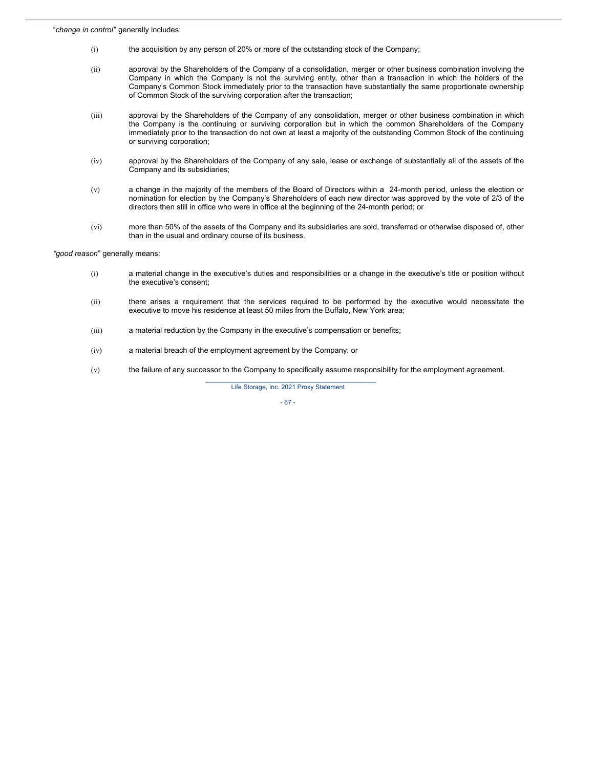"*change in control*" generally includes:

(i) the acquisition by any person of 20% or more of the outstanding stock of the Company;

(ii) approval by the Shareholders of the Company of a consolidation, merger or other business combination involving the Company in which the Company is not the surviving entity, other than a transaction in which the holders of the Company's Common Stock immediately prior to the transaction have substantially the same proportionate ownership of Common Stock of the surviving corporation after the transaction;

(iii) approval by the Shareholders of the Company of any consolidation, merger or other business combination in which the Company is the continuing or surviving corporation but in which the common Shareholders of the Company immediately prior to the transaction do not own at least a majority of the outstanding Common Stock of the continuing or surviving corporation;

(iv) approval by the Shareholders of the Company of any sale, lease or exchange of substantially all of the assets of the Company and its subsidiaries;

(v) a change in the majority of the members of the Board of Directors within a 24-month period, unless the election or nomination for election by the Company's Shareholders of each new director was approved by the vote of 2/3 of the directors then still in office who were in office at the beginning of the 24-month period; or

(vi) more than 50% of the assets of the Company and its subsidiaries are sold, transferred or otherwise disposed of, other than in the usual and ordinary course of its business.

"*good reason*" generally means:

(i) a material change in the executive's duties and responsibilities or a change in the executive's title or position without the executive's consent;

(ii) there arises a requirement that the services required to be performed by the executive would necessitate the executive to move his residence at least 50 miles from the Buffalo, New York area;

(iii) a material reduction by the Company in the executive's compensation or benefits;

(iv) a material breach of the employment agreement by the Company; or

(v) the failure of any successor to the Company to specifically assume responsibility for the employment agreement.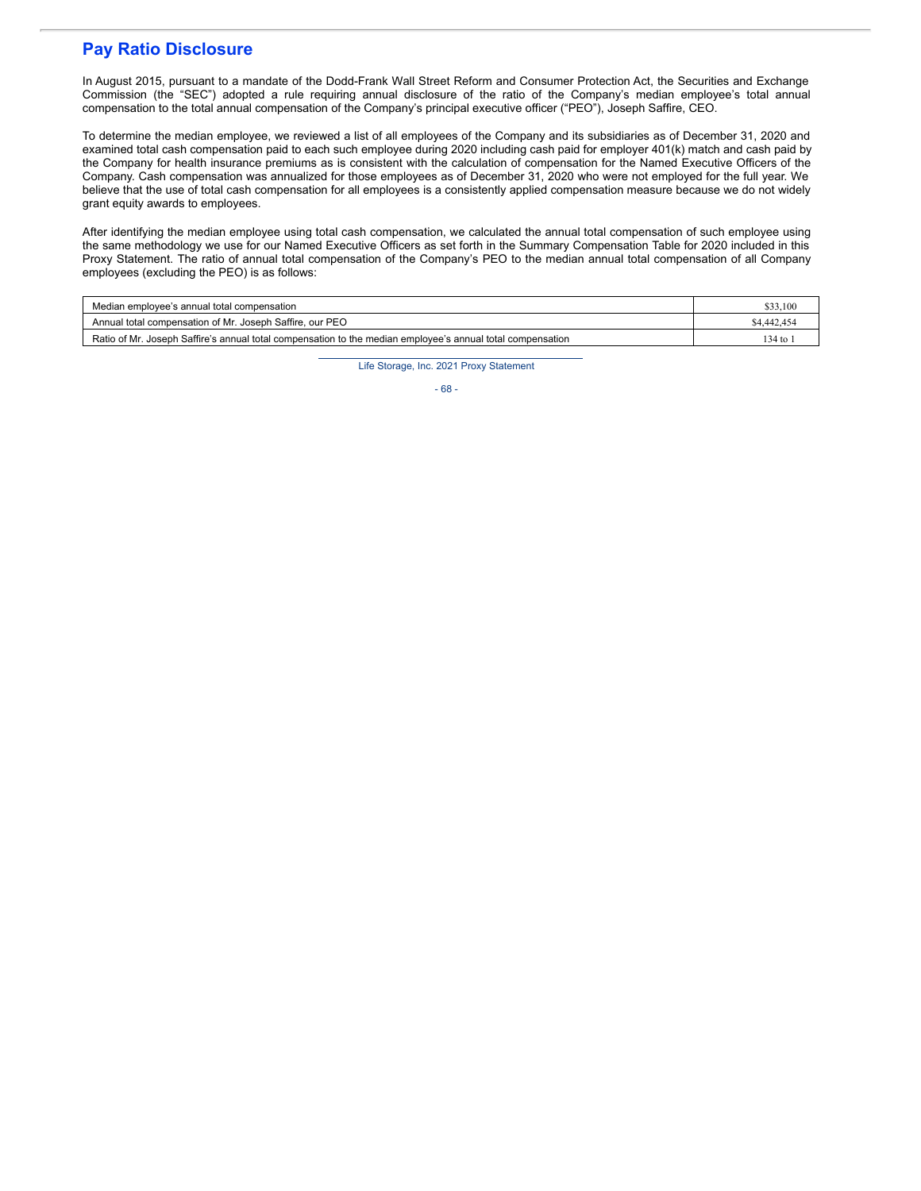## Pay Ratio Disclosure

In August 2015, pursuant to a mandate of the Dodd-Frank Wall Street Reform and Consumer Protection Act, the Securities and Exchange Commission (the "SEC") adopted a rule requiring annual disclosure of the ratio of the Company's median employee's total annual compensation to the total annual compensation of the Company's principal executive officer ("PEO"), Joseph Saffire, CEO.

To determine the median employee, we reviewed a list of all employees of the Company and its subsidiaries as of December 31, 2020 and examined total cash compensation paid to each such employee during 2020 including cash paid for employer 401(k) match and cash paid by the Company for health insurance premiums as is consistent with the calculation of compensation for the Named Executive Officers of the Company. Cash compensation was annualized for those employees as of December 31, 2020 who were not employed for the full year. We believe that the use of total cash compensation for all employees is a consistently applied compensation measure because we do not widely grant equity awards to employees.

After identifying the median employee using total cash compensation, we calculated the annual total compensation of such employee using the same methodology we use for our Named Executive Officers as set forth in the Summary Compensation Table for 2020 included in this Proxy Statement. The ratio of annual total compensation of the Company's PEO to the median annual total compensation of all Company employees (excluding the PEO) is as follows:

| | |
|---|---|
| Median employee's annual total compensation | $33,100 |
| Annual total compensation of Mr. Joseph Saffire, our PEO | $4,442,454 |
| Ratio of Mr. Joseph Saffire's annual total compensation to the median employee's annual total compensation | 134 to 1 |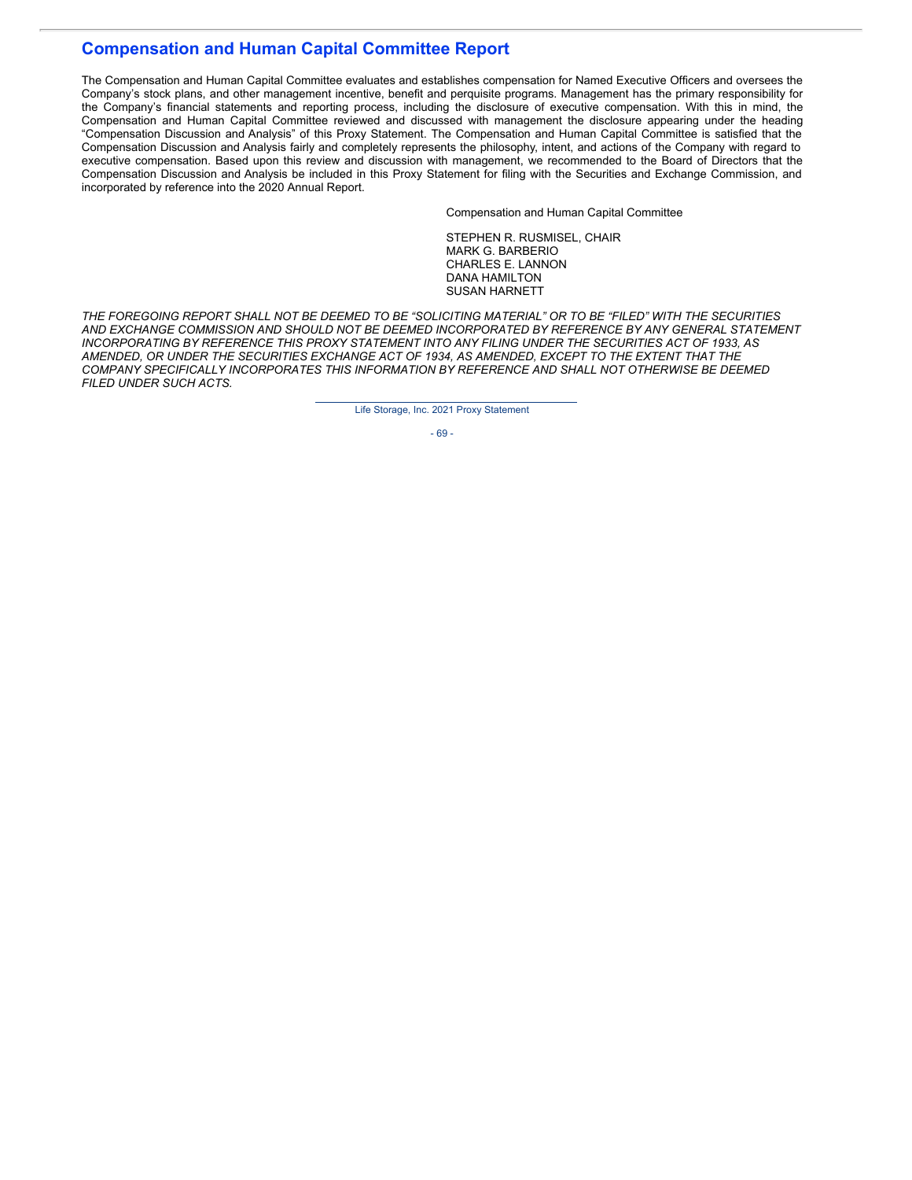## Compensation and Human Capital Committee Report

The Compensation and Human Capital Committee evaluates and establishes compensation for Named Executive Officers and oversees the Company's stock plans, and other management incentive, benefit and perquisite programs. Management has the primary responsibility for the Company's financial statements and reporting process, including the disclosure of executive compensation. With this in mind, the Compensation and Human Capital Committee reviewed and discussed with management the disclosure appearing under the heading "Compensation Discussion and Analysis" of this Proxy Statement. The Compensation and Human Capital Committee is satisfied that the Compensation Discussion and Analysis fairly and completely represents the philosophy, intent, and actions of the Company with regard to executive compensation. Based upon this review and discussion with management, we recommended to the Board of Directors that the Compensation Discussion and Analysis be included in this Proxy Statement for filing with the Securities and Exchange Commission, and incorporated by reference into the 2020 Annual Report.

Compensation and Human Capital Committee

STEPHEN R. RUSMISEL, CHAIR
MARK G. BARBERIO
CHARLES E. LANNON
DANA HAMILTON
SUSAN HARNETT

*THE FOREGOING REPORT SHALL NOT BE DEEMED TO BE "SOLICITING MATERIAL" OR TO BE "FILED" WITH THE SECURITIES AND EXCHANGE COMMISSION AND SHOULD NOT BE DEEMED INCORPORATED BY REFERENCE BY ANY GENERAL STATEMENT INCORPORATING BY REFERENCE THIS PROXY STATEMENT INTO ANY FILING UNDER THE SECURITIES ACT OF 1933, AS AMENDED, OR UNDER THE SECURITIES EXCHANGE ACT OF 1934, AS AMENDED, EXCEPT TO THE EXTENT THAT THE COMPANY SPECIFICALLY INCORPORATES THIS INFORMATION BY REFERENCE AND SHALL NOT OTHERWISE BE DEEMED FILED UNDER SUCH ACTS.*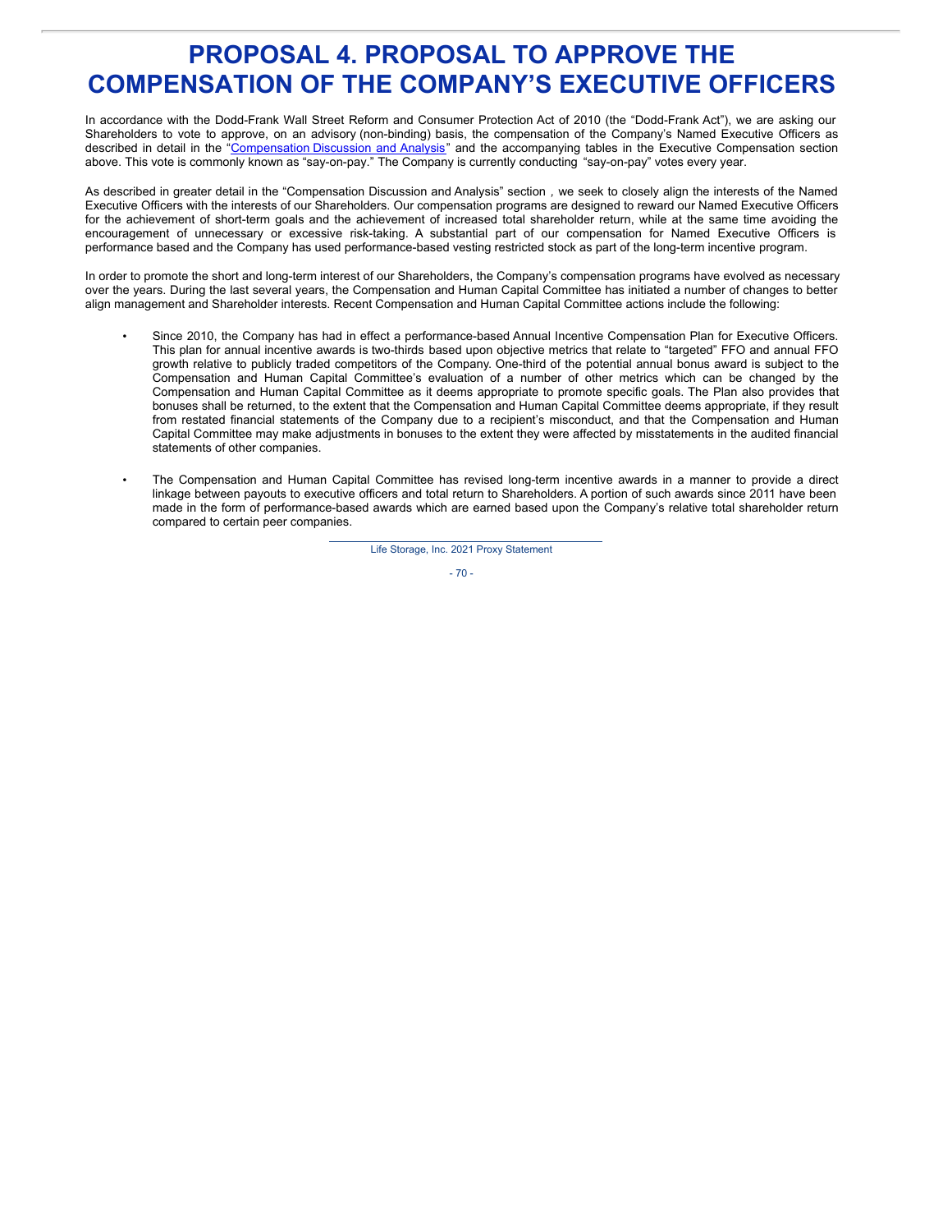# PROPOSAL 4. PROPOSAL TO APPROVE THE COMPENSATION OF THE COMPANY'S EXECUTIVE OFFICERS

In accordance with the Dodd-Frank Wall Street Reform and Consumer Protection Act of 2010 (the "Dodd-Frank Act"), we are asking our Shareholders to vote to approve, on an advisory (non-binding) basis, the compensation of the Company's Named Executive Officers as described in detail in the "Compensation Discussion and Analysis" and the accompanying tables in the Executive Compensation section above. This vote is commonly known as "say-on-pay." The Company is currently conducting "say-on-pay" votes every year.

As described in greater detail in the "Compensation Discussion and Analysis" section , we seek to closely align the interests of the Named Executive Officers with the interests of our Shareholders. Our compensation programs are designed to reward our Named Executive Officers for the achievement of short-term goals and the achievement of increased total shareholder return, while at the same time avoiding the encouragement of unnecessary or excessive risk-taking. A substantial part of our compensation for Named Executive Officers is performance based and the Company has used performance-based vesting restricted stock as part of the long-term incentive program.

In order to promote the short and long-term interest of our Shareholders, the Company's compensation programs have evolved as necessary over the years. During the last several years, the Compensation and Human Capital Committee has initiated a number of changes to better align management and Shareholder interests. Recent Compensation and Human Capital Committee actions include the following:

- Since 2010, the Company has had in effect a performance-based Annual Incentive Compensation Plan for Executive Officers. This plan for annual incentive awards is two-thirds based upon objective metrics that relate to "targeted" FFO and annual FFO growth relative to publicly traded competitors of the Company. One-third of the potential annual bonus award is subject to the Compensation and Human Capital Committee's evaluation of a number of other metrics which can be changed by the Compensation and Human Capital Committee as it deems appropriate to promote specific goals. The Plan also provides that bonuses shall be returned, to the extent that the Compensation and Human Capital Committee deems appropriate, if they result from restated financial statements of the Company due to a recipient's misconduct, and that the Compensation and Human Capital Committee may make adjustments in bonuses to the extent they were affected by misstatements in the audited financial statements of other companies.

- The Compensation and Human Capital Committee has revised long-term incentive awards in a manner to provide a direct linkage between payouts to executive officers and total return to Shareholders. A portion of such awards since 2011 have been made in the form of performance-based awards which are earned based upon the Company's relative total shareholder return compared to certain peer companies.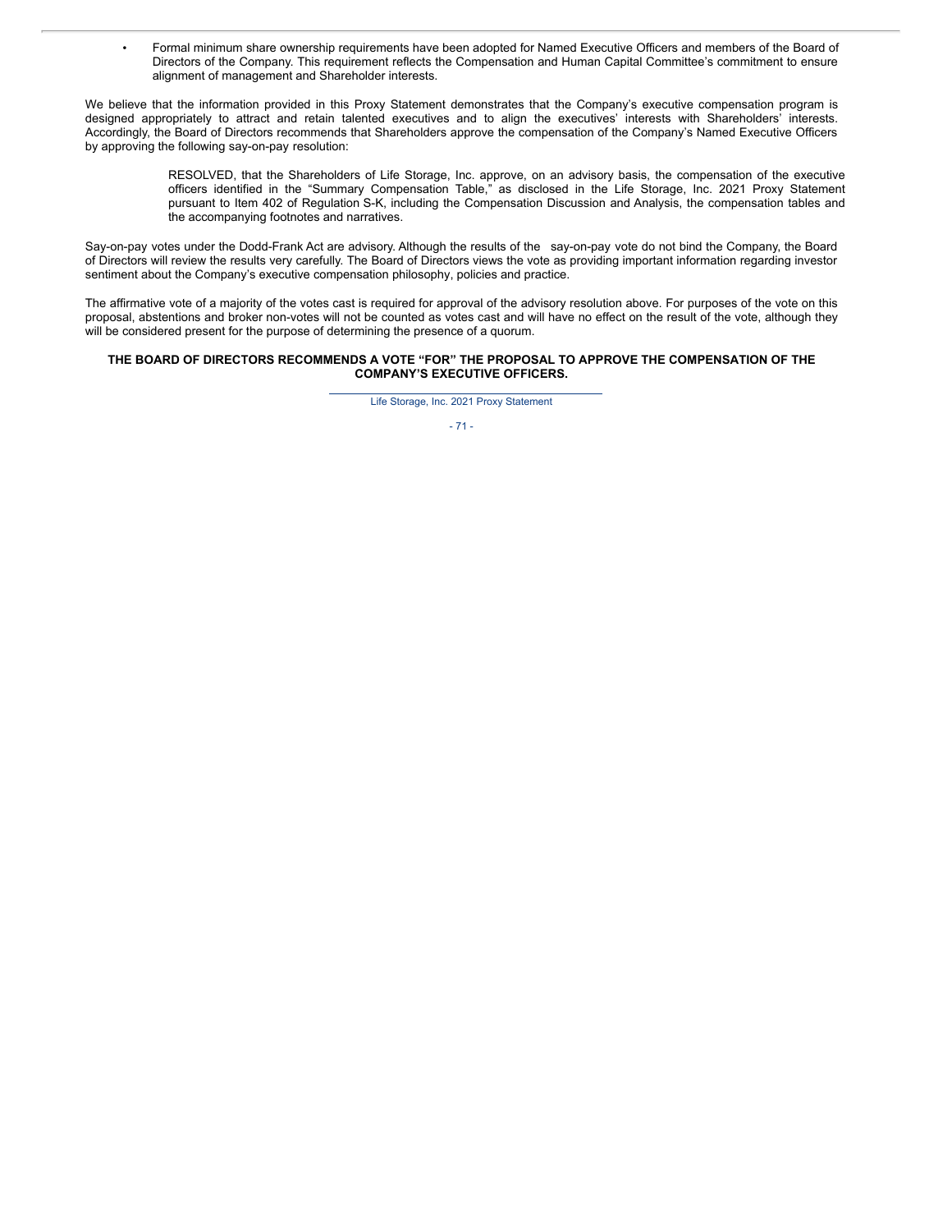- Formal minimum share ownership requirements have been adopted for Named Executive Officers and members of the Board of Directors of the Company. This requirement reflects the Compensation and Human Capital Committee's commitment to ensure alignment of management and Shareholder interests.

We believe that the information provided in this Proxy Statement demonstrates that the Company's executive compensation program is designed appropriately to attract and retain talented executives and to align the executives' interests with Shareholders' interests. Accordingly, the Board of Directors recommends that Shareholders approve the compensation of the Company's Named Executive Officers by approving the following say-on-pay resolution:

> RESOLVED, that the Shareholders of Life Storage, Inc. approve, on an advisory basis, the compensation of the executive officers identified in the "Summary Compensation Table," as disclosed in the Life Storage, Inc. 2021 Proxy Statement pursuant to Item 402 of Regulation S-K, including the Compensation Discussion and Analysis, the compensation tables and the accompanying footnotes and narratives.

Say-on-pay votes under the Dodd-Frank Act are advisory. Although the results of the say-on-pay vote do not bind the Company, the Board of Directors will review the results very carefully. The Board of Directors views the vote as providing important information regarding investor sentiment about the Company's executive compensation philosophy, policies and practice.

The affirmative vote of a majority of the votes cast is required for approval of the advisory resolution above. For purposes of the vote on this proposal, abstentions and broker non-votes will not be counted as votes cast and will have no effect on the result of the vote, although they will be considered present for the purpose of determining the presence of a quorum.

**THE BOARD OF DIRECTORS RECOMMENDS A VOTE "FOR" THE PROPOSAL TO APPROVE THE COMPENSATION OF THE COMPANY'S EXECUTIVE OFFICERS.**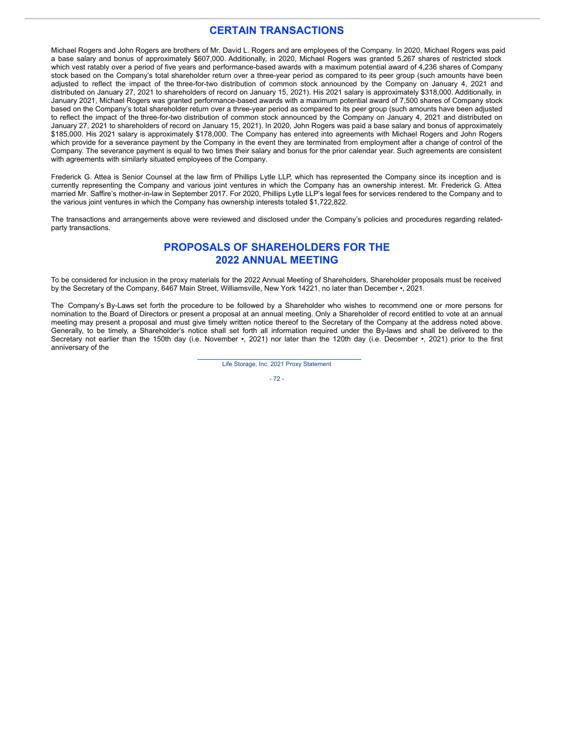# CERTAIN TRANSACTIONS

Michael Rogers and John Rogers are brothers of Mr. David L. Rogers and are employees of the Company. In 2020, Michael Rogers was paid a base salary and bonus of approximately $607,000. Additionally, in 2020, Michael Rogers was granted 5,267 shares of restricted stock which vest ratably over a period of five years and performance-based awards with a maximum potential award of 4,236 shares of Company stock based on the Company's total shareholder return over a three-year period as compared to its peer group (such amounts have been adjusted to reflect the impact of the three-for-two distribution of common stock announced by the Company on January 4, 2021 and distributed on January 27, 2021 to shareholders of record on January 15, 2021). His 2021 salary is approximately $318,000. Additionally, in January 2021, Michael Rogers was granted performance-based awards with a maximum potential award of 7,500 shares of Company stock based on the Company's total shareholder return over a three-year period as compared to its peer group (such amounts have been adjusted to reflect the impact of the three-for-two distribution of common stock announced by the Company on January 4, 2021 and distributed on January 27, 2021 to shareholders of record on January 15, 2021). In 2020, John Rogers was paid a base salary and bonus of approximately $185,000. His 2021 salary is approximately $178,000. The Company has entered into agreements with Michael Rogers and John Rogers which provide for a severance payment by the Company in the event they are terminated from employment after a change of control of the Company. The severance payment is equal to two times their salary and bonus for the prior calendar year. Such agreements are consistent with agreements with similarly situated employees of the Company.

Frederick G. Attea is Senior Counsel at the law firm of Phillips Lytle LLP, which has represented the Company since its inception and is currently representing the Company and various joint ventures in which the Company has an ownership interest. Mr. Frederick G. Attea married Mr. Saffire's mother-in-law in September 2017. For 2020, Phillips Lytle LLP's legal fees for services rendered to the Company and to the various joint ventures in which the Company has ownership interests totaled $1,722,822.

The transactions and arrangements above were reviewed and disclosed under the Company's policies and procedures regarding related-party transactions.

# PROPOSALS OF SHAREHOLDERS FOR THE 2022 ANNUAL MEETING

To be considered for inclusion in the proxy materials for the 2022 Annual Meeting of Shareholders, Shareholder proposals must be received by the Secretary of the Company, 6467 Main Street, Williamsville, New York 14221, no later than December •, 2021.

The Company's By-Laws set forth the procedure to be followed by a Shareholder who wishes to recommend one or more persons for nomination to the Board of Directors or present a proposal at an annual meeting. Only a Shareholder of record entitled to vote at an annual meeting may present a proposal and must give timely written notice thereof to the Secretary of the Company at the address noted above. Generally, to be timely, a Shareholder's notice shall set forth all information required under the By-laws and shall be delivered to the Secretary not earlier than the 150th day (i.e. November •, 2021) nor later than the 120th day (i.e. December •, 2021) prior to the first anniversary of the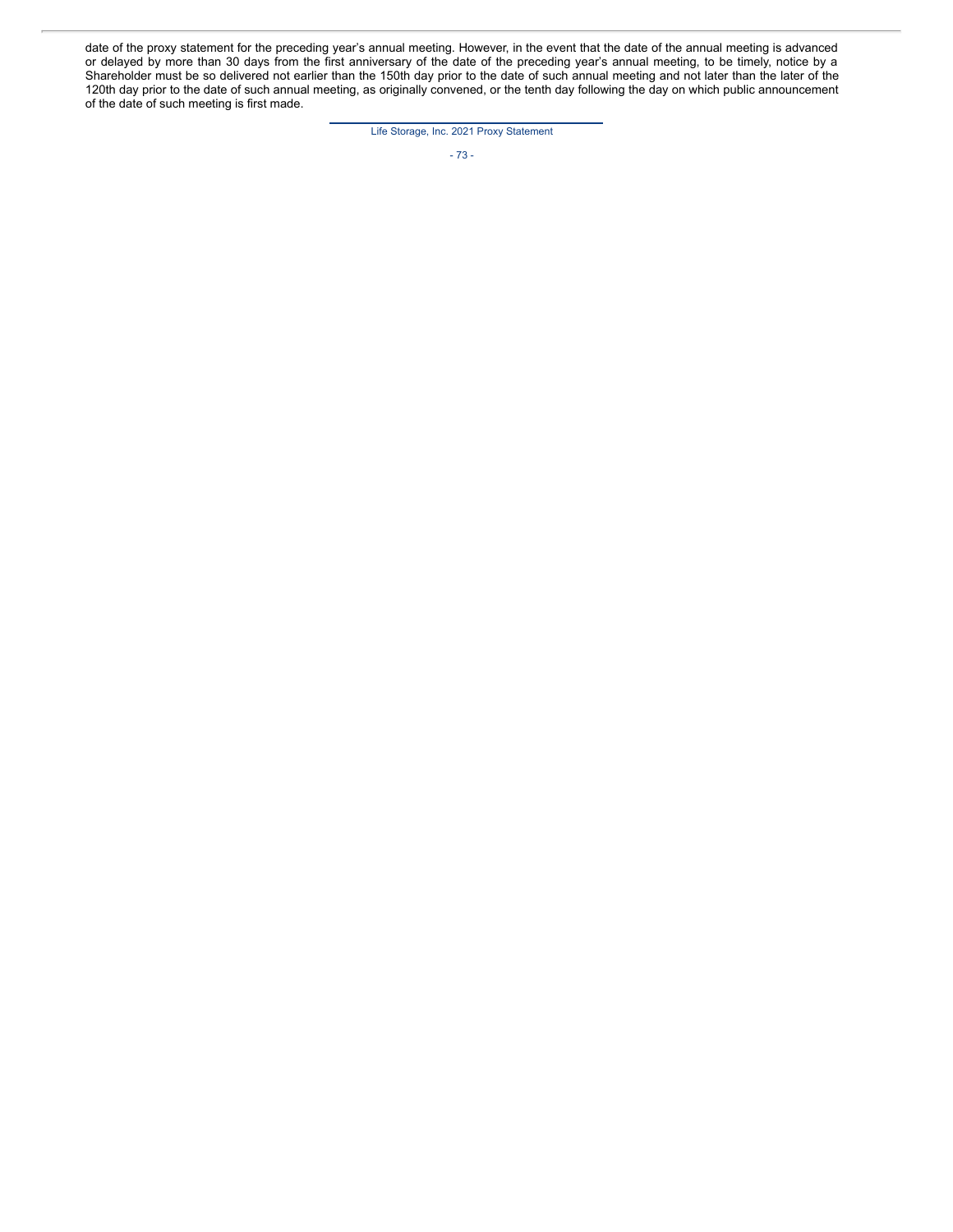date of the proxy statement for the preceding year's annual meeting. However, in the event that the date of the annual meeting is advanced or delayed by more than 30 days from the first anniversary of the date of the preceding year's annual meeting, to be timely, notice by a Shareholder must be so delivered not earlier than the 150th day prior to the date of such annual meeting and not later than the later of the 120th day prior to the date of such annual meeting, as originally convened, or the tenth day following the day on which public announcement of the date of such meeting is first made.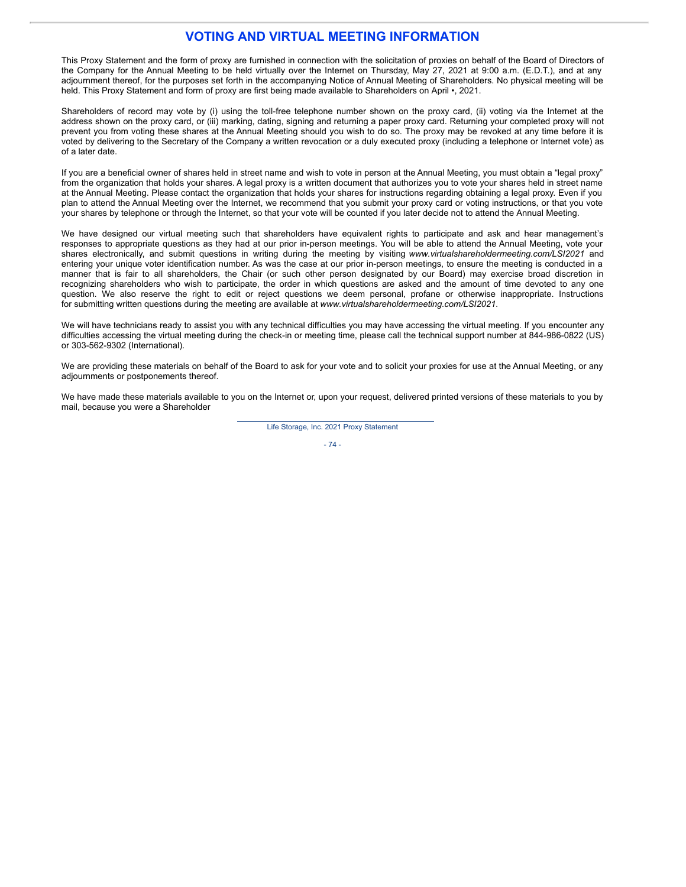# VOTING AND VIRTUAL MEETING INFORMATION

This Proxy Statement and the form of proxy are furnished in connection with the solicitation of proxies on behalf of the Board of Directors of the Company for the Annual Meeting to be held virtually over the Internet on Thursday, May 27, 2021 at 9:00 a.m. (E.D.T.), and at any adjournment thereof, for the purposes set forth in the accompanying Notice of Annual Meeting of Shareholders. No physical meeting will be held. This Proxy Statement and form of proxy are first being made available to Shareholders on April •, 2021.

Shareholders of record may vote by (i) using the toll-free telephone number shown on the proxy card, (ii) voting via the Internet at the address shown on the proxy card, or (iii) marking, dating, signing and returning a paper proxy card. Returning your completed proxy will not prevent you from voting these shares at the Annual Meeting should you wish to do so. The proxy may be revoked at any time before it is voted by delivering to the Secretary of the Company a written revocation or a duly executed proxy (including a telephone or Internet vote) as of a later date.

If you are a beneficial owner of shares held in street name and wish to vote in person at the Annual Meeting, you must obtain a "legal proxy" from the organization that holds your shares. A legal proxy is a written document that authorizes you to vote your shares held in street name at the Annual Meeting. Please contact the organization that holds your shares for instructions regarding obtaining a legal proxy. Even if you plan to attend the Annual Meeting over the Internet, we recommend that you submit your proxy card or voting instructions, or that you vote your shares by telephone or through the Internet, so that your vote will be counted if you later decide not to attend the Annual Meeting.

We have designed our virtual meeting such that shareholders have equivalent rights to participate and ask and hear management's responses to appropriate questions as they had at our prior in-person meetings. You will be able to attend the Annual Meeting, vote your shares electronically, and submit questions in writing during the meeting by visiting *www.virtualshareholdermeeting.com/LSI2021* and entering your unique voter identification number. As was the case at our prior in-person meetings, to ensure the meeting is conducted in a manner that is fair to all shareholders, the Chair (or such other person designated by our Board) may exercise broad discretion in recognizing shareholders who wish to participate, the order in which questions are asked and the amount of time devoted to any one question. We also reserve the right to edit or reject questions we deem personal, profane or otherwise inappropriate. Instructions for submitting written questions during the meeting are available at *www.virtualshareholdermeeting.com/LSI2021*.

We will have technicians ready to assist you with any technical difficulties you may have accessing the virtual meeting. If you encounter any difficulties accessing the virtual meeting during the check-in or meeting time, please call the technical support number at 844-986-0822 (US) or 303-562-9302 (International).

We are providing these materials on behalf of the Board to ask for your vote and to solicit your proxies for use at the Annual Meeting, or any adjournments or postponements thereof.

We have made these materials available to you on the Internet or, upon your request, delivered printed versions of these materials to you by mail, because you were a Shareholder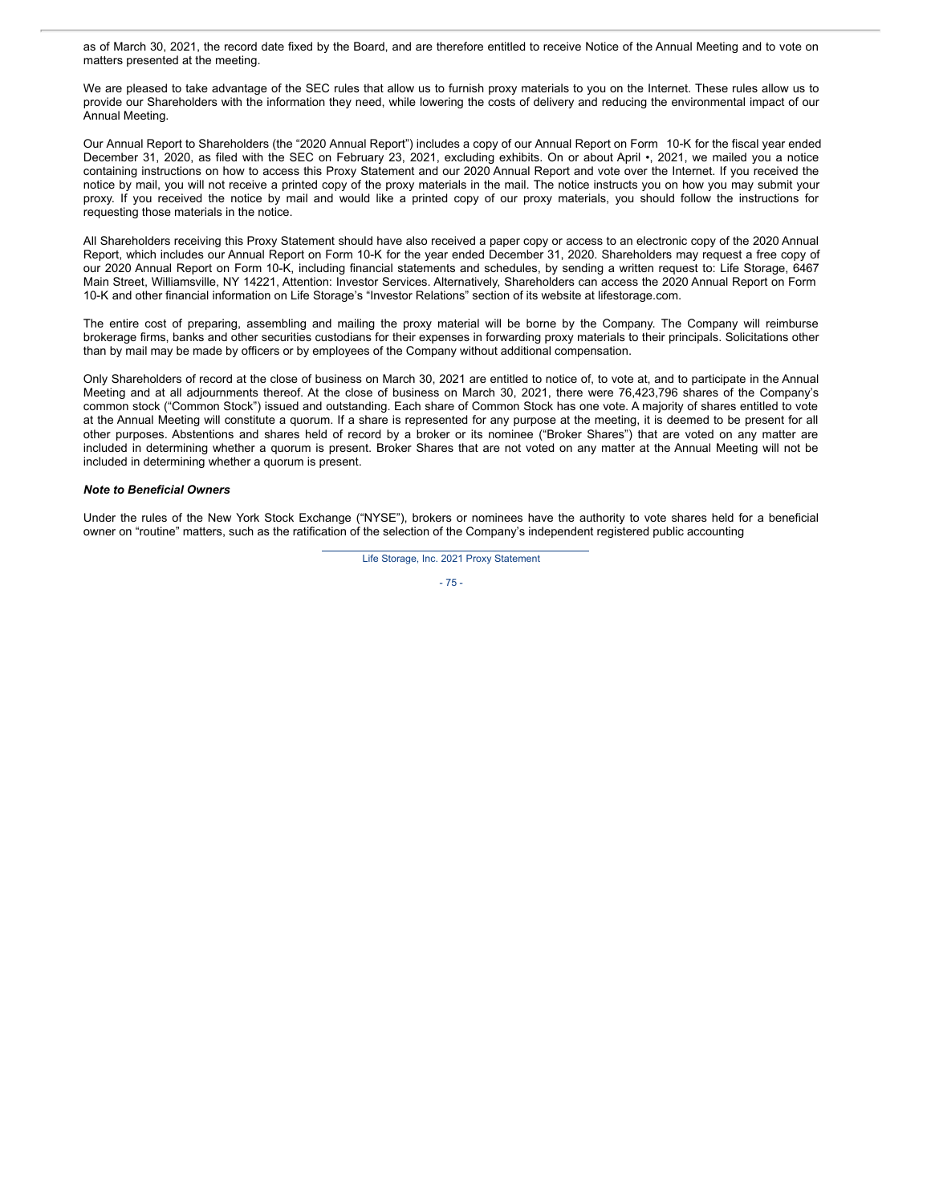as of March 30, 2021, the record date fixed by the Board, and are therefore entitled to receive Notice of the Annual Meeting and to vote on matters presented at the meeting.

We are pleased to take advantage of the SEC rules that allow us to furnish proxy materials to you on the Internet. These rules allow us to provide our Shareholders with the information they need, while lowering the costs of delivery and reducing the environmental impact of our Annual Meeting.

Our Annual Report to Shareholders (the "2020 Annual Report") includes a copy of our Annual Report on Form 10-K for the fiscal year ended December 31, 2020, as filed with the SEC on February 23, 2021, excluding exhibits. On or about April •, 2021, we mailed you a notice containing instructions on how to access this Proxy Statement and our 2020 Annual Report and vote over the Internet. If you received the notice by mail, you will not receive a printed copy of the proxy materials in the mail. The notice instructs you on how you may submit your proxy. If you received the notice by mail and would like a printed copy of our proxy materials, you should follow the instructions for requesting those materials in the notice.

All Shareholders receiving this Proxy Statement should have also received a paper copy or access to an electronic copy of the 2020 Annual Report, which includes our Annual Report on Form 10-K for the year ended December 31, 2020. Shareholders may request a free copy of our 2020 Annual Report on Form 10-K, including financial statements and schedules, by sending a written request to: Life Storage, 6467 Main Street, Williamsville, NY 14221, Attention: Investor Services. Alternatively, Shareholders can access the 2020 Annual Report on Form 10-K and other financial information on Life Storage's "Investor Relations" section of its website at lifestorage.com.

The entire cost of preparing, assembling and mailing the proxy material will be borne by the Company. The Company will reimburse brokerage firms, banks and other securities custodians for their expenses in forwarding proxy materials to their principals. Solicitations other than by mail may be made by officers or by employees of the Company without additional compensation.

Only Shareholders of record at the close of business on March 30, 2021 are entitled to notice of, to vote at, and to participate in the Annual Meeting and at all adjournments thereof. At the close of business on March 30, 2021, there were 76,423,796 shares of the Company's common stock ("Common Stock") issued and outstanding. Each share of Common Stock has one vote. A majority of shares entitled to vote at the Annual Meeting will constitute a quorum. If a share is represented for any purpose at the meeting, it is deemed to be present for all other purposes. Abstentions and shares held of record by a broker or its nominee ("Broker Shares") that are voted on any matter are included in determining whether a quorum is present. Broker Shares that are not voted on any matter at the Annual Meeting will not be included in determining whether a quorum is present.

***Note to Beneficial Owners***

Under the rules of the New York Stock Exchange ("NYSE"), brokers or nominees have the authority to vote shares held for a beneficial owner on "routine" matters, such as the ratification of the selection of the Company's independent registered public accounting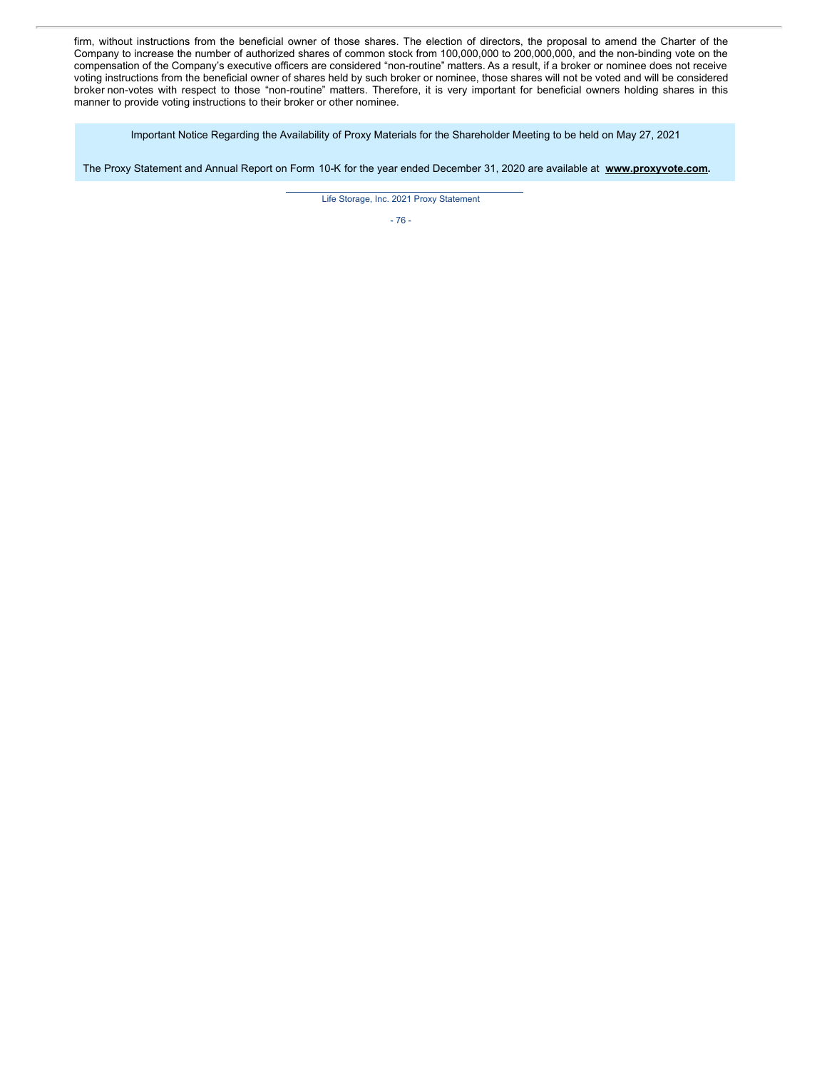firm, without instructions from the beneficial owner of those shares. The election of directors, the proposal to amend the Charter of the Company to increase the number of authorized shares of common stock from 100,000,000 to 200,000,000, and the non-binding vote on the compensation of the Company's executive officers are considered "non-routine" matters. As a result, if a broker or nominee does not receive voting instructions from the beneficial owner of shares held by such broker or nominee, those shares will not be voted and will be considered broker non-votes with respect to those "non-routine" matters. Therefore, it is very important for beneficial owners holding shares in this manner to provide voting instructions to their broker or other nominee.

Important Notice Regarding the Availability of Proxy Materials for the Shareholder Meeting to be held on May 27, 2021

The Proxy Statement and Annual Report on Form 10-K for the year ended December 31, 2020 are available at **www.proxyvote.com.**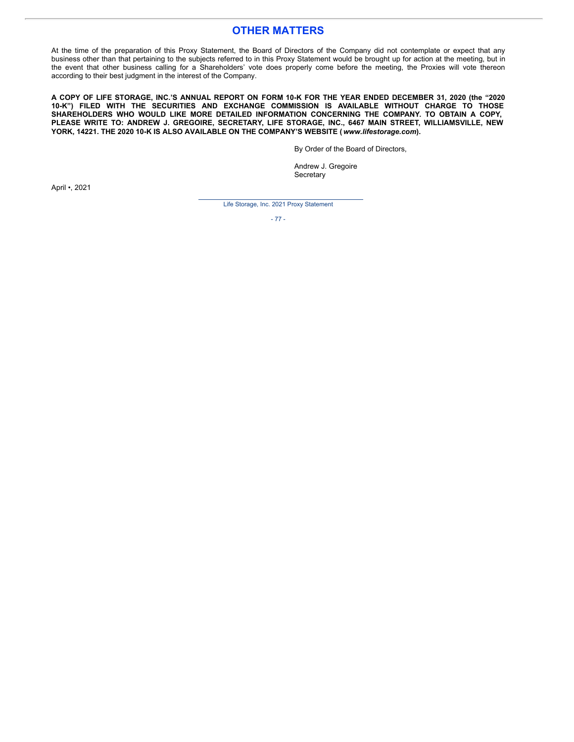# OTHER MATTERS

At the time of the preparation of this Proxy Statement, the Board of Directors of the Company did not contemplate or expect that any business other than that pertaining to the subjects referred to in this Proxy Statement would be brought up for action at the meeting, but in the event that other business calling for a Shareholders' vote does properly come before the meeting, the Proxies will vote thereon according to their best judgment in the interest of the Company.

**A COPY OF LIFE STORAGE, INC.'S ANNUAL REPORT ON FORM 10-K FOR THE YEAR ENDED DECEMBER 31, 2020 (the "2020 10-K") FILED WITH THE SECURITIES AND EXCHANGE COMMISSION IS AVAILABLE WITHOUT CHARGE TO THOSE SHAREHOLDERS WHO WOULD LIKE MORE DETAILED INFORMATION CONCERNING THE COMPANY. TO OBTAIN A COPY, PLEASE WRITE TO: ANDREW J. GREGOIRE, SECRETARY, LIFE STORAGE, INC., 6467 MAIN STREET, WILLIAMSVILLE, NEW YORK, 14221. THE 2020 10-K IS ALSO AVAILABLE ON THE COMPANY'S WEBSITE (*www.lifestorage.com*).**

By Order of the Board of Directors,

Andrew J. Gregoire
Secretary

April •, 2021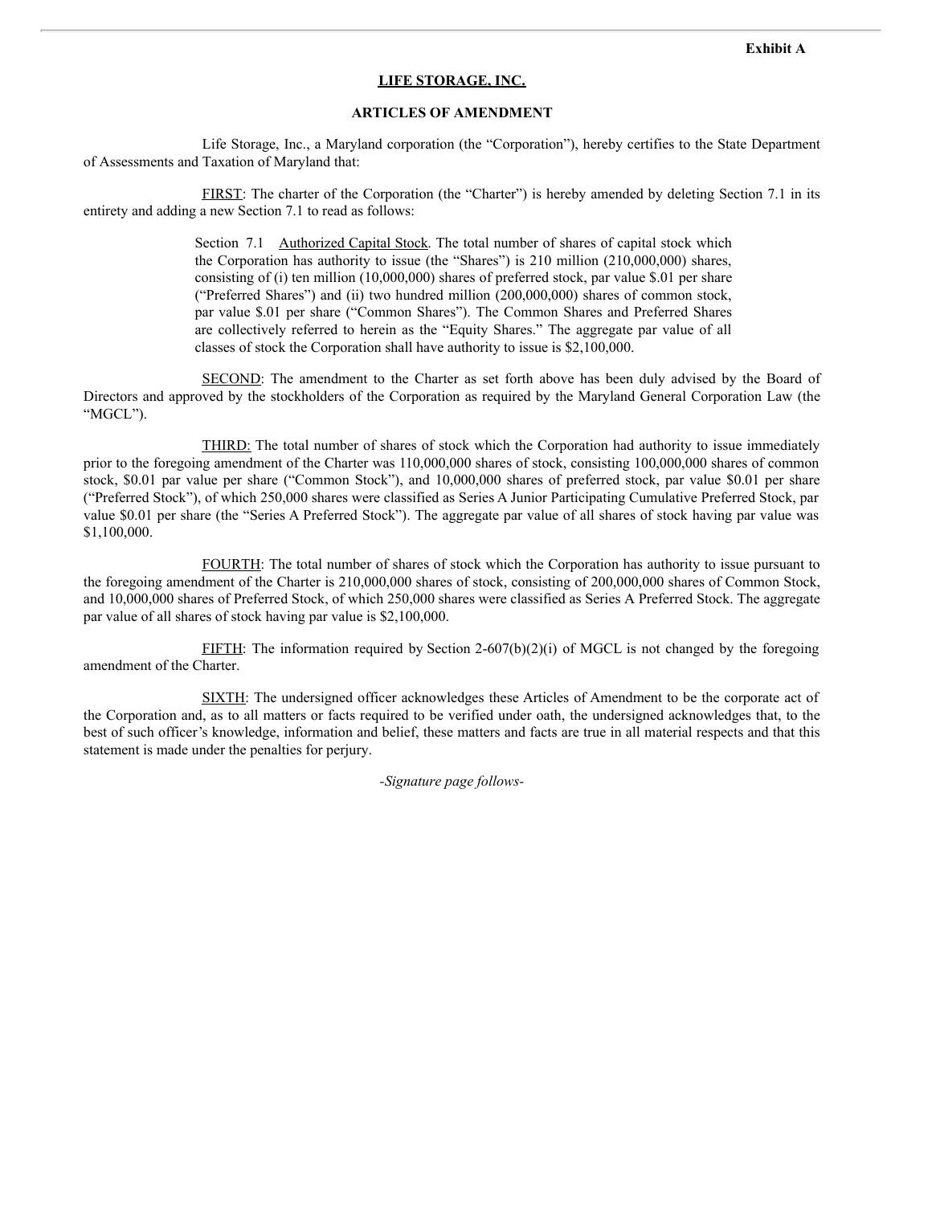**Exhibit A**

**LIFE STORAGE, INC.**

**ARTICLES OF AMENDMENT**

Life Storage, Inc., a Maryland corporation (the "Corporation"), hereby certifies to the State Department of Assessments and Taxation of Maryland that:

FIRST: The charter of the Corporation (the "Charter") is hereby amended by deleting Section 7.1 in its entirety and adding a new Section 7.1 to read as follows:

> Section 7.1 Authorized Capital Stock. The total number of shares of capital stock which the Corporation has authority to issue (the "Shares") is 210 million (210,000,000) shares, consisting of (i) ten million (10,000,000) shares of preferred stock, par value $.01 per share ("Preferred Shares") and (ii) two hundred million (200,000,000) shares of common stock, par value $.01 per share ("Common Shares"). The Common Shares and Preferred Shares are collectively referred to herein as the "Equity Shares." The aggregate par value of all classes of stock the Corporation shall have authority to issue is $2,100,000.

SECOND: The amendment to the Charter as set forth above has been duly advised by the Board of Directors and approved by the stockholders of the Corporation as required by the Maryland General Corporation Law (the "MGCL").

THIRD: The total number of shares of stock which the Corporation had authority to issue immediately prior to the foregoing amendment of the Charter was 110,000,000 shares of stock, consisting 100,000,000 shares of common stock, $0.01 par value per share ("Common Stock"), and 10,000,000 shares of preferred stock, par value $0.01 per share ("Preferred Stock"), of which 250,000 shares were classified as Series A Junior Participating Cumulative Preferred Stock, par value $0.01 per share (the "Series A Preferred Stock"). The aggregate par value of all shares of stock having par value was $1,100,000.

FOURTH: The total number of shares of stock which the Corporation has authority to issue pursuant to the foregoing amendment of the Charter is 210,000,000 shares of stock, consisting of 200,000,000 shares of Common Stock, and 10,000,000 shares of Preferred Stock, of which 250,000 shares were classified as Series A Preferred Stock. The aggregate par value of all shares of stock having par value is $2,100,000.

FIFTH: The information required by Section 2-607(b)(2)(i) of MGCL is not changed by the foregoing amendment of the Charter.

SIXTH: The undersigned officer acknowledges these Articles of Amendment to be the corporate act of the Corporation and, as to all matters or facts required to be verified under oath, the undersigned acknowledges that, to the best of such officer's knowledge, information and belief, these matters and facts are true in all material respects and that this statement is made under the penalties for perjury.

*-Signature page follows-*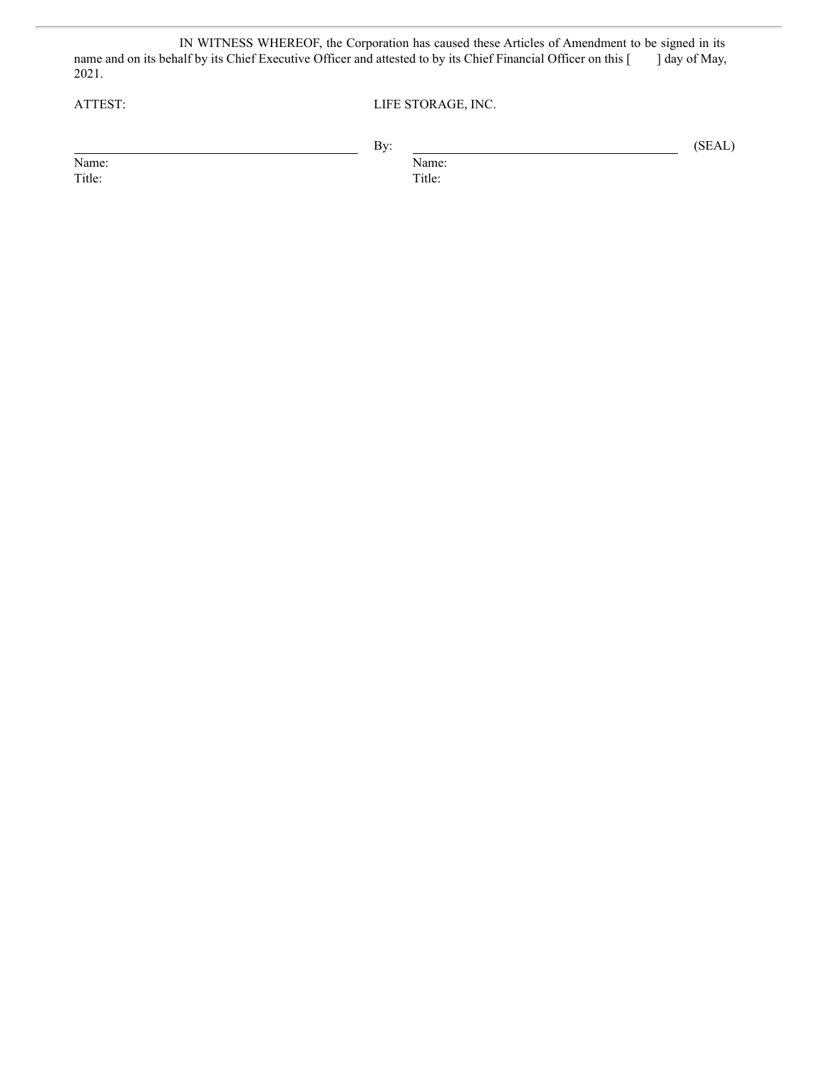IN WITNESS WHEREOF, the Corporation has caused these Articles of Amendment to be signed in its name and on its behalf by its Chief Executive Officer and attested to by its Chief Financial Officer on this [ ] day of May, 2021.

| ATTEST: | LIFE STORAGE, INC. | |
|---|---|---|
| \_\_\_\_\_\_\_\_\_\_\_\_\_\_\_\_\_\_\_\_\_\_\_\_\_\_\_\_\_\_\_\_ | By: \_\_\_\_\_\_\_\_\_\_\_\_\_\_\_\_\_\_\_\_\_\_\_\_\_\_\_\_\_\_\_\_ | (SEAL) |
| Name: | Name: | |
| Title: | Title: | |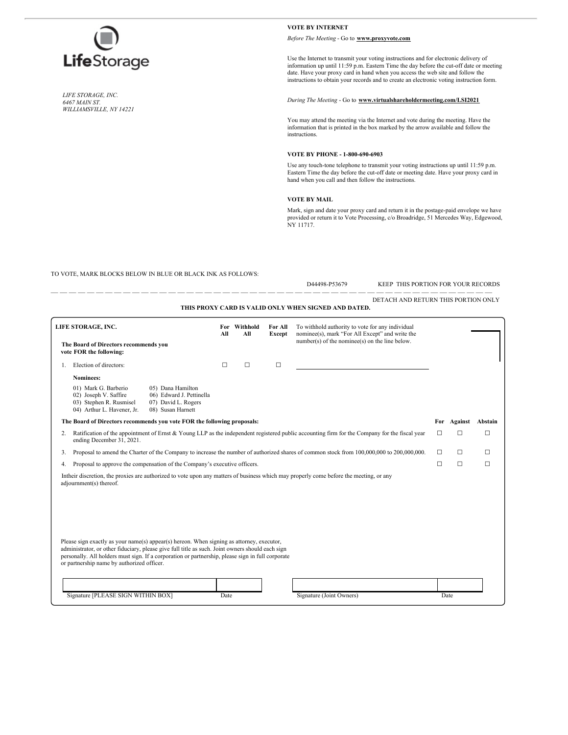LifeStorage

*LIFE STORAGE, INC.*
*6467 MAIN ST.*
*WILLIAMSVILLE, NY 14221*

**VOTE BY INTERNET**

*Before The Meeting* - Go to **www.proxyvote.com**

Use the Internet to transmit your voting instructions and for electronic delivery of information up until 11:59 p.m. Eastern Time the day before the cut-off date or meeting date. Have your proxy card in hand when you access the web site and follow the instructions to obtain your records and to create an electronic voting instruction form.

*During The Meeting* - Go to **www.virtualshareholdermeeting.com/LSI2021**

You may attend the meeting via the Internet and vote during the meeting. Have the information that is printed in the box marked by the arrow available and follow the instructions.

**VOTE BY PHONE - 1-800-690-6903**

Use any touch-tone telephone to transmit your voting instructions up until 11:59 p.m. Eastern Time the day before the cut-off date or meeting date. Have your proxy card in hand when you call and then follow the instructions.

**VOTE BY MAIL**

Mark, sign and date your proxy card and return it in the postage-paid envelope we have provided or return it to Vote Processing, c/o Broadridge, 51 Mercedes Way, Edgewood, NY 11717.

TO VOTE, MARK BLOCKS BELOW IN BLUE OR BLACK INK AS FOLLOWS:

D44498-P53679 KEEP THIS PORTION FOR YOUR RECORDS

DETACH AND RETURN THIS PORTION ONLY

**THIS PROXY CARD IS VALID ONLY WHEN SIGNED AND DATED.**

**LIFE STORAGE, INC.**

**The Board of Directors recommends you vote FOR the following:**

| | For All | Withhold All | For All Except | To withhold authority to vote for any individual nominee(s), mark "For All Except" and write the number(s) of the nominee(s) on the line below. |
|---|---|---|---|---|
| 1. Election of directors: | ☐ | ☐ | ☐ | ____________________ |

**Nominees:**

01) Mark G. Barberio
02) Joseph V. Saffire
03) Stephen R. Rusmisel
04) Arthur L. Havener, Jr.
05) Dana Hamilton
06) Edward J. Pettinella
07) David L. Rogers
08) Susan Harnett

| **The Board of Directors recommends you vote FOR the following proposals:** | **For** | **Against** | **Abstain** |
|---|---|---|---|
| 2. Ratification of the appointment of Ernst & Young LLP as the independent registered public accounting firm for the Company for the fiscal year ending December 31, 2021. | ☐ | ☐ | ☐ |
| 3. Proposal to amend the Charter of the Company to increase the number of authorized shares of common stock from 100,000,000 to 200,000,000. | ☐ | ☐ | ☐ |
| 4. Proposal to approve the compensation of the Company's executive officers. | ☐ | ☐ | ☐ |

Intheir discretion, the proxies are authorized to vote upon any matters of business which may properly come before the meeting, or any adjournment(s) thereof.

Please sign exactly as your name(s) appear(s) hereon. When signing as attorney, executor, administrator, or other fiduciary, please give full title as such. Joint owners should each sign personally. All holders must sign. If a corporation or partnership, please sign in full corporate or partnership name by authorized officer.

| Signature [PLEASE SIGN WITHIN BOX] | Date | Signature (Joint Owners) | Date |
|---|---|---|---|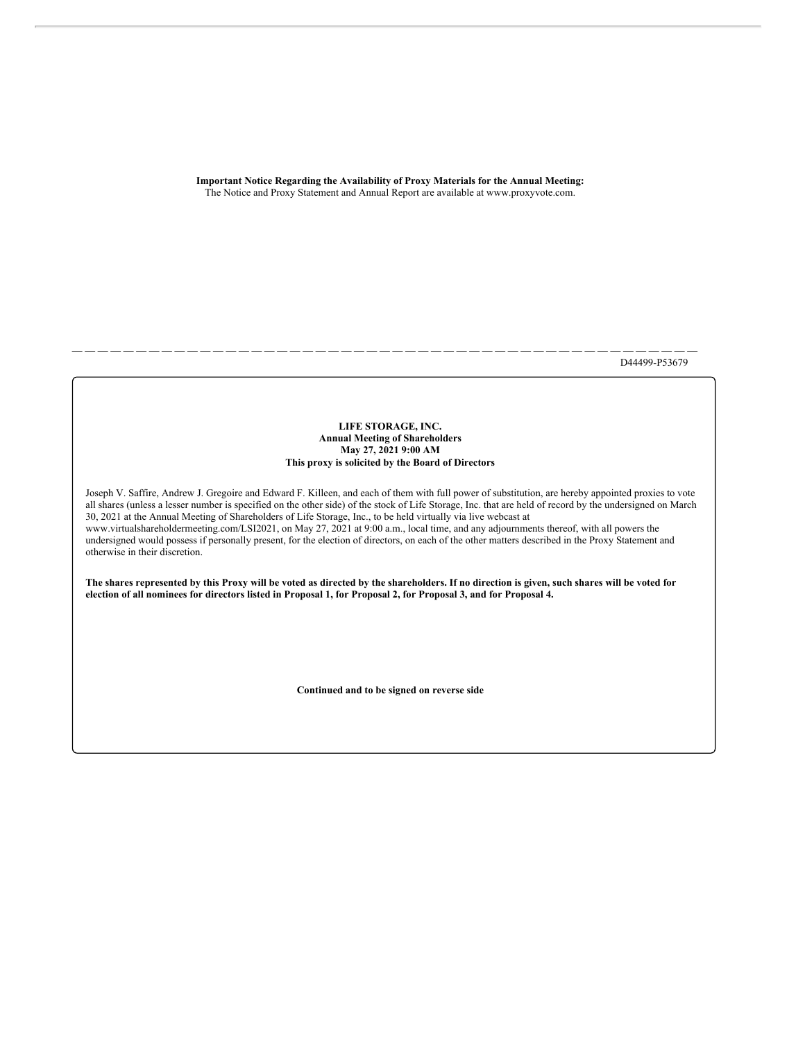**Important Notice Regarding the Availability of Proxy Materials for the Annual Meeting:**
The Notice and Proxy Statement and Annual Report are available at www.proxyvote.com.

D44499-P53679

**LIFE STORAGE, INC.**
**Annual Meeting of Shareholders**
**May 27, 2021 9:00 AM**
**This proxy is solicited by the Board of Directors**

Joseph V. Saffire, Andrew J. Gregoire and Edward F. Killeen, and each of them with full power of substitution, are hereby appointed proxies to vote all shares (unless a lesser number is specified on the other side) of the stock of Life Storage, Inc. that are held of record by the undersigned on March 30, 2021 at the Annual Meeting of Shareholders of Life Storage, Inc., to be held virtually via live webcast at www.virtualshareholdermeeting.com/LSI2021, on May 27, 2021 at 9:00 a.m., local time, and any adjournments thereof, with all powers the undersigned would possess if personally present, for the election of directors, on each of the other matters described in the Proxy Statement and otherwise in their discretion.

**The shares represented by this Proxy will be voted as directed by the shareholders. If no direction is given, such shares will be voted for election of all nominees for directors listed in Proposal 1, for Proposal 2, for Proposal 3, and for Proposal 4.**

**Continued and to be signed on reverse side**